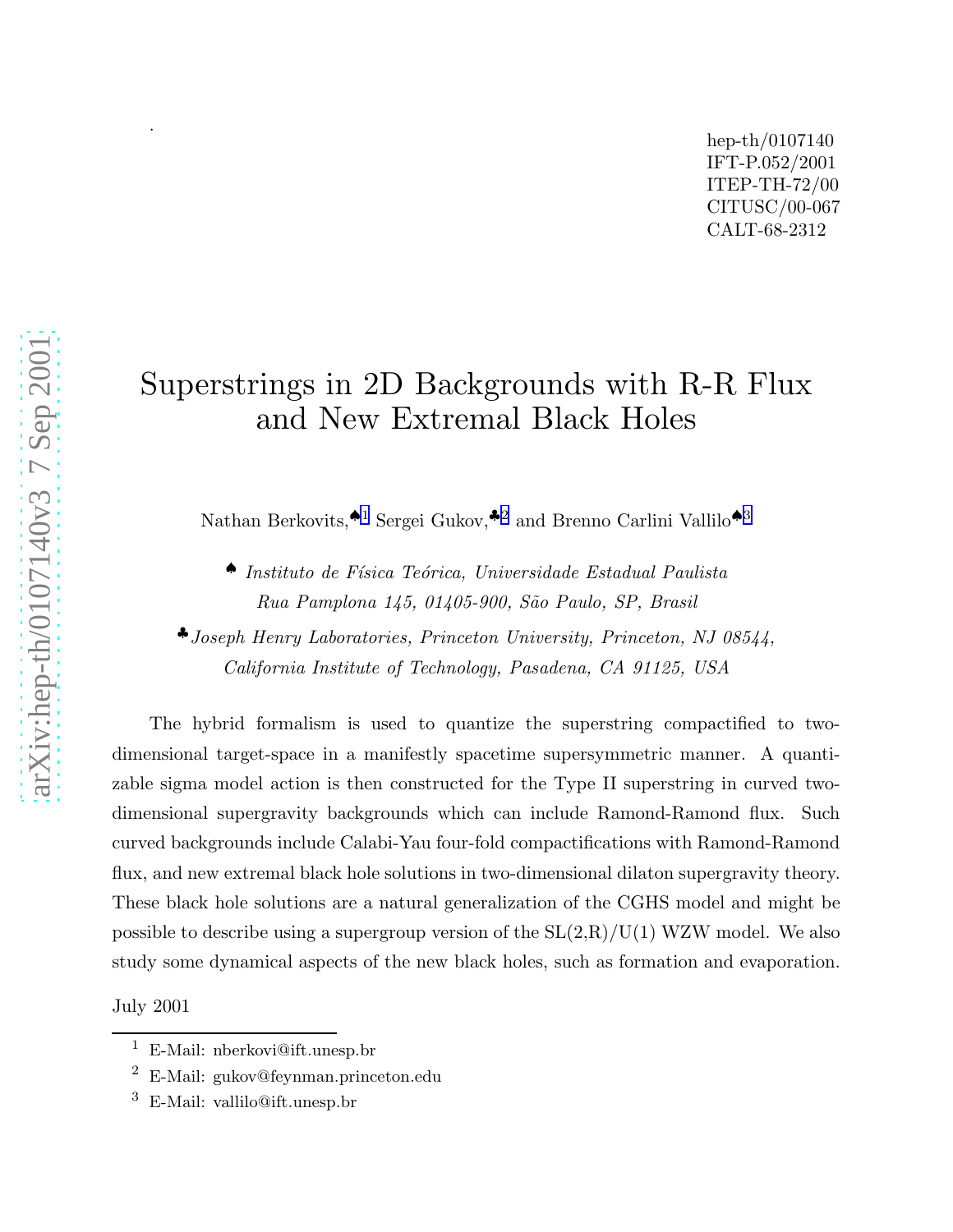hep-th/0107140
IFT-P.052/2001
ITEP-TH-72/00
CITUSC/00-067
CALT-68-2312

# Superstrings in 2D Backgrounds with R-R Flux and New Extremal Black Holes

Nathan Berkovits,♠[1] Sergei Gukov,♣[2] and Brenno Carlini Vallilo♠[3]

♠ *Instituto de Física Teórica, Universidade Estadual Paulista*
*Rua Pamplona 145, 01405-900, São Paulo, SP, Brasil*

♣ *Joseph Henry Laboratories, Princeton University, Princeton, NJ 08544,*
*California Institute of Technology, Pasadena, CA 91125, USA*

The hybrid formalism is used to quantize the superstring compactified to two-dimensional target-space in a manifestly spacetime supersymmetric manner. A quantizable sigma model action is then constructed for the Type II superstring in curved two-dimensional supergravity backgrounds which can include Ramond-Ramond flux. Such curved backgrounds include Calabi-Yau four-fold compactifications with Ramond-Ramond flux, and new extremal black hole solutions in two-dimensional dilaton supergravity theory. These black hole solutions are a natural generalization of the CGHS model and might be possible to describe using a supergroup version of the SL(2,R)/U(1) WZW model. We also study some dynamical aspects of the new black holes, such as formation and evaporation.

July 2001

[1] E-Mail: nberkovi@ift.unesp.br

[2] E-Mail: gukov@feynman.princeton.edu

[3] E-Mail: vallilo@ift.unesp.br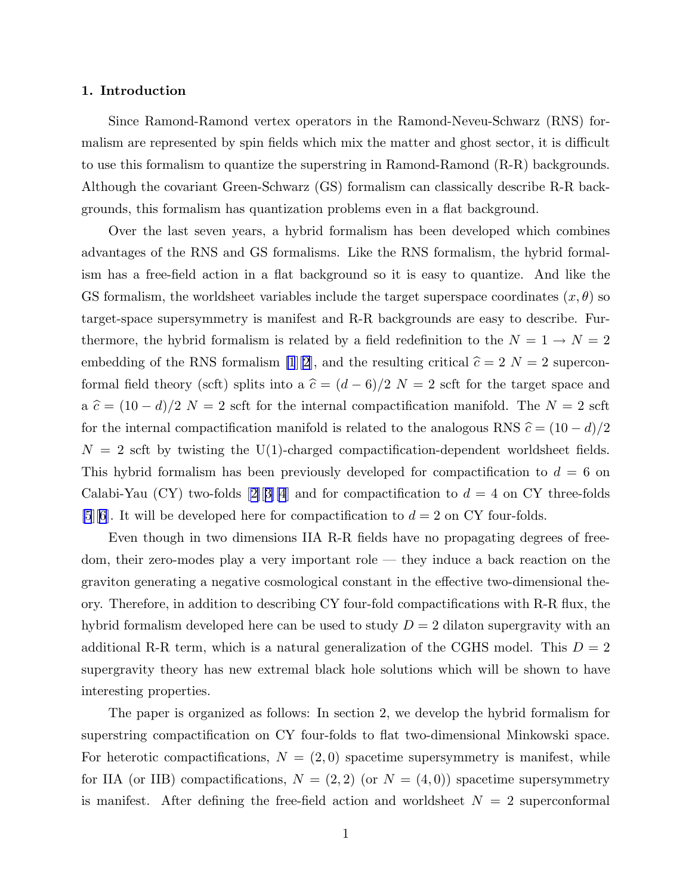## 1. Introduction

Since Ramond-Ramond vertex operators in the Ramond-Neveu-Schwarz (RNS) formalism are represented by spin fields which mix the matter and ghost sector, it is difficult to use this formalism to quantize the superstring in Ramond-Ramond (R-R) backgrounds. Although the covariant Green-Schwarz (GS) formalism can classically describe R-R backgrounds, this formalism has quantization problems even in a flat background.

Over the last seven years, a hybrid formalism has been developed which combines advantages of the RNS and GS formalisms. Like the RNS formalism, the hybrid formalism has a free-field action in a flat background so it is easy to quantize. And like the GS formalism, the worldsheet variables include the target superspace coordinates $(x, \theta)$ so target-space supersymmetry is manifest and R-R backgrounds are easy to describe. Furthermore, the hybrid formalism is related by a field redefinition to the $N = 1 \to N = 2$ embedding of the RNS formalism [1][2], and the resulting critical $\widehat{c} = 2$ $N = 2$ superconformal field theory (scft) splits into a $\widehat{c} = (d-6)/2$ $N = 2$ scft for the target space and a $\widehat{c} = (10-d)/2$ $N = 2$ scft for the internal compactification manifold. The $N = 2$ scft for the internal compactification manifold is related to the analogous RNS $\widehat{c} = (10-d)/2$ $N = 2$ scft by twisting the U(1)-charged compactification-dependent worldsheet fields. This hybrid formalism has been previously developed for compactification to $d = 6$ on Calabi-Yau (CY) two-folds [2][3][4] and for compactification to $d = 4$ on CY three-folds [5][6]. It will be developed here for compactification to $d = 2$ on CY four-folds.

Even though in two dimensions IIA R-R fields have no propagating degrees of freedom, their zero-modes play a very important role — they induce a back reaction on the graviton generating a negative cosmological constant in the effective two-dimensional theory. Therefore, in addition to describing CY four-fold compactifications with R-R flux, the hybrid formalism developed here can be used to study $D = 2$ dilaton supergravity with an additional R-R term, which is a natural generalization of the CGHS model. This $D = 2$ supergravity theory has new extremal black hole solutions which will be shown to have interesting properties.

The paper is organized as follows: In section 2, we develop the hybrid formalism for superstring compactification on CY four-folds to flat two-dimensional Minkowski space. For heterotic compactifications, $N = (2, 0)$ spacetime supersymmetry is manifest, while for IIA (or IIB) compactifications, $N = (2, 2)$ (or $N = (4, 0)$) spacetime supersymmetry is manifest. After defining the free-field action and worldsheet $N = 2$ superconformal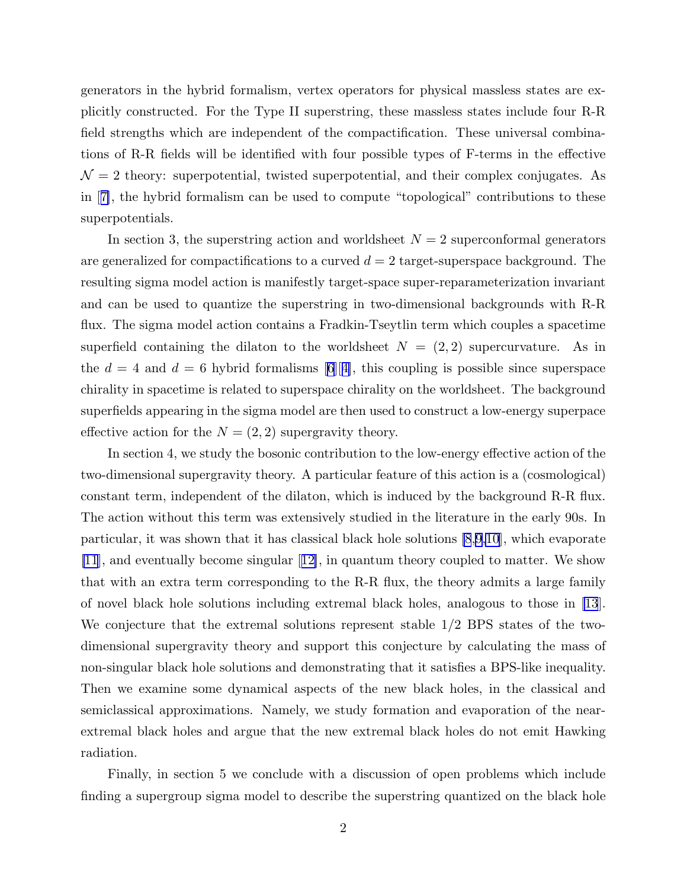generators in the hybrid formalism, vertex operators for physical massless states are explicitly constructed. For the Type II superstring, these massless states include four R-R field strengths which are independent of the compactification. These universal combinations of R-R fields will be identified with four possible types of F-terms in the effective $\mathcal{N}=2$ theory: superpotential, twisted superpotential, and their complex conjugates. As in [7], the hybrid formalism can be used to compute "topological" contributions to these superpotentials.

In section 3, the superstring action and worldsheet $N=2$ superconformal generators are generalized for compactifications to a curved $d=2$ target-superspace background. The resulting sigma model action is manifestly target-space super-reparameterization invariant and can be used to quantize the superstring in two-dimensional backgrounds with R-R flux. The sigma model action contains a Fradkin-Tseytlin term which couples a spacetime superfield containing the dilaton to the worldsheet $N=(2,2)$ supercurvature. As in the $d=4$ and $d=6$ hybrid formalisms [6][4], this coupling is possible since superspace chirality in spacetime is related to superspace chirality on the worldsheet. The background superfields appearing in the sigma model are then used to construct a low-energy superpace effective action for the $N=(2,2)$ supergravity theory.

In section 4, we study the bosonic contribution to the low-energy effective action of the two-dimensional supergravity theory. A particular feature of this action is a (cosmological) constant term, independent of the dilaton, which is induced by the background R-R flux. The action without this term was extensively studied in the literature in the early 90s. In particular, it was shown that it has classical black hole solutions [8,9,10], which evaporate [11], and eventually become singular [12], in quantum theory coupled to matter. We show that with an extra term corresponding to the R-R flux, the theory admits a large family of novel black hole solutions including extremal black holes, analogous to those in [13]. We conjecture that the extremal solutions represent stable 1/2 BPS states of the two-dimensional supergravity theory and support this conjecture by calculating the mass of non-singular black hole solutions and demonstrating that it satisfies a BPS-like inequality. Then we examine some dynamical aspects of the new black holes, in the classical and semiclassical approximations. Namely, we study formation and evaporation of the near-extremal black holes and argue that the new extremal black holes do not emit Hawking radiation.

Finally, in section 5 we conclude with a discussion of open problems which include finding a supergroup sigma model to describe the superstring quantized on the black hole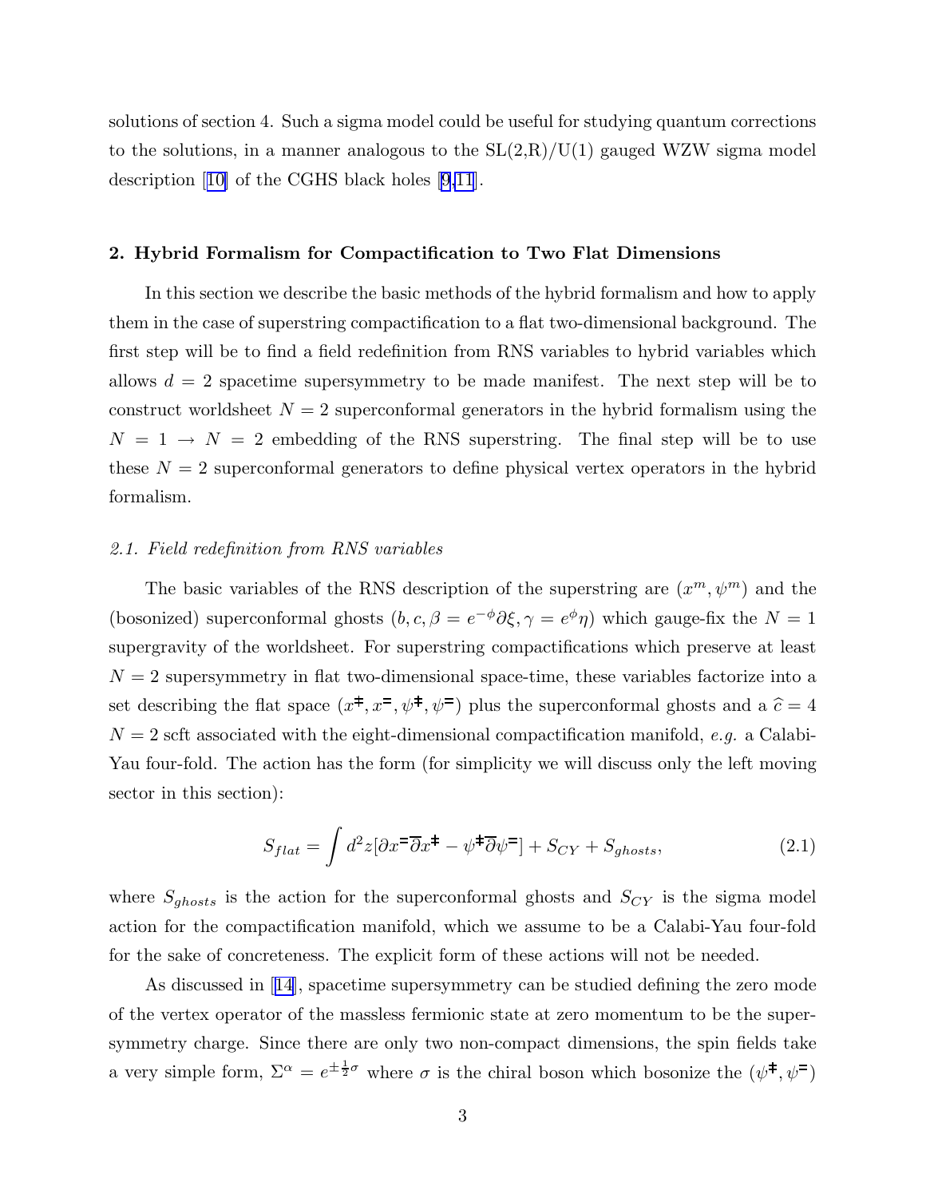solutions of section 4. Such a sigma model could be useful for studying quantum corrections to the solutions, in a manner analogous to the SL(2,R)/U(1) gauged WZW sigma model description [10] of the CGHS black holes [9,11].

## 2. Hybrid Formalism for Compactification to Two Flat Dimensions

In this section we describe the basic methods of the hybrid formalism and how to apply them in the case of superstring compactification to a flat two-dimensional background. The first step will be to find a field redefinition from RNS variables to hybrid variables which allows $d = 2$ spacetime supersymmetry to be made manifest. The next step will be to construct worldsheet $N = 2$ superconformal generators in the hybrid formalism using the $N = 1 \to N = 2$ embedding of the RNS superstring. The final step will be to use these $N = 2$ superconformal generators to define physical vertex operators in the hybrid formalism.

### *2.1. Field redefinition from RNS variables*

The basic variables of the RNS description of the superstring are $(x^m, \psi^m)$ and the (bosonized) superconformal ghosts $(b, c, \beta = e^{-\phi}\partial\xi, \gamma = e^{\phi}\eta)$ which gauge-fix the $N = 1$ supergravity of the worldsheet. For superstring compactifications which preserve at least $N = 2$ supersymmetry in flat two-dimensional space-time, these variables factorize into a set describing the flat space $(x^{\ddagger}, x^{=}, \psi^{\ddagger}, \psi^{=})$ plus the superconformal ghosts and a $\widehat{c} = 4$ $N = 2$ scft associated with the eight-dimensional compactification manifold, *e.g.* a Calabi-Yau four-fold. The action has the form (for simplicity we will discuss only the left moving sector in this section):

$$S_{flat} = \int d^2 z [\partial x^{=} \overline{\partial} x^{\ddagger} - \psi^{\ddagger} \overline{\partial} \psi^{=}] + S_{CY} + S_{ghosts}, \tag{2.1}$$

where $S_{ghosts}$ is the action for the superconformal ghosts and $S_{CY}$ is the sigma model action for the compactification manifold, which we assume to be a Calabi-Yau four-fold for the sake of concreteness. The explicit form of these actions will not be needed.

As discussed in [14], spacetime supersymmetry can be studied defining the zero mode of the vertex operator of the massless fermionic state at zero momentum to be the supersymmetry charge. Since there are only two non-compact dimensions, the spin fields take a very simple form, $\Sigma^\alpha = e^{\pm\frac{1}{2}\sigma}$ where $\sigma$ is the chiral boson which bosonize the $(\psi^{\ddagger}, \psi^{=})$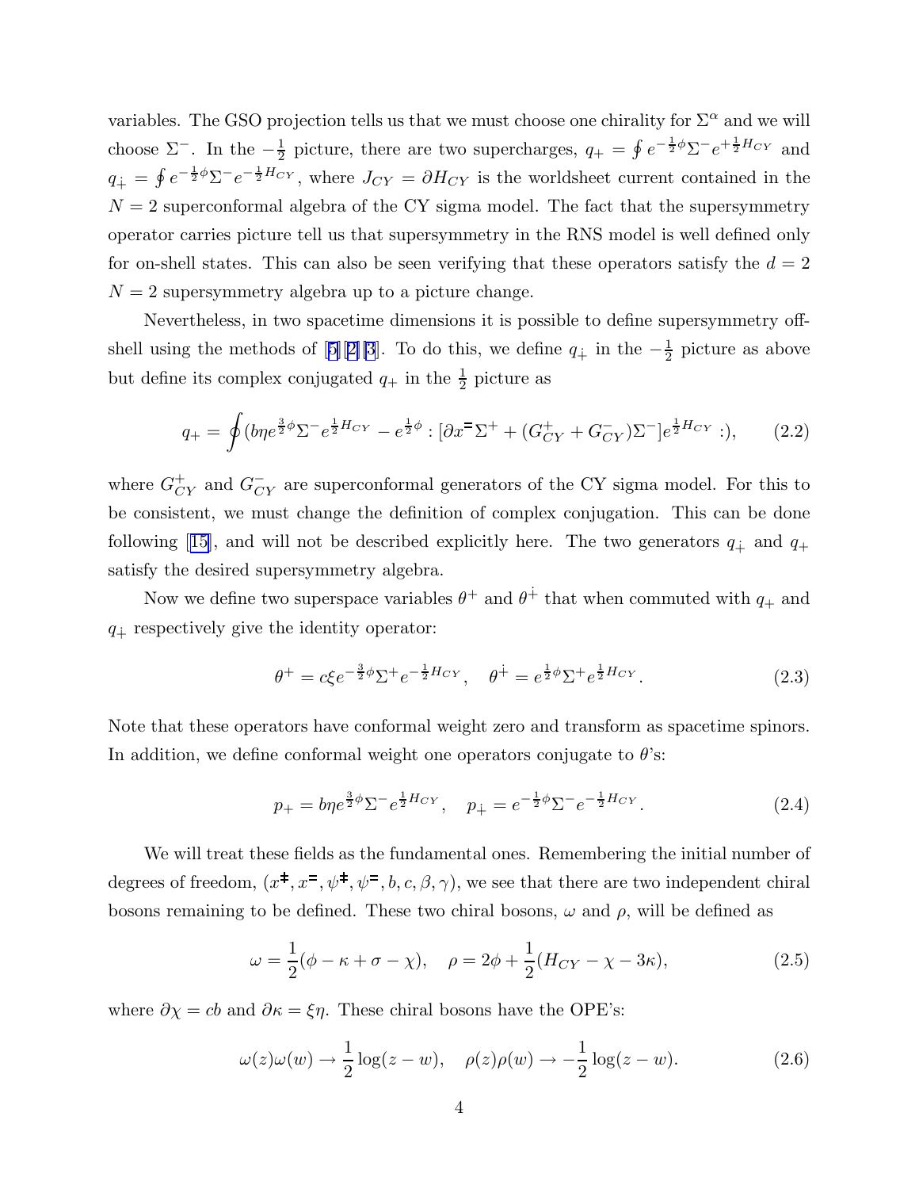variables. The GSO projection tells us that we must choose one chirality for $\Sigma^\alpha$ and we will choose $\Sigma^-$. In the $-\frac{1}{2}$ picture, there are two supercharges, $q_+ = \oint e^{-\frac{1}{2}\phi}\Sigma^- e^{+\frac{1}{2}H_{CY}}$ and $q_{\dot{+}} = \oint e^{-\frac{1}{2}\phi}\Sigma^- e^{-\frac{1}{2}H_{CY}}$, where $J_{CY} = \partial H_{CY}$ is the worldsheet current contained in the $N = 2$ superconformal algebra of the CY sigma model. The fact that the supersymmetry operator carries picture tell us that supersymmetry in the RNS model is well defined only for on-shell states. This can also be seen verifying that these operators satisfy the $d = 2$ $N = 2$ supersymmetry algebra up to a picture change.

Nevertheless, in two spacetime dimensions it is possible to define supersymmetry off-shell using the methods of [5][2][3]. To do this, we define $q_{\dot{+}}$ in the $-\frac{1}{2}$ picture as above but define its complex conjugated $q_+$ in the $\frac{1}{2}$ picture as

$$q_+ = \oint (b\eta e^{\frac{3}{2}\phi}\Sigma^- e^{\frac{1}{2}H_{CY}} - e^{\frac{1}{2}\phi} : [\partial x^{=}\Sigma^+ + (G^+_{CY} + G^-_{CY})\Sigma^-] e^{\frac{1}{2}H_{CY}} :), \tag{2.2}$$

where $G^+_{CY}$ and $G^-_{CY}$ are superconformal generators of the CY sigma model. For this to be consistent, we must change the definition of complex conjugation. This can be done following [15], and will not be described explicitly here. The two generators $q_{\dot{+}}$ and $q_+$ satisfy the desired supersymmetry algebra.

Now we define two superspace variables $\theta^+$ and $\theta^{\dot{+}}$ that when commuted with $q_+$ and $q_{\dot{+}}$ respectively give the identity operator:

$$\theta^+ = c\xi e^{-\frac{3}{2}\phi}\Sigma^+ e^{-\frac{1}{2}H_{CY}}, \quad \theta^{\dot{+}} = e^{\frac{1}{2}\phi}\Sigma^+ e^{\frac{1}{2}H_{CY}}. \tag{2.3}$$

Note that these operators have conformal weight zero and transform as spacetime spinors. In addition, we define conformal weight one operators conjugate to $\theta$'s:

$$p_+ = b\eta e^{\frac{3}{2}\phi}\Sigma^- e^{\frac{1}{2}H_{CY}}, \quad p_{\dot{+}} = e^{-\frac{1}{2}\phi}\Sigma^- e^{-\frac{1}{2}H_{CY}}. \tag{2.4}$$

We will treat these fields as the fundamental ones. Remembering the initial number of degrees of freedom, $(x^{\ddagger}, x^{=}, \psi^{\ddagger}, \psi^{=}, b, c, \beta, \gamma)$, we see that there are two independent chiral bosons remaining to be defined. These two chiral bosons, $\omega$ and $\rho$, will be defined as

$$\omega = \frac{1}{2}(\phi - \kappa + \sigma - \chi), \quad \rho = 2\phi + \frac{1}{2}(H_{CY} - \chi - 3\kappa), \tag{2.5}$$

where $\partial\chi = cb$ and $\partial\kappa = \xi\eta$. These chiral bosons have the OPE's:

$$\omega(z)\omega(w) \to \frac{1}{2}\log(z - w), \quad \rho(z)\rho(w) \to -\frac{1}{2}\log(z - w). \tag{2.6}$$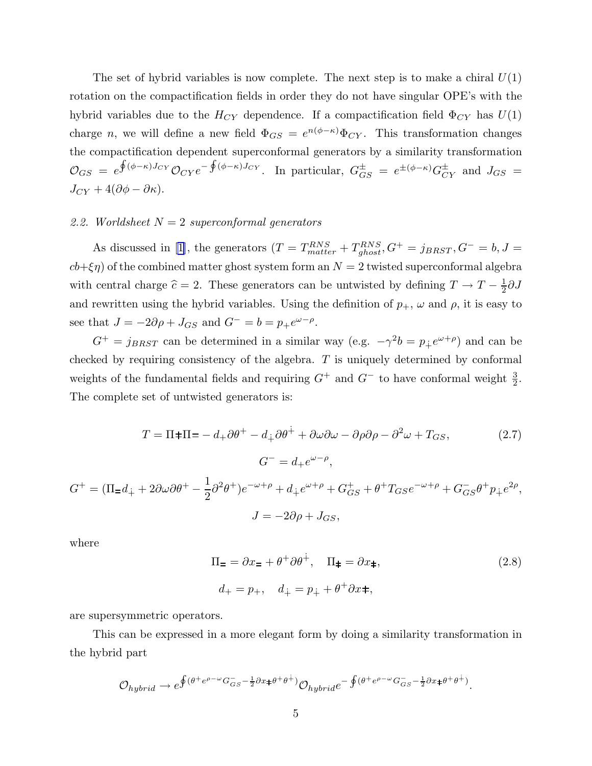The set of hybrid variables is now complete. The next step is to make a chiral $U(1)$ rotation on the compactification fields in order they do not have singular OPE's with the hybrid variables due to the $H_{CY}$ dependence. If a compactification field $\Phi_{CY}$ has $U(1)$ charge $n$, we will define a new field $\Phi_{GS} = e^{n(\phi-\kappa)}\Phi_{CY}$. This transformation changes the compactification dependent superconformal generators by a similarity transformation $\mathcal{O}_{GS} = e^{\oint(\phi-\kappa)J_{CY}}\mathcal{O}_{CY}e^{-\oint(\phi-\kappa)J_{CY}}$. In particular, $G^{\pm}_{GS} = e^{\pm(\phi-\kappa)}G^{\pm}_{CY}$ and $J_{GS} = J_{CY} + 4(\partial\phi - \partial\kappa)$.

*2.2. Worldsheet $N=2$ superconformal generators*

As discussed in [1], the generators ($T = T^{RNS}_{matter} + T^{RNS}_{ghost}, G^+ = j_{BRST}, G^- = b, J = cb+\xi\eta$) of the combined matter ghost system form an $N=2$ twisted superconformal algebra with central charge $\widehat{c} = 2$. These generators can be untwisted by defining $T \to T - \frac{1}{2}\partial J$ and rewritten using the hybrid variables. Using the definition of $p_+$, $\omega$ and $\rho$, it is easy to see that $J = -2\partial\rho + J_{GS}$ and $G^- = b = p_+ e^{\omega-\rho}$.

$G^+ = j_{BRST}$ can be determined in a similar way (e.g. $-\gamma^2 b = p_{\dot{+}} e^{\omega+\rho}$) and can be checked by requiring consistency of the algebra. $T$ is uniquely determined by conformal weights of the fundamental fields and requiring $G^+$ and $G^-$ to have conformal weight $\frac{3}{2}$. The complete set of untwisted generators is:

$$T = \Pi_{\ddagger}\Pi_{=} - d_+\partial\theta^+ - d_{\dot{+}}\partial\theta^{\dot{+}} + \partial\omega\partial\omega - \partial\rho\partial\rho - \partial^2\omega + T_{GS}, \tag{2.7}$$

$$G^- = d_+ e^{\omega-\rho},$$

$$G^+ = (\Pi_{=} d_{\dot{+}} + 2\partial\omega\partial\theta^+ - \frac{1}{2}\partial^2\theta^+)e^{-\omega+\rho} + d_{\dot{+}}e^{\omega+\rho} + G^+_{GS} + \theta^+ T_{GS}e^{-\omega+\rho} + G^-_{GS}\theta^+ p_{\dot{+}} e^{2\rho},$$

$$J = -2\partial\rho + J_{GS},$$

where

$$\Pi_{=} = \partial x_{=} + \theta^+\partial\theta^{\dot{+}}, \quad \Pi_{\ddagger} = \partial x_{\ddagger}, \tag{2.8}$$

$$d_+ = p_+, \quad d_{\dot{+}} = p_{\dot{+}} + \theta^+\partial x_{\ddagger},$$

are supersymmetric operators.

This can be expressed in a more elegant form by doing a similarity transformation in the hybrid part

$$\mathcal{O}_{hybrid} \to e^{\oint(\theta^+ e^{\rho-\omega}G^-_{GS} - \frac{1}{2}\partial x_{\ddagger}\theta^+\theta^{\dot{+}})}\mathcal{O}_{hybrid}e^{-\oint(\theta^+ e^{\rho-\omega}G^-_{GS} - \frac{1}{2}\partial x_{\ddagger}\theta^+\theta^{\dot{+}})}.$$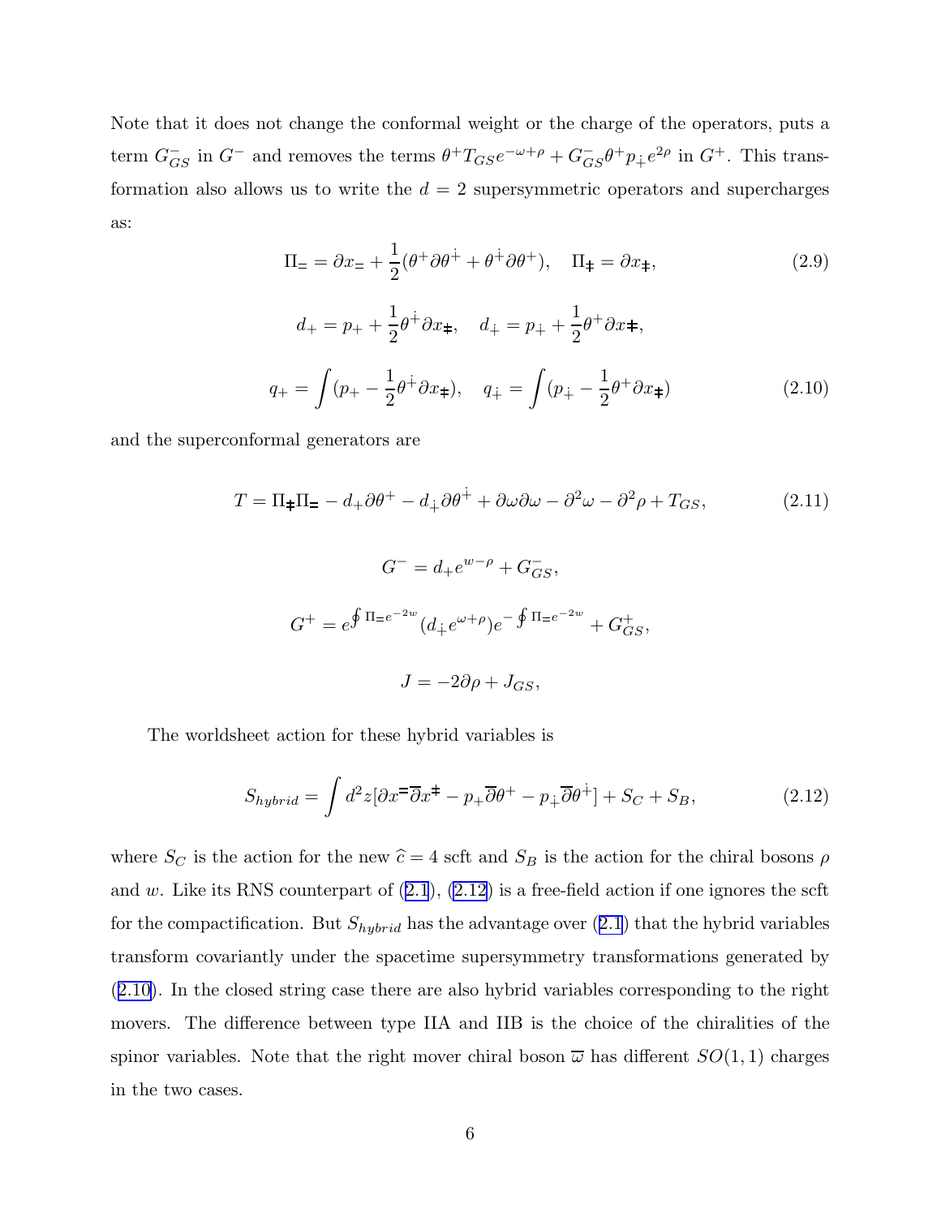Note that it does not change the conformal weight or the charge of the operators, puts a term $G^-_{GS}$ in $G^-$ and removes the terms $\theta^+ T_{GS} e^{-\omega+\rho} + G^-_{GS}\theta^+ p_{\dot{+}} e^{2\rho}$ in $G^+$. This transformation also allows us to write the $d=2$ supersymmetric operators and supercharges as:

$$\Pi_{=} = \partial x_{=} + \frac{1}{2}(\theta^+ \partial\theta^{\dot{+}} + \theta^{\dot{+}}\partial\theta^+), \quad \Pi_{\ddagger} = \partial x_{\ddagger}, \tag{2.9}$$

$$d_+ = p_+ + \frac{1}{2}\theta^{\dot{+}}\partial x_{\ddagger}, \quad d_{\dot{+}} = p_{\dot{+}} + \frac{1}{2}\theta^+ \partial x_{\ddagger},$$

$$q_+ = \int (p_+ - \frac{1}{2}\theta^{\dot{+}}\partial x_{\ddagger}), \quad q_{\dot{+}} = \int (p_{\dot{+}} - \frac{1}{2}\theta^+ \partial x_{\ddagger}) \tag{2.10}$$

and the superconformal generators are

$$T = \Pi_{\ddagger}\Pi_{=} - d_+\partial\theta^+ - d_{\dot{+}}\partial\theta^{\dot{+}} + \partial\omega\partial\omega - \partial^2\omega - \partial^2\rho + T_{GS}, \tag{2.11}$$

$$G^- = d_+ e^{w-\rho} + G^-_{GS},$$

$$G^+ = e^{\oint \Pi_{=} e^{-2w}}(d_{\dot{+}} e^{\omega+\rho}) e^{-\oint \Pi_{=} e^{-2w}} + G^+_{GS},$$

$$J = -2\partial\rho + J_{GS},$$

The worldsheet action for these hybrid variables is

$$S_{hybrid} = \int d^2z [\partial x^{=}\overline{\partial} x^{\ddagger} - p_+\overline{\partial}\theta^+ - p_{\dot{+}}\overline{\partial}\theta^{\dot{+}}] + S_C + S_B, \tag{2.12}$$

where $S_C$ is the action for the new $\widehat{c}=4$ scft and $S_B$ is the action for the chiral bosons $\rho$ and $w$. Like its RNS counterpart of (2.1), (2.12) is a free-field action if one ignores the scft for the compactification. But $S_{hybrid}$ has the advantage over (2.1) that the hybrid variables transform covariantly under the spacetime supersymmetry transformations generated by (2.10). In the closed string case there are also hybrid variables corresponding to the right movers. The difference between type IIA and IIB is the choice of the chiralities of the spinor variables. Note that the right mover chiral boson $\overline{\varpi}$ has different $SO(1,1)$ charges in the two cases.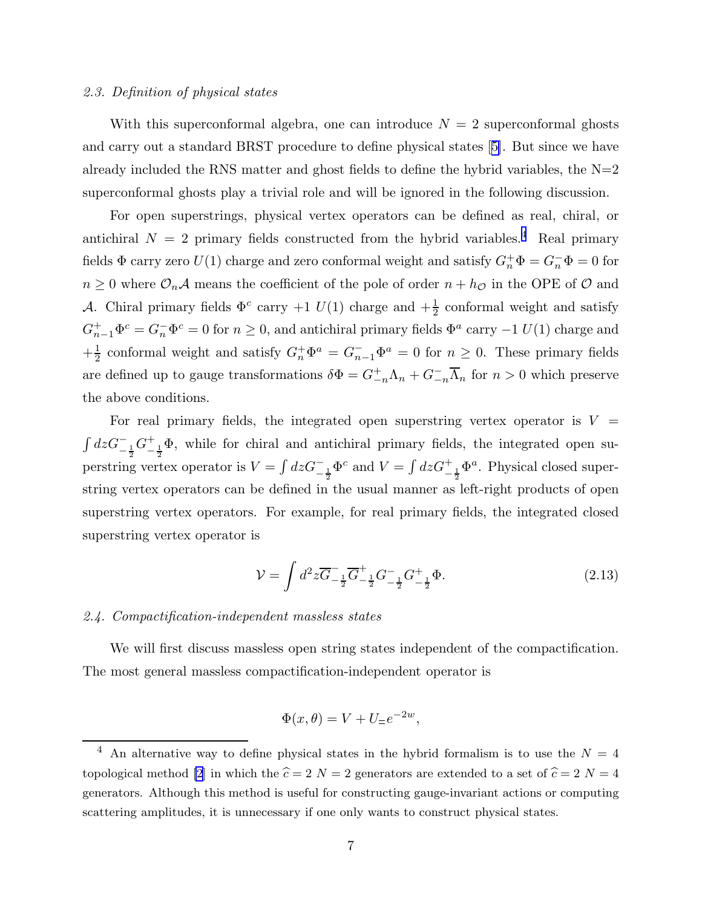### *2.3. Definition of physical states*

With this superconformal algebra, one can introduce $N = 2$ superconformal ghosts and carry out a standard BRST procedure to define physical states [5]. But since we have already included the RNS matter and ghost fields to define the hybrid variables, the N=2 superconformal ghosts play a trivial role and will be ignored in the following discussion.

For open superstrings, physical vertex operators can be defined as real, chiral, or antichiral $N = 2$ primary fields constructed from the hybrid variables.[4] Real primary fields $\Phi$ carry zero $U(1)$ charge and zero conformal weight and satisfy $G^+_n \Phi = G^-_n \Phi = 0$ for $n \geq 0$ where $\mathcal{O}_n \mathcal{A}$ means the coefficient of the pole of order $n + h_{\mathcal{O}}$ in the OPE of $\mathcal{O}$ and $\mathcal{A}$. Chiral primary fields $\Phi^c$ carry $+1$ $U(1)$ charge and $+\frac{1}{2}$ conformal weight and satisfy $G^+_{n-1}\Phi^c = G^-_n \Phi^c = 0$ for $n \geq 0$, and antichiral primary fields $\Phi^a$ carry $-1$ $U(1)$ charge and $+\frac{1}{2}$ conformal weight and satisfy $G^+_n \Phi^a = G^-_{n-1}\Phi^a = 0$ for $n \geq 0$. These primary fields are defined up to gauge transformations $\delta\Phi = G^+_{-n}\Lambda_n + G^-_{-n}\overline{\Lambda}_n$ for $n > 0$ which preserve the above conditions.

For real primary fields, the integrated open superstring vertex operator is $V = \int dz G^-_{-\frac{1}{2}} G^+_{-\frac{1}{2}} \Phi$, while for chiral and antichiral primary fields, the integrated open superstring vertex operator is $V = \int dz G^-_{-\frac{1}{2}} \Phi^c$ and $V = \int dz G^+_{-\frac{1}{2}} \Phi^a$. Physical closed superstring vertex operators can be defined in the usual manner as left-right products of open superstring vertex operators. For example, for real primary fields, the integrated closed superstring vertex operator is

$$\mathcal{V} = \int d^2 z \overline{G}^-_{-\frac{1}{2}} \overline{G}^+_{-\frac{1}{2}} G^-_{-\frac{1}{2}} G^+_{-\frac{1}{2}} \Phi. \tag{2.13}$$

### *2.4. Compactification-independent massless states*

We will first discuss massless open string states independent of the compactification. The most general massless compactification-independent operator is

$$\Phi(x, \theta) = V + U_{=} e^{-2w},$$

---

[4] An alternative way to define physical states in the hybrid formalism is to use the $N = 4$ topological method [2] in which the $\widehat{c} = 2$ $N = 2$ generators are extended to a set of $\widehat{c} = 2$ $N = 4$ generators. Although this method is useful for constructing gauge-invariant actions or computing scattering amplitudes, it is unnecessary if one only wants to construct physical states.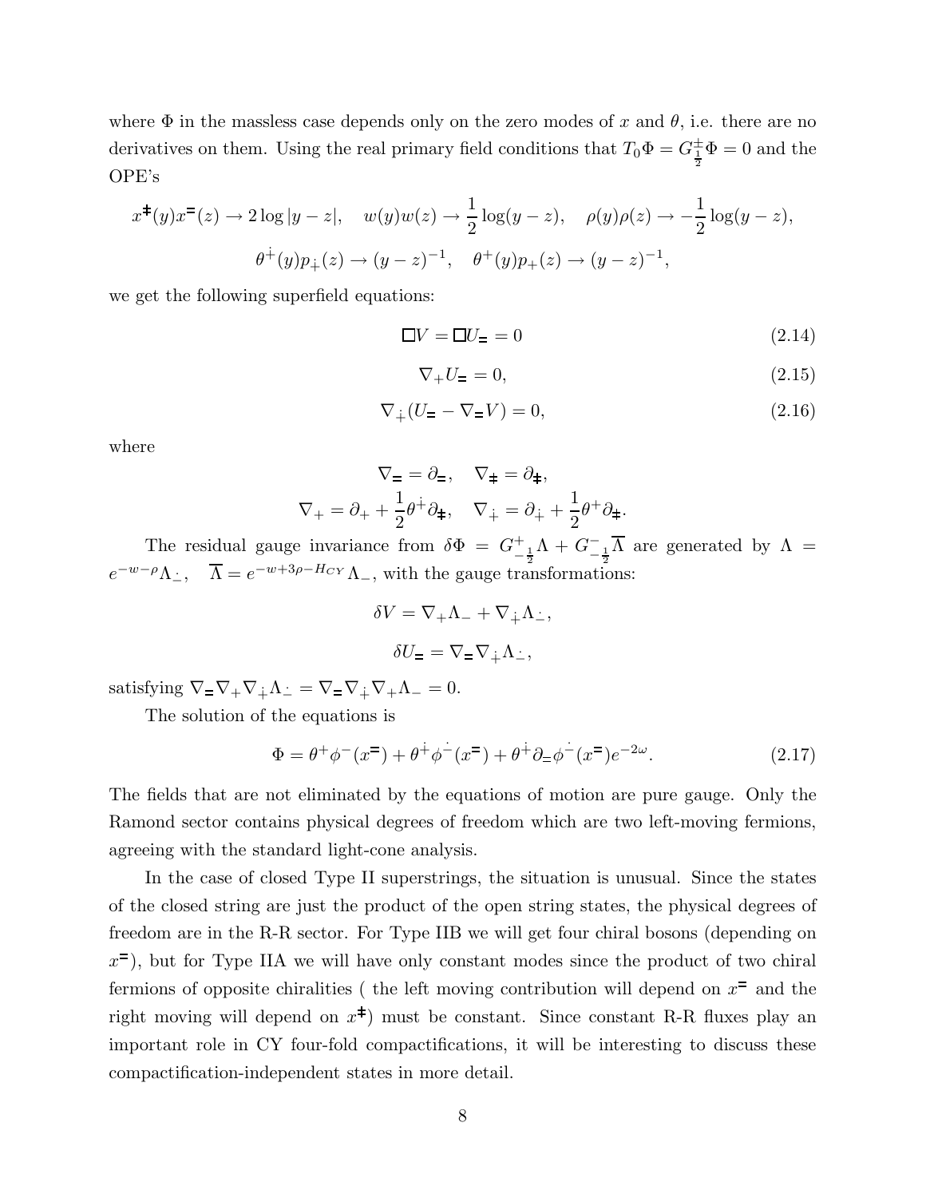where $\Phi$ in the massless case depends only on the zero modes of $x$ and $\theta$, i.e. there are no derivatives on them. Using the real primary field conditions that $T_0\Phi = G^{\pm}_{\frac{1}{2}}\Phi = 0$ and the OPE's

$$x^{\ddagger}(y)x^{=}(z) \to 2\log|y-z|, \quad w(y)w(z) \to \frac{1}{2}\log(y-z), \quad \rho(y)\rho(z) \to -\frac{1}{2}\log(y-z),$$

$$\theta^{\dot{+}}(y)p_{\dot{+}}(z) \to (y-z)^{-1}, \quad \theta^{+}(y)p_{+}(z) \to (y-z)^{-1},$$

we get the following superfield equations:

$$\Box V = \Box U_{=} = 0 \tag{2.14}$$

$$\nabla_{+}U_{=} = 0, \tag{2.15}$$

$$\nabla_{\dot{+}}(U_{=} - \nabla_{=}V) = 0, \tag{2.16}$$

where

$$\nabla_{=} = \partial_{=}, \quad \nabla_{\ddagger} = \partial_{\ddagger},$$
$$\nabla_{+} = \partial_{+} + \frac{1}{2}\theta^{\dot{+}}\partial_{\ddagger}, \quad \nabla_{\dot{+}} = \partial_{\dot{+}} + \frac{1}{2}\theta^{+}\partial_{\ddagger}.$$

The residual gauge invariance from $\delta\Phi = G^{+}_{-\frac{1}{2}}\Lambda + G^{-}_{-\frac{1}{2}}\overline{\Lambda}$ are generated by $\Lambda = e^{-w-\rho}\Lambda_{\dot{-}}, \quad \overline{\Lambda} = e^{-w+3\rho-H_{CY}}\Lambda_{-}$, with the gauge transformations:

$$\delta V = \nabla_{+}\Lambda_{-} + \nabla_{\dot{+}}\Lambda_{\dot{-}},$$

$$\delta U_{=} = \nabla_{=}\nabla_{\dot{+}}\Lambda_{\dot{-}},$$

satisfying $\nabla_{=}\nabla_{+}\nabla_{\dot{+}}\Lambda_{\dot{-}} = \nabla_{=}\nabla_{\dot{+}}\nabla_{+}\Lambda_{-} = 0$.

The solution of the equations is

$$\Phi = \theta^{+}\phi^{-}(x^{=}) + \theta^{\dot{+}}\phi^{\dot{-}}(x^{=}) + \theta^{\dot{+}}\partial_{=}\phi^{\dot{-}}(x^{=})e^{-2\omega}. \tag{2.17}$$

The fields that are not eliminated by the equations of motion are pure gauge. Only the Ramond sector contains physical degrees of freedom which are two left-moving fermions, agreeing with the standard light-cone analysis.

In the case of closed Type II superstrings, the situation is unusual. Since the states of the closed string are just the product of the open string states, the physical degrees of freedom are in the R-R sector. For Type IIB we will get four chiral bosons (depending on $x^{=}$), but for Type IIA we will have only constant modes since the product of two chiral fermions of opposite chiralities ( the left moving contribution will depend on $x^{=}$ and the right moving will depend on $x^{\ddagger}$) must be constant. Since constant R-R fluxes play an important role in CY four-fold compactifications, it will be interesting to discuss these compactification-independent states in more detail.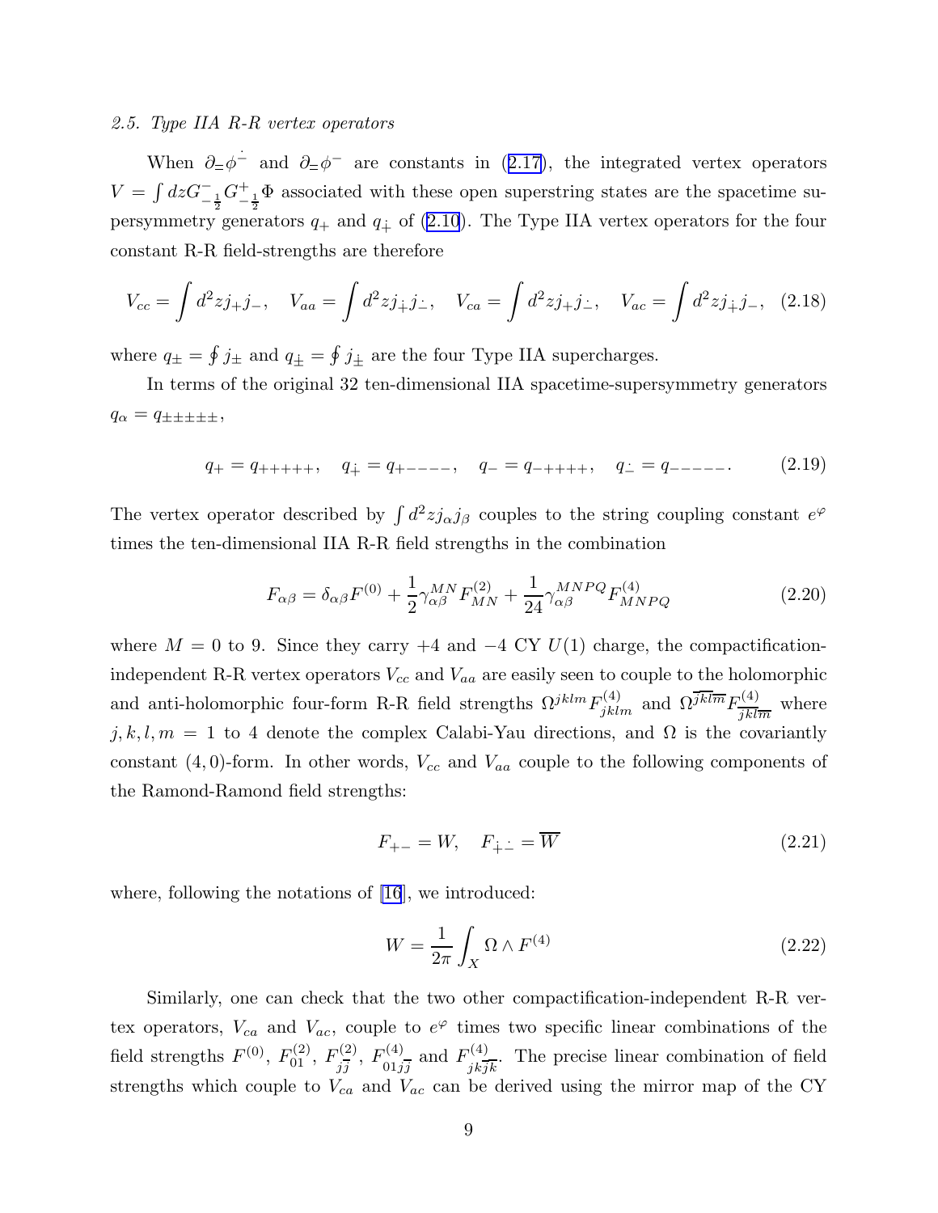### 2.5. Type IIA R-R vertex operators

When $\partial_{=}\phi^{\dot{-}}$ and $\partial_{=}\phi^{-}$ are constants in (2.17), the integrated vertex operators $V = \int dz G^{-}_{-\frac{1}{2}} G^{+}_{-\frac{1}{2}} \Phi$ associated with these open superstring states are the spacetime supersymmetry generators $q_{+}$ and $q_{\dot{+}}$ of (2.10). The Type IIA vertex operators for the four constant R-R field-strengths are therefore

$$V_{cc} = \int d^2 z j_{+} j_{-}, \quad V_{aa} = \int d^2 z j_{\dot{+}} j_{\dot{-}}, \quad V_{ca} = \int d^2 z j_{+} j_{\dot{-}}, \quad V_{ac} = \int d^2 z j_{\dot{+}} j_{-}, \quad (2.18)$$

where $q_{\pm} = \oint j_{\pm}$ and $q_{\dot{\pm}} = \oint j_{\dot{\pm}}$ are the four Type IIA supercharges.

In terms of the original 32 ten-dimensional IIA spacetime-supersymmetry generators $q_{\alpha} = q_{\pm\pm\pm\pm\pm}$,

$$q_{+} = q_{+++++}, \quad q_{\dot{+}} = q_{+----}, \quad q_{-} = q_{-++++}, \quad q_{\dot{-}} = q_{-----}. \quad (2.19)$$

The vertex operator described by $\int d^2 z j_{\alpha} j_{\beta}$ couples to the string coupling constant $e^{\varphi}$ times the ten-dimensional IIA R-R field strengths in the combination

$$F_{\alpha\beta} = \delta_{\alpha\beta} F^{(0)} + \frac{1}{2} \gamma^{MN}_{\alpha\beta} F^{(2)}_{MN} + \frac{1}{24} \gamma^{MNPQ}_{\alpha\beta} F^{(4)}_{MNPQ} \quad (2.20)$$

where $M = 0$ to 9. Since they carry $+4$ and $-4$ CY $U(1)$ charge, the compactification-independent R-R vertex operators $V_{cc}$ and $V_{aa}$ are easily seen to couple to the holomorphic and anti-holomorphic four-form R-R field strengths $\Omega^{jklm} F^{(4)}_{jklm}$ and $\Omega^{\overline{jklm}} F^{(4)}_{\overline{jklm}}$ where $j,k,l,m = 1$ to 4 denote the complex Calabi-Yau directions, and $\Omega$ is the covariantly constant $(4,0)$-form. In other words, $V_{cc}$ and $V_{aa}$ couple to the following components of the Ramond-Ramond field strengths:

$$F_{+-} = W, \quad F_{\dot{+}\dot{-}} = \overline{W} \quad (2.21)$$

where, following the notations of [16], we introduced:

$$W = \frac{1}{2\pi} \int_X \Omega \wedge F^{(4)} \quad (2.22)$$

Similarly, one can check that the two other compactification-independent R-R vertex operators, $V_{ca}$ and $V_{ac}$, couple to $e^{\varphi}$ times two specific linear combinations of the field strengths $F^{(0)}$, $F^{(2)}_{01}$, $F^{(2)}_{j\bar{j}}$, $F^{(4)}_{01j\bar{j}}$ and $F^{(4)}_{jk\bar{j}\bar{k}}$. The precise linear combination of field strengths which couple to $V_{ca}$ and $V_{ac}$ can be derived using the mirror map of the CY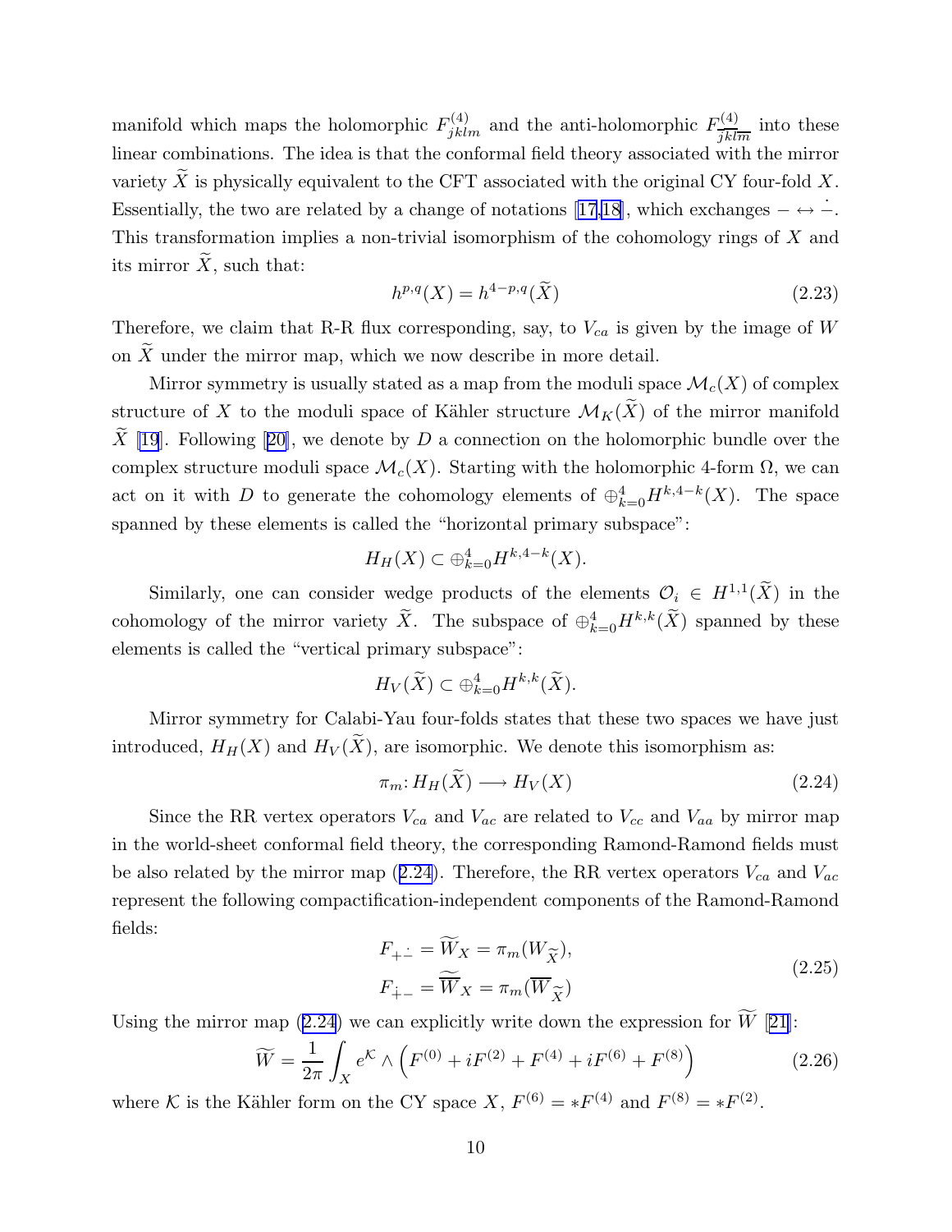manifold which maps the holomorphic $F^{(4)}_{jklm}$ and the anti-holomorphic $F^{(4)}_{\overline{jklm}}$ into these linear combinations. The idea is that the conformal field theory associated with the mirror variety $\widetilde{X}$ is physically equivalent to the CFT associated with the original CY four-fold $X$. Essentially, the two are related by a change of notations [17,18], which exchanges $- \leftrightarrow \dot{-}$. This transformation implies a non-trivial isomorphism of the cohomology rings of $X$ and its mirror $\widetilde{X}$, such that:

$$h^{p,q}(X) = h^{4-p,q}(\widetilde{X}) \tag{2.23}$$

Therefore, we claim that R-R flux corresponding, say, to $V_{ca}$ is given by the image of $W$ on $\widetilde{X}$ under the mirror map, which we now describe in more detail.

Mirror symmetry is usually stated as a map from the moduli space $\mathcal{M}_c(X)$ of complex structure of $X$ to the moduli space of Kähler structure $\mathcal{M}_K(\widetilde{X})$ of the mirror manifold $\widetilde{X}$ [19]. Following [20], we denote by $D$ a connection on the holomorphic bundle over the complex structure moduli space $\mathcal{M}_c(X)$. Starting with the holomorphic 4-form $\Omega$, we can act on it with $D$ to generate the cohomology elements of $\oplus_{k=0}^{4} H^{k,4-k}(X)$. The space spanned by these elements is called the "horizontal primary subspace":

$$H_H(X) \subset \oplus_{k=0}^{4} H^{k,4-k}(X).$$

Similarly, one can consider wedge products of the elements $\mathcal{O}_i \in H^{1,1}(\widetilde{X})$ in the cohomology of the mirror variety $\widetilde{X}$. The subspace of $\oplus_{k=0}^{4} H^{k,k}(\widetilde{X})$ spanned by these elements is called the "vertical primary subspace":

$$H_V(\widetilde{X}) \subset \oplus_{k=0}^{4} H^{k,k}(\widetilde{X}).$$

Mirror symmetry for Calabi-Yau four-folds states that these two spaces we have just introduced, $H_H(X)$ and $H_V(\widetilde{X})$, are isomorphic. We denote this isomorphism as:

$$\pi_m \colon H_H(\widetilde{X}) \longrightarrow H_V(X) \tag{2.24}$$

Since the RR vertex operators $V_{ca}$ and $V_{ac}$ are related to $V_{cc}$ and $V_{aa}$ by mirror map in the world-sheet conformal field theory, the corresponding Ramond-Ramond fields must be also related by the mirror map (2.24). Therefore, the RR vertex operators $V_{ca}$ and $V_{ac}$ represent the following compactification-independent components of the Ramond-Ramond fields:

$$\begin{aligned} F_{+\dot{-}} &= \widetilde{W}_X = \pi_m(W_{\widetilde{X}}), \\ F_{\dot{+}-} &= \overline{\widetilde{W}}_X = \pi_m(\overline{W}_{\widetilde{X}}) \end{aligned} \tag{2.25}$$

Using the mirror map (2.24) we can explicitly write down the expression for $\widetilde{W}$ [21]:

$$\widetilde{W} = \frac{1}{2\pi} \int_X e^{\mathcal{K}} \wedge \left( F^{(0)} + iF^{(2)} + F^{(4)} + iF^{(6)} + F^{(8)} \right) \tag{2.26}$$

where $\mathcal{K}$ is the Kähler form on the CY space $X$, $F^{(6)} = *F^{(4)}$ and $F^{(8)} = *F^{(2)}$.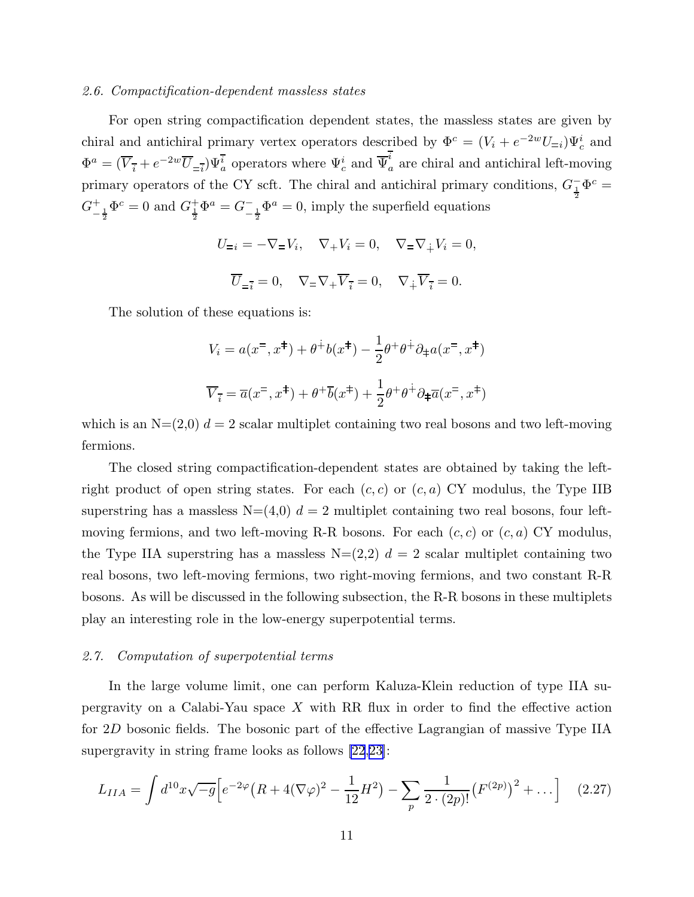*2.6. Compactification-dependent massless states*

For open string compactification dependent states, the massless states are given by chiral and antichiral primary vertex operators described by $\Phi^c = (V_i + e^{-2w} U_{=i})\Psi^i_c$ and $\Phi^a = (\overline{V}_{\bar{i}} + e^{-2w}\overline{U}_{=\bar{i}})\Psi^{\bar{i}}_a$ operators where $\Psi^i_c$ and $\overline{\Psi}^{\bar{i}}_a$ are chiral and antichiral left-moving primary operators of the CY scft. The chiral and antichiral primary conditions, $G^-_{\frac{1}{2}}\Phi^c = G^+_{-\frac{1}{2}}\Phi^c = 0$ and $G^+_{\frac{1}{2}}\Phi^a = G^-_{-\frac{1}{2}}\Phi^a = 0$, imply the superfield equations

$$U_{=i} = -\nabla_{=} V_i, \quad \nabla_+ V_i = 0, \quad \nabla_{=}\nabla_{\dot{+}} V_i = 0,$$

$$\overline{U}_{=\bar{i}} = 0, \quad \nabla_{=}\nabla_+ \overline{V}_{\bar{i}} = 0, \quad \nabla_{\dot{+}}\overline{V}_{\bar{i}} = 0.$$

The solution of these equations is:

$$V_i = a(x^{=}, x^{\ddagger}) + \theta^{\dot{+}} b(x^{\ddagger}) - \frac{1}{2}\theta^+\theta^{\dot{+}}\partial_{\ddagger} a(x^{=}, x^{\ddagger})$$

$$\overline{V}_{\bar{i}} = \overline{a}(x^{=}, x^{\ddagger}) + \theta^+ \overline{b}(x^{\ddagger}) + \frac{1}{2}\theta^+\theta^{\dot{+}}\partial_{\ddagger}\overline{a}(x^{=}, x^{\ddagger})$$

which is an N=(2,0) $d=2$ scalar multiplet containing two real bosons and two left-moving fermions.

The closed string compactification-dependent states are obtained by taking the left-right product of open string states. For each $(c,c)$ or $(c,a)$ CY modulus, the Type IIB superstring has a massless N=(4,0) $d=2$ multiplet containing two real bosons, four left-moving fermions, and two left-moving R-R bosons. For each $(c,c)$ or $(c,a)$ CY modulus, the Type IIA superstring has a massless N=(2,2) $d=2$ scalar multiplet containing two real bosons, two left-moving fermions, two right-moving fermions, and two constant R-R bosons. As will be discussed in the following subsection, the R-R bosons in these multiplets play an interesting role in the low-energy superpotential terms.

*2.7. Computation of superpotential terms*

In the large volume limit, one can perform Kaluza-Klein reduction of type IIA supergravity on a Calabi-Yau space $X$ with RR flux in order to find the effective action for $2D$ bosonic fields. The bosonic part of the effective Lagrangian of massive Type IIA supergravity in string frame looks as follows [22,23]:

$$L_{IIA} = \int d^{10}x\sqrt{-g}\Big[e^{-2\varphi}\big(R + 4(\nabla\varphi)^2 - \frac{1}{12}H^2\big) - \sum_p \frac{1}{2\cdot(2p)!}\big(F^{(2p)}\big)^2 + \dots\Big] \quad (2.27)$$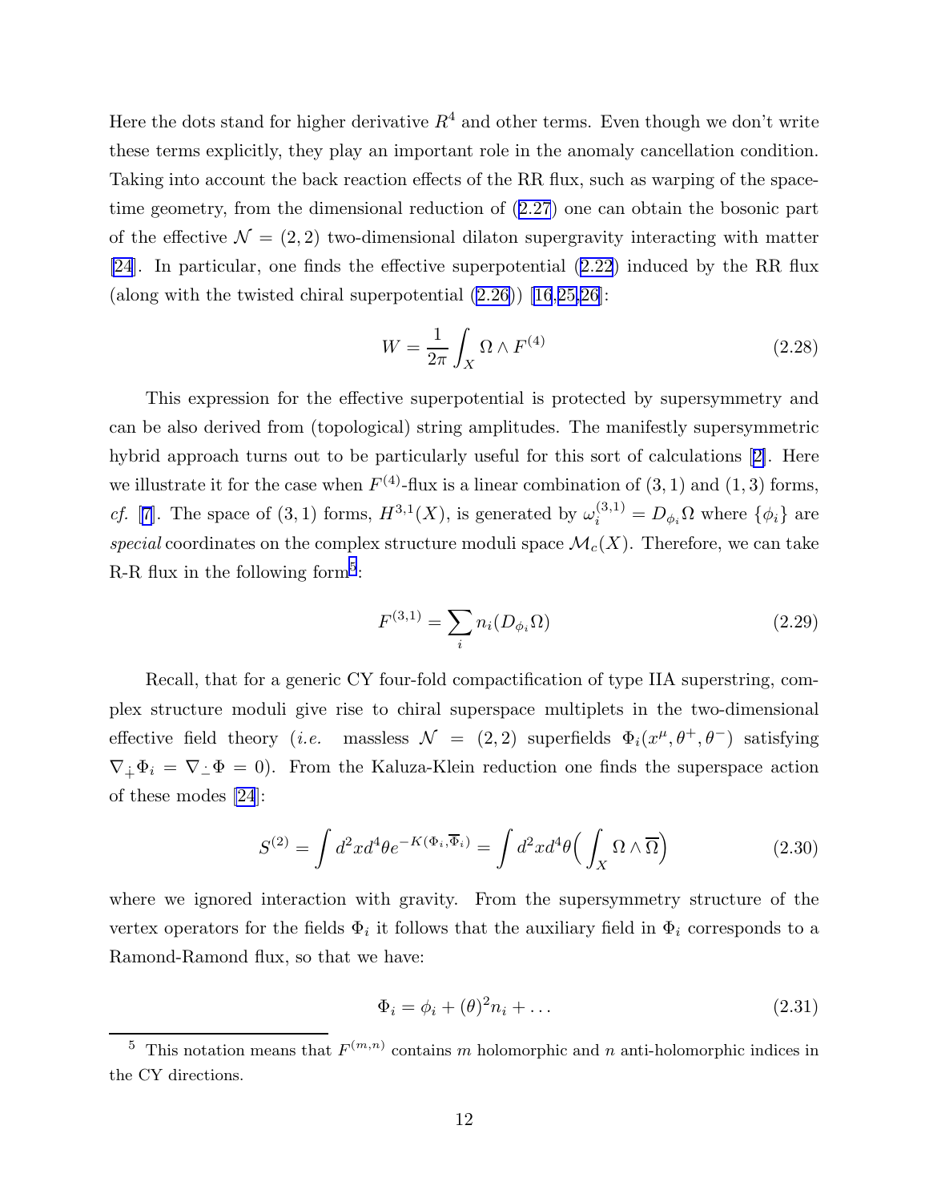Here the dots stand for higher derivative $R^4$ and other terms. Even though we don't write these terms explicitly, they play an important role in the anomaly cancellation condition. Taking into account the back reaction effects of the RR flux, such as warping of the space-time geometry, from the dimensional reduction of (2.27) one can obtain the bosonic part of the effective $\mathcal{N} = (2,2)$ two-dimensional dilaton supergravity interacting with matter [24]. In particular, one finds the effective superpotential (2.22) induced by the RR flux (along with the twisted chiral superpotential (2.26)) [16,25,26]:

$$W = \frac{1}{2\pi} \int_X \Omega \wedge F^{(4)} \tag{2.28}$$

This expression for the effective superpotential is protected by supersymmetry and can be also derived from (topological) string amplitudes. The manifestly supersymmetric hybrid approach turns out to be particularly useful for this sort of calculations [2]. Here we illustrate it for the case when $F^{(4)}$-flux is a linear combination of $(3,1)$ and $(1,3)$ forms, *cf.* [7]. The space of $(3,1)$ forms, $H^{3,1}(X)$, is generated by $\omega_i^{(3,1)} = D_{\phi_i}\Omega$ where $\{\phi_i\}$ are *special* coordinates on the complex structure moduli space $\mathcal{M}_c(X)$. Therefore, we can take R-R flux in the following form[5]:

$$F^{(3,1)} = \sum_i n_i (D_{\phi_i}\Omega) \tag{2.29}$$

Recall, that for a generic CY four-fold compactification of type IIA superstring, complex structure moduli give rise to chiral superspace multiplets in the two-dimensional effective field theory (*i.e.* massless $\mathcal{N} = (2,2)$ superfields $\Phi_i(x^\mu, \theta^+, \theta^-)$ satisfying $\nabla_{\dot{+}}\Phi_i = \nabla_{\dot{-}}\Phi = 0$). From the Kaluza-Klein reduction one finds the superspace action of these modes [24]:

$$S^{(2)} = \int d^2x d^4\theta e^{-K(\Phi_i, \overline{\Phi}_i)} = \int d^2x d^4\theta \Big( \int_X \Omega \wedge \overline{\Omega} \Big) \tag{2.30}$$

where we ignored interaction with gravity. From the supersymmetry structure of the vertex operators for the fields $\Phi_i$ it follows that the auxiliary field in $\Phi_i$ corresponds to a Ramond-Ramond flux, so that we have:

$$\Phi_i = \phi_i + (\theta)^2 n_i + \ldots \tag{2.31}$$

[5] This notation means that $F^{(m,n)}$ contains $m$ holomorphic and $n$ anti-holomorphic indices in the CY directions.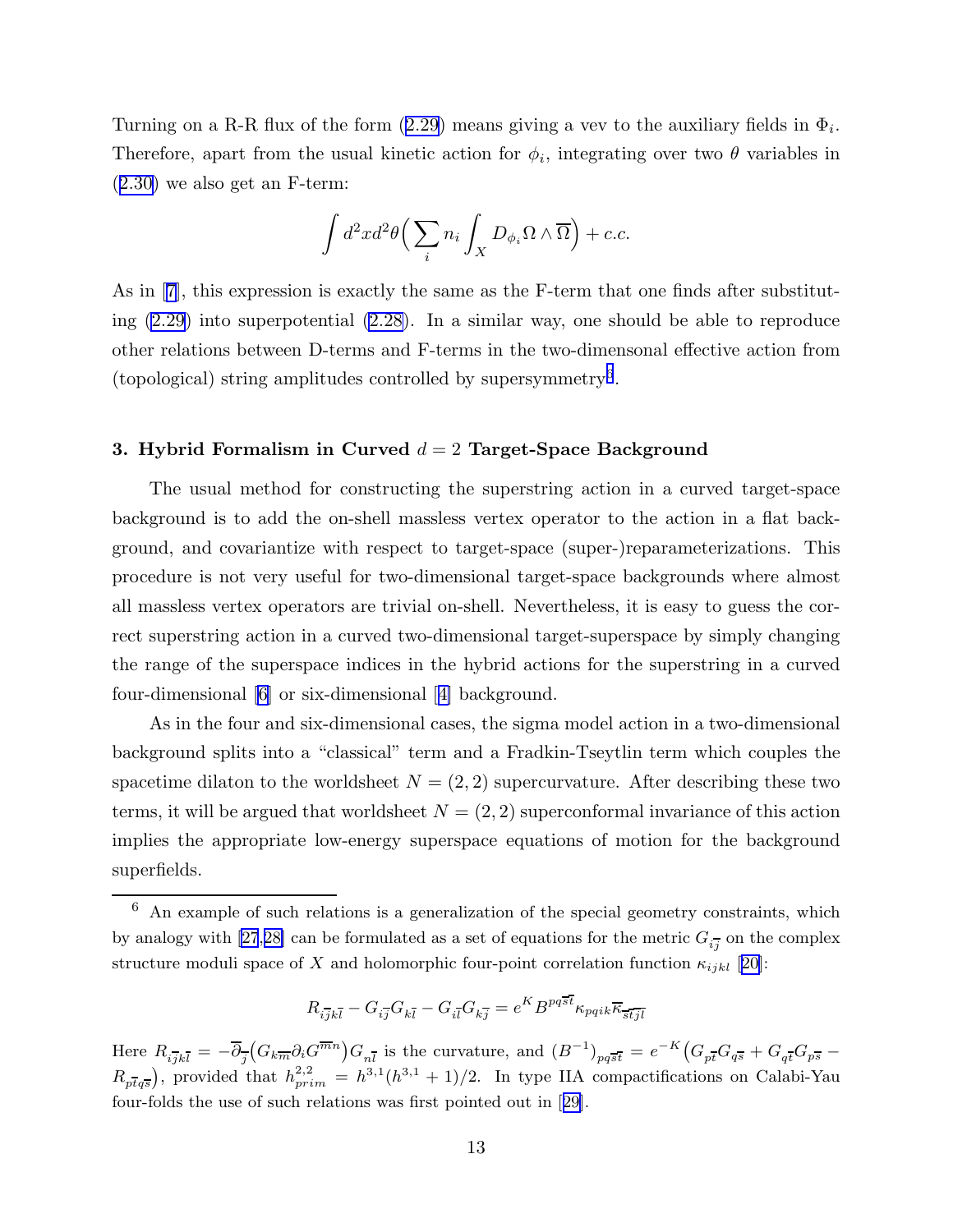Turning on a R-R flux of the form (2.29) means giving a vev to the auxiliary fields in $\Phi_i$. Therefore, apart from the usual kinetic action for $\phi_i$, integrating over two $\theta$ variables in (2.30) we also get an F-term:

$$\int d^2x d^2\theta \Big( \sum_i n_i \int_X D_{\phi_i} \Omega \wedge \overline{\Omega} \Big) + c.c.$$

As in [7], this expression is exactly the same as the F-term that one finds after substituting (2.29) into superpotential (2.28). In a similar way, one should be able to reproduce other relations between D-terms and F-terms in the two-dimensonal effective action from (topological) string amplitudes controlled by supersymmetry[6].

### 3. Hybrid Formalism in Curved $d=2$ Target-Space Background

The usual method for constructing the superstring action in a curved target-space background is to add the on-shell massless vertex operator to the action in a flat background, and covariantize with respect to target-space (super-)reparameterizations. This procedure is not very useful for two-dimensional target-space backgrounds where almost all massless vertex operators are trivial on-shell. Nevertheless, it is easy to guess the correct superstring action in a curved two-dimensional target-superspace by simply changing the range of the superspace indices in the hybrid actions for the superstring in a curved four-dimensional [6] or six-dimensional [4] background.

As in the four and six-dimensional cases, the sigma model action in a two-dimensional background splits into a "classical" term and a Fradkin-Tseytlin term which couples the spacetime dilaton to the worldsheet $N=(2,2)$ supercurvature. After describing these two terms, it will be argued that worldsheet $N=(2,2)$ superconformal invariance of this action implies the appropriate low-energy superspace equations of motion for the background superfields.

---

[6] An example of such relations is a generalization of the special geometry constraints, which by analogy with [27,28] can be formulated as a set of equations for the metric $G_{i\overline{j}}$ on the complex structure moduli space of $X$ and holomorphic four-point correlation function $\kappa_{ijkl}$ [20]:

$$R_{i\overline{j}k\overline{l}} - G_{i\overline{j}} G_{k\overline{l}} - G_{i\overline{l}} G_{k\overline{j}} = e^K B^{pq\overline{s}\overline{t}} \kappa_{pqik} \overline{\kappa}_{\overline{s}\overline{t}\overline{j}\overline{l}}$$

Here $R_{i\overline{j}k\overline{l}} = -\overline{\partial}_{\overline{j}} \big( G_{k\overline{m}} \partial_i G^{\overline{m}n} \big) G_{n\overline{l}}$ is the curvature, and $(B^{-1})_{pq\overline{s}\overline{t}} = e^{-K} \big( G_{p\overline{t}} G_{q\overline{s}} + G_{q\overline{t}} G_{p\overline{s}} - R_{p\overline{t}q\overline{s}} \big)$, provided that $h^{2,2}_{prim} = h^{3,1}(h^{3,1}+1)/2$. In type IIA compactifications on Calabi-Yau four-folds the use of such relations was first pointed out in [29].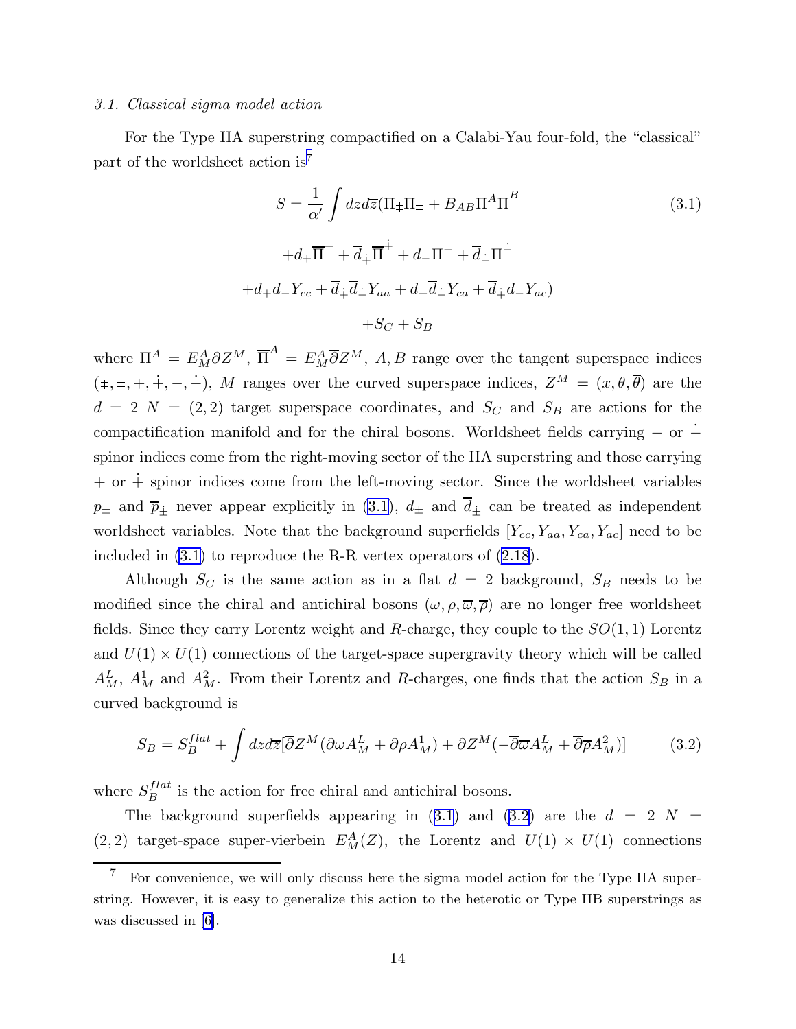*3.1. Classical sigma model action*

For the Type IIA superstring compactified on a Calabi-Yau four-fold, the "classical" part of the worldsheet action is[7]

$$S = \frac{1}{\alpha'}\int dz d\overline{z}(\Pi_{\ddagger}\overline{\Pi}_{=} + B_{AB}\Pi^A\overline{\Pi}^B \tag{3.1}$$

$$+ d_+\overline{\Pi}^+ + \overline{d}_{\dot{+}}\overline{\Pi}^{\dot{+}} + d_-\Pi^- + \overline{d}_{\dot{-}}\Pi^{\dot{-}}$$

$$+ d_+d_-Y_{cc} + \overline{d}_{\dot{+}}\overline{d}_{\dot{-}}Y_{aa} + d_+\overline{d}_{\dot{-}}Y_{ca} + \overline{d}_{\dot{+}}d_-Y_{ac})$$

$$+ S_C + S_B$$

where $\Pi^A = E^A_M \partial Z^M$, $\overline{\Pi}^A = E^A_M \overline{\partial} Z^M$, $A, B$ range over the tangent superspace indices $(\ddagger, =, +, \dot{+}, -, \dot{-})$, $M$ ranges over the curved superspace indices, $Z^M = (x, \theta, \overline{\theta})$ are the $d=2$ $N=(2,2)$ target superspace coordinates, and $S_C$ and $S_B$ are actions for the compactification manifold and for the chiral bosons. Worldsheet fields carrying $-$ or $\dot{-}$ spinor indices come from the right-moving sector of the IIA superstring and those carrying $+$ or $\dot{+}$ spinor indices come from the left-moving sector. Since the worldsheet variables $p_\pm$ and $\overline{p}_\pm$ never appear explicitly in (3.1), $d_\pm$ and $\overline{d}_\pm$ can be treated as independent worldsheet variables. Note that the background superfields $[Y_{cc}, Y_{aa}, Y_{ca}, Y_{ac}]$ need to be included in (3.1) to reproduce the R-R vertex operators of (2.18).

Although $S_C$ is the same action as in a flat $d=2$ background, $S_B$ needs to be modified since the chiral and antichiral bosons $(\omega, \rho, \overline{\omega}, \overline{\rho})$ are no longer free worldsheet fields. Since they carry Lorentz weight and $R$-charge, they couple to the $SO(1,1)$ Lorentz and $U(1)\times U(1)$ connections of the target-space supergravity theory which will be called $A^L_M$, $A^1_M$ and $A^2_M$. From their Lorentz and $R$-charges, one finds that the action $S_B$ in a curved background is

$$S_B = S_B^{flat} + \int dz d\overline{z}[\overline{\partial} Z^M(\partial\omega A^L_M + \partial\rho A^1_M) + \partial Z^M(-\overline{\partial}\overline{\omega} A^L_M + \overline{\partial}\overline{\rho} A^2_M)] \tag{3.2}$$

where $S_B^{flat}$ is the action for free chiral and antichiral bosons.

The background superfields appearing in (3.1) and (3.2) are the $d=2$ $N=(2,2)$ target-space super-vierbein $E^A_M(Z)$, the Lorentz and $U(1)\times U(1)$ connections

[7] For convenience, we will only discuss here the sigma model action for the Type IIA superstring. However, it is easy to generalize this action to the heterotic or Type IIB superstrings as was discussed in [6].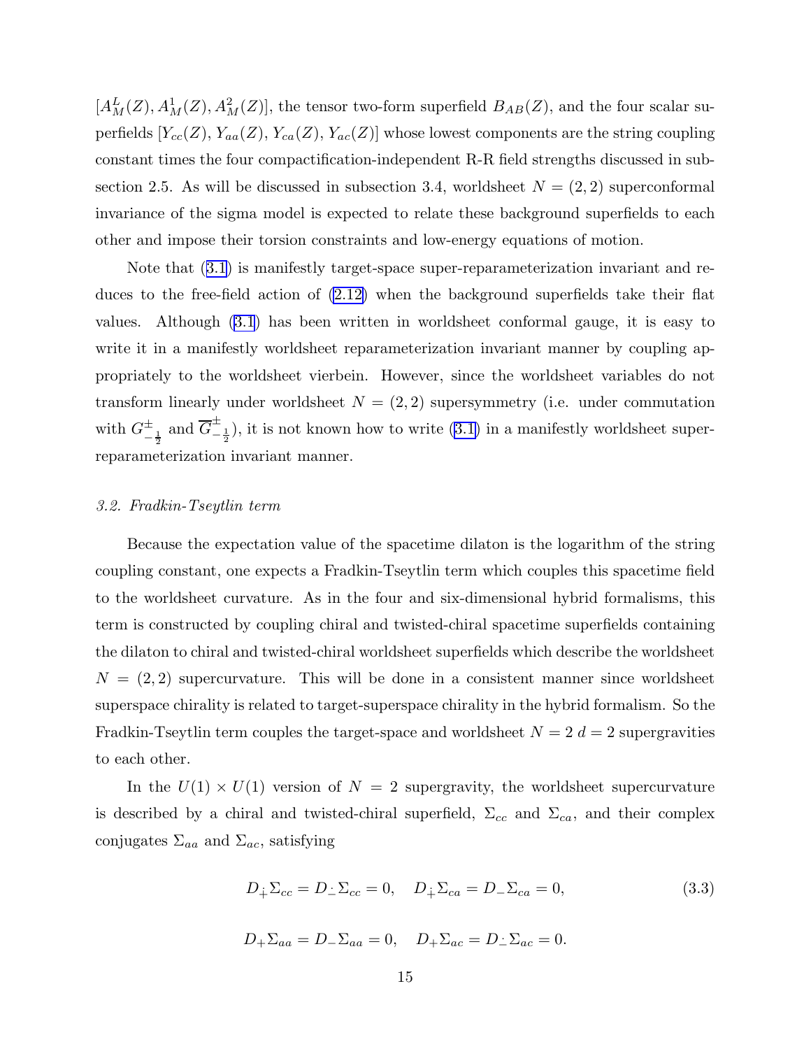$[A^L_M(Z), A^1_M(Z), A^2_M(Z)]$, the tensor two-form superfield $B_{AB}(Z)$, and the four scalar superfields $[Y_{cc}(Z), Y_{aa}(Z), Y_{ca}(Z), Y_{ac}(Z)]$ whose lowest components are the string coupling constant times the four compactification-independent R-R field strengths discussed in subsection 2.5. As will be discussed in subsection 3.4, worldsheet $N = (2,2)$ superconformal invariance of the sigma model is expected to relate these background superfields to each other and impose their torsion constraints and low-energy equations of motion.

Note that (3.1) is manifestly target-space super-reparameterization invariant and reduces to the free-field action of (2.12) when the background superfields take their flat values. Although (3.1) has been written in worldsheet conformal gauge, it is easy to write it in a manifestly worldsheet reparameterization invariant manner by coupling appropriately to the worldsheet vierbein. However, since the worldsheet variables do not transform linearly under worldsheet $N = (2,2)$ supersymmetry (i.e. under commutation with $G^{\pm}_{-\frac{1}{2}}$ and $\overline{G}^{\pm}_{-\frac{1}{2}}$), it is not known how to write (3.1) in a manifestly worldsheet super-reparameterization invariant manner.

### *3.2. Fradkin-Tseytlin term*

Because the expectation value of the spacetime dilaton is the logarithm of the string coupling constant, one expects a Fradkin-Tseytlin term which couples this spacetime field to the worldsheet curvature. As in the four and six-dimensional hybrid formalisms, this term is constructed by coupling chiral and twisted-chiral spacetime superfields containing the dilaton to chiral and twisted-chiral worldsheet superfields which describe the worldsheet $N = (2,2)$ supercurvature. This will be done in a consistent manner since worldsheet superspace chirality is related to target-superspace chirality in the hybrid formalism. So the Fradkin-Tseytlin term couples the target-space and worldsheet $N = 2$ $d = 2$ supergravities to each other.

In the $U(1) \times U(1)$ version of $N = 2$ supergravity, the worldsheet supercurvature is described by a chiral and twisted-chiral superfield, $\Sigma_{cc}$ and $\Sigma_{ca}$, and their complex conjugates $\Sigma_{aa}$ and $\Sigma_{ac}$, satisfying

$$D_{\dot{+}}\Sigma_{cc} = D_{\dot{-}}\Sigma_{cc} = 0, \quad D_{\dot{+}}\Sigma_{ca} = D_{-}\Sigma_{ca} = 0, \tag{3.3}$$

$$D_{+}\Sigma_{aa} = D_{-}\Sigma_{aa} = 0, \quad D_{+}\Sigma_{ac} = D_{\dot{-}}\Sigma_{ac} = 0.$$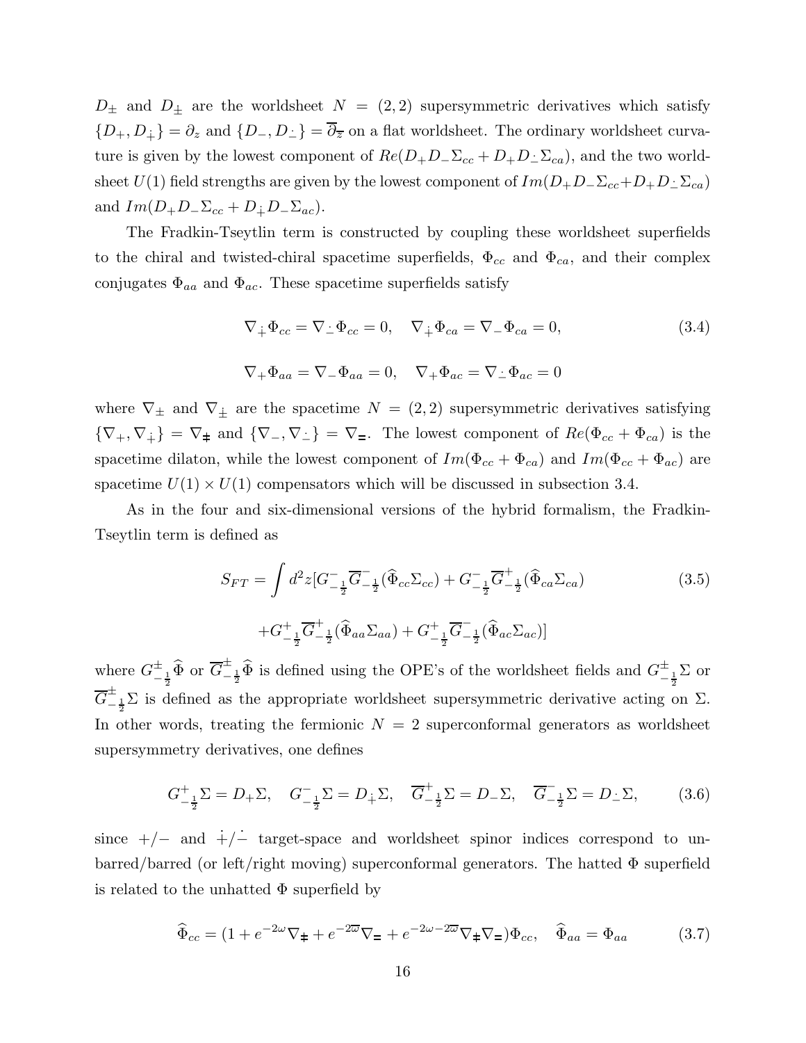$D_\pm$ and $D_{\dot\pm}$ are the worldsheet $N = (2,2)$ supersymmetric derivatives which satisfy $\{D_+, D_{\dot +}\} = \partial_z$ and $\{D_-, D_{\dot -}\} = \overline{\partial}_{\overline{z}}$ on a flat worldsheet. The ordinary worldsheet curvature is given by the lowest component of $Re(D_+ D_- \Sigma_{cc} + D_+ D_{\dot -} \Sigma_{ca})$, and the two worldsheet $U(1)$ field strengths are given by the lowest component of $Im(D_+ D_- \Sigma_{cc} + D_+ D_{\dot -} \Sigma_{ca})$ and $Im(D_+ D_- \Sigma_{cc} + D_{\dot +} D_- \Sigma_{ac})$.

The Fradkin-Tseytlin term is constructed by coupling these worldsheet superfields to the chiral and twisted-chiral spacetime superfields, $\Phi_{cc}$ and $\Phi_{ca}$, and their complex conjugates $\Phi_{aa}$ and $\Phi_{ac}$. These spacetime superfields satisfy

$$\nabla_{\dot +} \Phi_{cc} = \nabla_{\dot -} \Phi_{cc} = 0, \quad \nabla_{\dot +} \Phi_{ca} = \nabla_{-} \Phi_{ca} = 0, \tag{3.4}$$

$$\nabla_{+} \Phi_{aa} = \nabla_{-} \Phi_{aa} = 0, \quad \nabla_{+} \Phi_{ac} = \nabla_{\dot -} \Phi_{ac} = 0$$

where $\nabla_\pm$ and $\nabla_{\dot\pm}$ are the spacetime $N = (2,2)$ supersymmetric derivatives satisfying $\{\nabla_+, \nabla_{\dot +}\} = \nabla_{\ddagger}$ and $\{\nabla_-, \nabla_{\dot -}\} = \nabla_{=}$. The lowest component of $Re(\Phi_{cc} + \Phi_{ca})$ is the spacetime dilaton, while the lowest component of $Im(\Phi_{cc} + \Phi_{ca})$ and $Im(\Phi_{cc} + \Phi_{ac})$ are spacetime $U(1) \times U(1)$ compensators which will be discussed in subsection 3.4.

As in the four and six-dimensional versions of the hybrid formalism, the Fradkin-Tseytlin term is defined as

$$S_{FT} = \int d^2 z [G^-_{-\frac{1}{2}} \overline{G}^-_{-\frac{1}{2}} (\widehat{\Phi}_{cc} \Sigma_{cc}) + G^-_{-\frac{1}{2}} \overline{G}^+_{-\frac{1}{2}} (\widehat{\Phi}_{ca} \Sigma_{ca}) \tag{3.5}$$

$$+ G^+_{-\frac{1}{2}} \overline{G}^+_{-\frac{1}{2}} (\widehat{\Phi}_{aa} \Sigma_{aa}) + G^+_{-\frac{1}{2}} \overline{G}^-_{-\frac{1}{2}} (\widehat{\Phi}_{ac} \Sigma_{ac})]$$

where $G^\pm_{-\frac{1}{2}} \widehat{\Phi}$ or $\overline{G}^\pm_{-\frac{1}{2}} \widehat{\Phi}$ is defined using the OPE's of the worldsheet fields and $G^\pm_{-\frac{1}{2}} \Sigma$ or $\overline{G}^\pm_{-\frac{1}{2}} \Sigma$ is defined as the appropriate worldsheet supersymmetric derivative acting on $\Sigma$. In other words, treating the fermionic $N = 2$ superconformal generators as worldsheet supersymmetry derivatives, one defines

$$G^+_{-\frac{1}{2}} \Sigma = D_+ \Sigma, \quad G^-_{-\frac{1}{2}} \Sigma = D_{\dot +} \Sigma, \quad \overline{G}^+_{-\frac{1}{2}} \Sigma = D_- \Sigma, \quad \overline{G}^-_{-\frac{1}{2}} \Sigma = D_{\dot -} \Sigma, \tag{3.6}$$

since $+/-$ and $\dot +/\dot -$ target-space and worldsheet spinor indices correspond to unbarred/barred (or left/right moving) superconformal generators. The hatted $\Phi$ superfield is related to the unhatted $\Phi$ superfield by

$$\widehat{\Phi}_{cc} = (1 + e^{-2\omega} \nabla_{\ddagger} + e^{-2\overline{\omega}} \nabla_{=} + e^{-2\omega - 2\overline{\omega}} \nabla_{\ddagger} \nabla_{=}) \Phi_{cc}, \quad \widehat{\Phi}_{aa} = \Phi_{aa} \tag{3.7}$$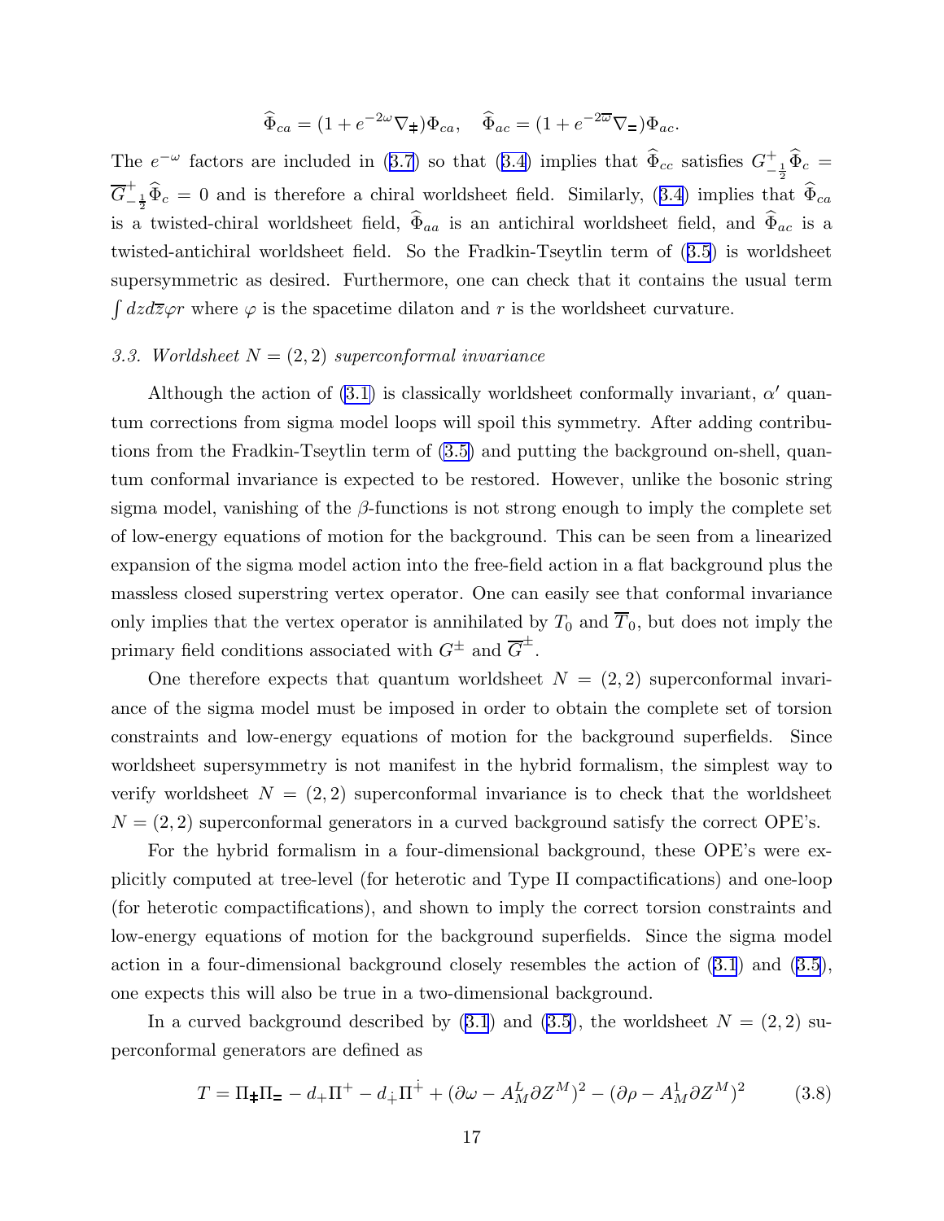$$\widehat{\Phi}_{ca} = (1 + e^{-2\omega}\nabla_{\ddagger})\Phi_{ca}, \quad \widehat{\Phi}_{ac} = (1 + e^{-2\overline{\omega}}\nabla_{=})\Phi_{ac}.$$

The $e^{-\omega}$ factors are included in (3.7) so that (3.4) implies that $\widehat{\Phi}_{cc}$ satisfies $G^{+}_{-\frac{1}{2}}\widehat{\Phi}_{c} = \overline{G}^{+}_{-\frac{1}{2}}\widehat{\Phi}_{c} = 0$ and is therefore a chiral worldsheet field. Similarly, (3.4) implies that $\widehat{\Phi}_{ca}$ is a twisted-chiral worldsheet field, $\widehat{\Phi}_{aa}$ is an antichiral worldsheet field, and $\widehat{\Phi}_{ac}$ is a twisted-antichiral worldsheet field. So the Fradkin-Tseytlin term of (3.5) is worldsheet supersymmetric as desired. Furthermore, one can check that it contains the usual term $\int dz d\overline{z} \varphi r$ where $\varphi$ is the spacetime dilaton and $r$ is the worldsheet curvature.

### *3.3. Worldsheet $N = (2,2)$ superconformal invariance*

Although the action of (3.1) is classically worldsheet conformally invariant, $\alpha'$ quantum corrections from sigma model loops will spoil this symmetry. After adding contributions from the Fradkin-Tseytlin term of (3.5) and putting the background on-shell, quantum conformal invariance is expected to be restored. However, unlike the bosonic string sigma model, vanishing of the $\beta$-functions is not strong enough to imply the complete set of low-energy equations of motion for the background. This can be seen from a linearized expansion of the sigma model action into the free-field action in a flat background plus the massless closed superstring vertex operator. One can easily see that conformal invariance only implies that the vertex operator is annihilated by $T_0$ and $\overline{T}_0$, but does not imply the primary field conditions associated with $G^{\pm}$ and $\overline{G}^{\pm}$.

One therefore expects that quantum worldsheet $N = (2,2)$ superconformal invariance of the sigma model must be imposed in order to obtain the complete set of torsion constraints and low-energy equations of motion for the background superfields. Since worldsheet supersymmetry is not manifest in the hybrid formalism, the simplest way to verify worldsheet $N = (2,2)$ superconformal invariance is to check that the worldsheet $N = (2,2)$ superconformal generators in a curved background satisfy the correct OPE's.

For the hybrid formalism in a four-dimensional background, these OPE's were explicitly computed at tree-level (for heterotic and Type II compactifications) and one-loop (for heterotic compactifications), and shown to imply the correct torsion constraints and low-energy equations of motion for the background superfields. Since the sigma model action in a four-dimensional background closely resembles the action of (3.1) and (3.5), one expects this will also be true in a two-dimensional background.

In a curved background described by (3.1) and (3.5), the worldsheet $N = (2,2)$ superconformal generators are defined as

$$T = \Pi_{\ddagger}\Pi_{=} - d_{+}\Pi^{+} - d_{\dot{+}}\Pi^{\dot{+}} + (\partial\omega - A^{L}_{M}\partial Z^{M})^2 - (\partial\rho - A^{1}_{M}\partial Z^{M})^2 \tag{3.8}$$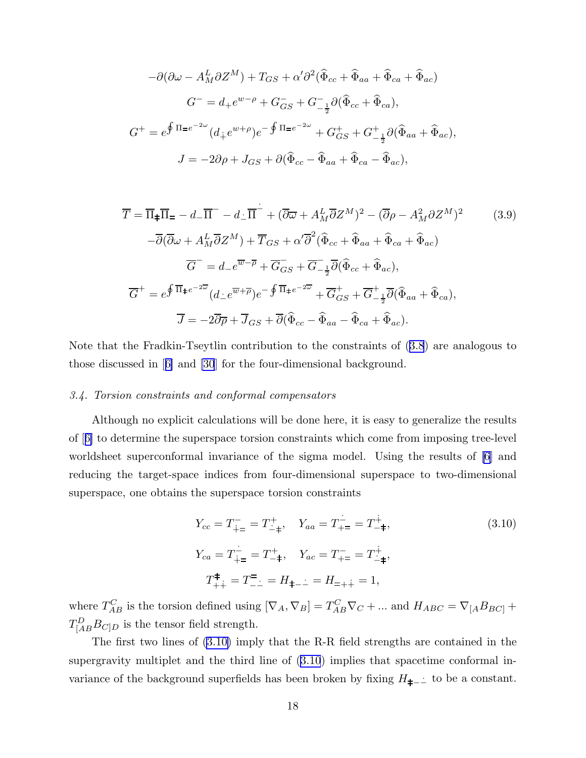$$
\begin{gathered}
-\partial(\partial\omega - A^L_M \partial Z^M) + T_{GS} + \alpha' \partial^2 (\widehat{\Phi}_{cc} + \widehat{\Phi}_{aa} + \widehat{\Phi}_{ca} + \widehat{\Phi}_{ac}) \\
G^- = d_+ e^{w-\rho} + G^-_{GS} + G^-_{-\frac{1}{2}} \partial (\widehat{\Phi}_{cc} + \widehat{\Phi}_{ca}), \\
G^+ = e^{\oint \Pi_{=} e^{-2\omega}} (d_{\dot{+}} e^{w+\rho}) e^{-\oint \Pi_{=} e^{-2\omega}} + G^+_{GS} + G^+_{-\frac{1}{2}} \partial (\widehat{\Phi}_{aa} + \widehat{\Phi}_{ac}), \\
J = -2\partial\rho + J_{GS} + \partial(\widehat{\Phi}_{cc} - \widehat{\Phi}_{aa} + \widehat{\Phi}_{ca} - \widehat{\Phi}_{ac}),
\end{gathered}
$$

$$
\begin{gathered}
\overline{T} = \overline{\Pi}_{\ddagger} \overline{\Pi}_{=} - d_- \overline{\Pi}^- - d_{\dot{-}} \overline{\Pi}^{\dot{-}} + (\overline{\partial}\overline{\omega} + A^L_M \overline{\partial} Z^M)^2 - (\overline{\partial}\rho - A^2_M \overline{\partial} Z^M)^2 \qquad (3.9) \\
-\overline{\partial}(\overline{\partial}\omega + A^L_M \overline{\partial} Z^M) + \overline{T}_{GS} + \alpha' \overline{\partial}^2 (\widehat{\Phi}_{cc} + \widehat{\Phi}_{aa} + \widehat{\Phi}_{ca} + \widehat{\Phi}_{ac}) \\
\overline{G}^- = d_- e^{\overline{w} - \overline{\rho}} + \overline{G}^-_{GS} + \overline{G}^-_{-\frac{1}{2}} \overline{\partial} (\widehat{\Phi}_{cc} + \widehat{\Phi}_{ac}), \\
\overline{G}^+ = e^{\oint \overline{\Pi}_{\ddagger} e^{-2\overline{\omega}}} (d_{\dot{-}} e^{\overline{w} + \overline{\rho}}) e^{-\oint \overline{\Pi}_{\ddagger} e^{-2\overline{\omega}}} + \overline{G}^+_{GS} + \overline{G}^+_{-\frac{1}{2}} \overline{\partial} (\widehat{\Phi}_{aa} + \widehat{\Phi}_{ca}), \\
\overline{J} = -2\overline{\partial}\overline{\rho} + \overline{J}_{GS} + \overline{\partial}(\widehat{\Phi}_{cc} - \widehat{\Phi}_{aa} - \widehat{\Phi}_{ca} + \widehat{\Phi}_{ac}).
\end{gathered}
$$

Note that the Fradkin-Tseytlin contribution to the constraints of (3.8) are analogous to those discussed in [6] and [30] for the four-dimensional background.

### *3.4. Torsion constraints and conformal compensators*

Although no explicit calculations will be done here, it is easy to generalize the results of [6] to determine the superspace torsion constraints which come from imposing tree-level worldsheet superconformal invariance of the sigma model. Using the results of [6] and reducing the target-space indices from four-dimensional superspace to two-dimensional superspace, one obtains the superspace torsion constraints

$$
\begin{gathered}
Y_{cc} = T^{-}_{+=} = T^{+}_{\dot{-}\ddagger}, \quad Y_{aa} = T^{\dot{-}}_{+=} = T^{\dot{+}}_{-\ddagger}, \qquad (3.10) \\
Y_{ca} = T^{\dot{-}}_{\dot{+}=} = T^{+}_{-\ddagger}, \quad Y_{ac} = T^{-}_{\dot{+}=} = T^{\dot{+}}_{\dot{-}\ddagger}, \\
T^{\ddagger}_{+\dot{+}} = T^{=}_{-\dot{-}} = H_{\ddagger - \dot{-}} = H_{= + \dot{+}} = 1,
\end{gathered}
$$

where $T^C_{AB}$ is the torsion defined using $[\nabla_A, \nabla_B] = T^C_{AB} \nabla_C + ...$ and $H_{ABC} = \nabla_{[A} B_{BC]} + T^D_{[AB} B_{C]D}$ is the tensor field strength.

The first two lines of (3.10) imply that the R-R field strengths are contained in the supergravity multiplet and the third line of (3.10) implies that spacetime conformal invariance of the background superfields has been broken by fixing $H_{\ddagger - \dot{-}}$ to be a constant.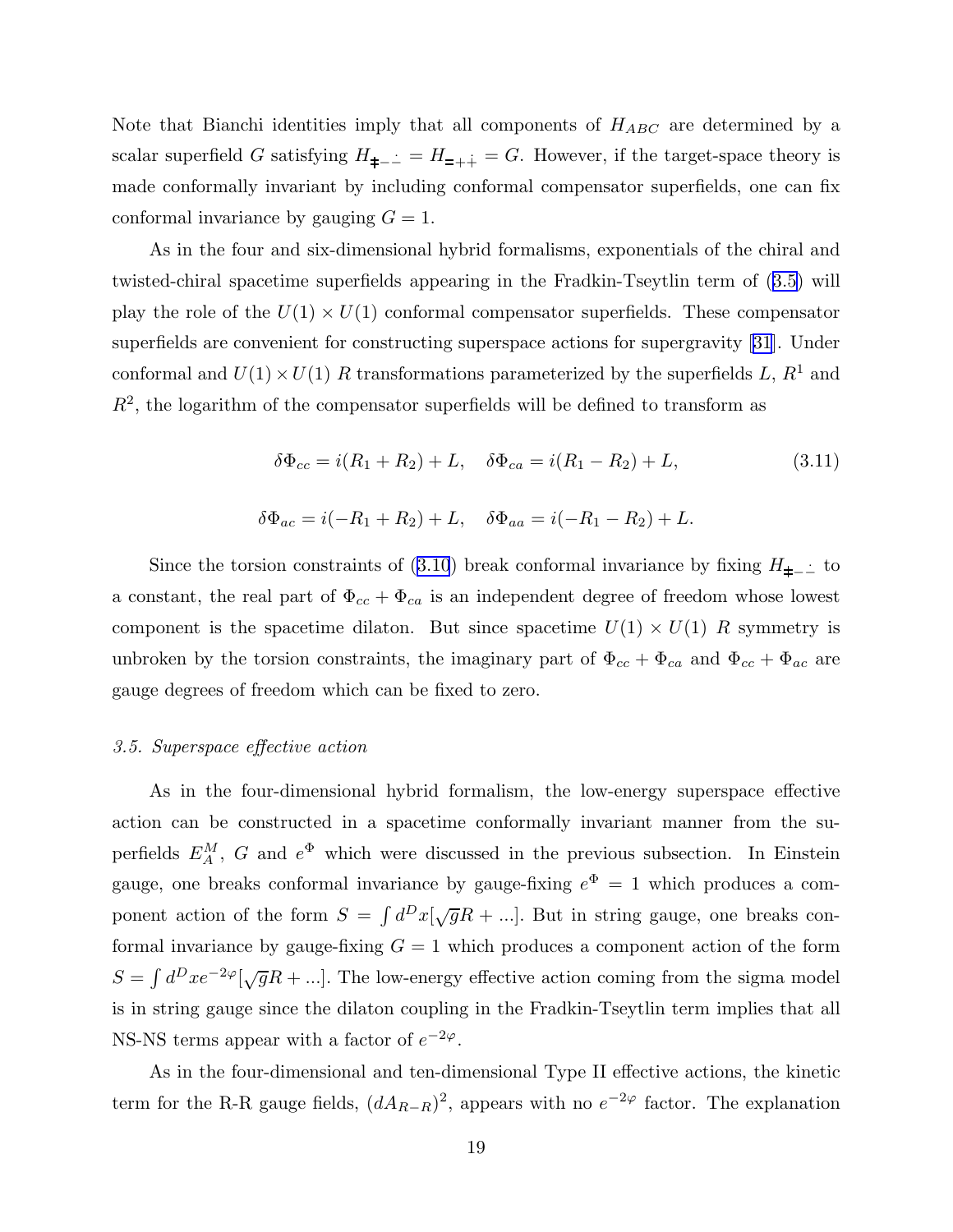Note that Bianchi identities imply that all components of $H_{ABC}$ are determined by a scalar superfield $G$ satisfying $H_{\ddagger - \dot{-}} = H_{= + \dot{+}} = G$. However, if the target-space theory is made conformally invariant by including conformal compensator superfields, one can fix conformal invariance by gauging $G = 1$.

As in the four and six-dimensional hybrid formalisms, exponentials of the chiral and twisted-chiral spacetime superfields appearing in the Fradkin-Tseytlin term of (3.5) will play the role of the $U(1) \times U(1)$ conformal compensator superfields. These compensator superfields are convenient for constructing superspace actions for supergravity [31]. Under conformal and $U(1) \times U(1)$ $R$ transformations parameterized by the superfields $L$, $R^1$ and $R^2$, the logarithm of the compensator superfields will be defined to transform as

$$\delta\Phi_{cc} = i(R_1 + R_2) + L, \quad \delta\Phi_{ca} = i(R_1 - R_2) + L, \tag{3.11}$$

$$\delta\Phi_{ac} = i(-R_1 + R_2) + L, \quad \delta\Phi_{aa} = i(-R_1 - R_2) + L.$$

Since the torsion constraints of (3.10) break conformal invariance by fixing $H_{\ddagger - \dot{-}}$ to a constant, the real part of $\Phi_{cc} + \Phi_{ca}$ is an independent degree of freedom whose lowest component is the spacetime dilaton. But since spacetime $U(1) \times U(1)$ $R$ symmetry is unbroken by the torsion constraints, the imaginary part of $\Phi_{cc} + \Phi_{ca}$ and $\Phi_{cc} + \Phi_{ac}$ are gauge degrees of freedom which can be fixed to zero.

*3.5. Superspace effective action*

As in the four-dimensional hybrid formalism, the low-energy superspace effective action can be constructed in a spacetime conformally invariant manner from the superfields $E_A^M$, $G$ and $e^\Phi$ which were discussed in the previous subsection. In Einstein gauge, one breaks conformal invariance by gauge-fixing $e^\Phi = 1$ which produces a component action of the form $S = \int d^D x[\sqrt{g}R + ...]$. But in string gauge, one breaks conformal invariance by gauge-fixing $G = 1$ which produces a component action of the form $S = \int d^D x e^{-2\varphi}[\sqrt{g}R + ...]$. The low-energy effective action coming from the sigma model is in string gauge since the dilaton coupling in the Fradkin-Tseytlin term implies that all NS-NS terms appear with a factor of $e^{-2\varphi}$.

As in the four-dimensional and ten-dimensional Type II effective actions, the kinetic term for the R-R gauge fields, $(dA_{R-R})^2$, appears with no $e^{-2\varphi}$ factor. The explanation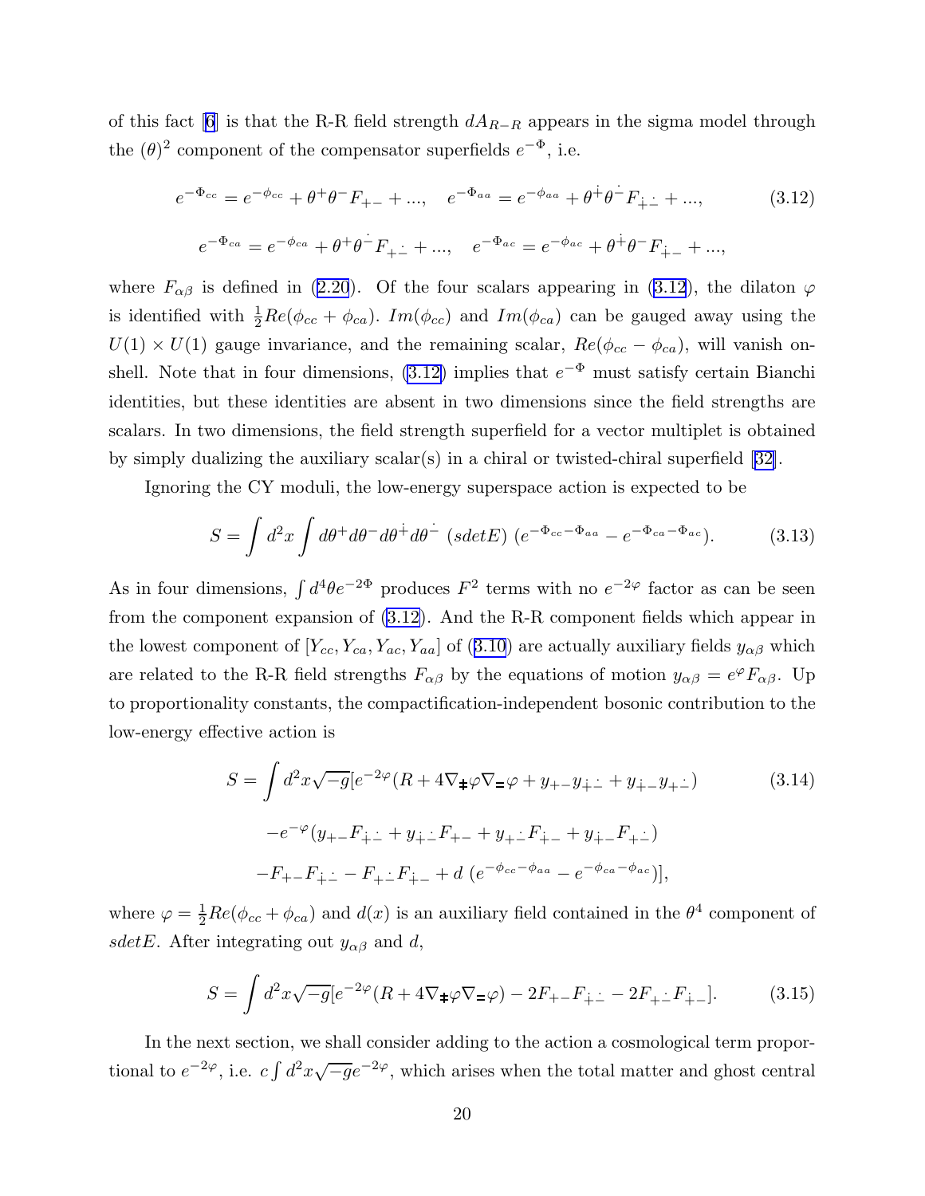of this fact [6] is that the R-R field strength $dA_{R-R}$ appears in the sigma model through the $(\theta)^2$ component of the compensator superfields $e^{-\Phi}$, i.e.

$$e^{-\Phi_{cc}} = e^{-\phi_{cc}} + \theta^+\theta^- F_{+-} + ..., \quad e^{-\Phi_{aa}} = e^{-\phi_{aa}} + \theta^{\dot{+}}\theta^{\dot{-}} F_{\dot{+}\dot{-}} + ..., \tag{3.12}$$

$$e^{-\Phi_{ca}} = e^{-\phi_{ca}} + \theta^+\theta^{\dot{-}} F_{+\dot{-}} + ..., \quad e^{-\Phi_{ac}} = e^{-\phi_{ac}} + \theta^{\dot{+}}\theta^- F_{\dot{+}-} + ...,$$

where $F_{\alpha\beta}$ is defined in (2.20). Of the four scalars appearing in (3.12), the dilaton $\varphi$ is identified with $\frac{1}{2}Re(\phi_{cc} + \phi_{ca})$. $Im(\phi_{cc})$ and $Im(\phi_{ca})$ can be gauged away using the $U(1) \times U(1)$ gauge invariance, and the remaining scalar, $Re(\phi_{cc} - \phi_{ca})$, will vanish on-shell. Note that in four dimensions, (3.12) implies that $e^{-\Phi}$ must satisfy certain Bianchi identities, but these identities are absent in two dimensions since the field strengths are scalars. In two dimensions, the field strength superfield for a vector multiplet is obtained by simply dualizing the auxiliary scalar(s) in a chiral or twisted-chiral superfield [32].

Ignoring the CY moduli, the low-energy superspace action is expected to be

$$S = \int d^2x \int d\theta^+ d\theta^- d\theta^{\dot{+}} d\theta^{\dot{-}} \ (sdetE) \ (e^{-\Phi_{cc} - \Phi_{aa}} - e^{-\Phi_{ca} - \Phi_{ac}}). \tag{3.13}$$

As in four dimensions, $\int d^4\theta e^{-2\Phi}$ produces $F^2$ terms with no $e^{-2\varphi}$ factor as can be seen from the component expansion of (3.12). And the R-R component fields which appear in the lowest component of $[Y_{cc}, Y_{ca}, Y_{ac}, Y_{aa}]$ of (3.10) are actually auxiliary fields $y_{\alpha\beta}$ which are related to the R-R field strengths $F_{\alpha\beta}$ by the equations of motion $y_{\alpha\beta} = e^{\varphi}F_{\alpha\beta}$. Up to proportionality constants, the compactification-independent bosonic contribution to the low-energy effective action is

$$S = \int d^2x\sqrt{-g}[e^{-2\varphi}(R + 4\nabla_{\ddagger}\varphi\nabla_{=}\varphi + y_{+-}y_{\dot{+}\dot{-}} + y_{\dot{+}-}y_{+\dot{-}}) \tag{3.14}$$

$$-e^{-\varphi}(y_{+-}F_{\dot{+}\dot{-}} + y_{\dot{+}\dot{-}}F_{+-} + y_{+\dot{-}}F_{\dot{+}-} + y_{\dot{+}-}F_{+\dot{-}})$$

$$-F_{+-}F_{\dot{+}\dot{-}} - F_{+\dot{-}}F_{\dot{+}-} + d\ (e^{-\phi_{cc}-\phi_{aa}} - e^{-\phi_{ca}-\phi_{ac}})],$$

where $\varphi = \frac{1}{2}Re(\phi_{cc} + \phi_{ca})$ and $d(x)$ is an auxiliary field contained in the $\theta^4$ component of $sdetE$. After integrating out $y_{\alpha\beta}$ and $d$,

$$S = \int d^2x\sqrt{-g}[e^{-2\varphi}(R + 4\nabla_{\ddagger}\varphi\nabla_{=}\varphi) - 2F_{+-}F_{\dot{+}\dot{-}} - 2F_{+\dot{-}}F_{\dot{+}-}]. \tag{3.15}$$

In the next section, we shall consider adding to the action a cosmological term proportional to $e^{-2\varphi}$, i.e. $c\int d^2x\sqrt{-g}e^{-2\varphi}$, which arises when the total matter and ghost central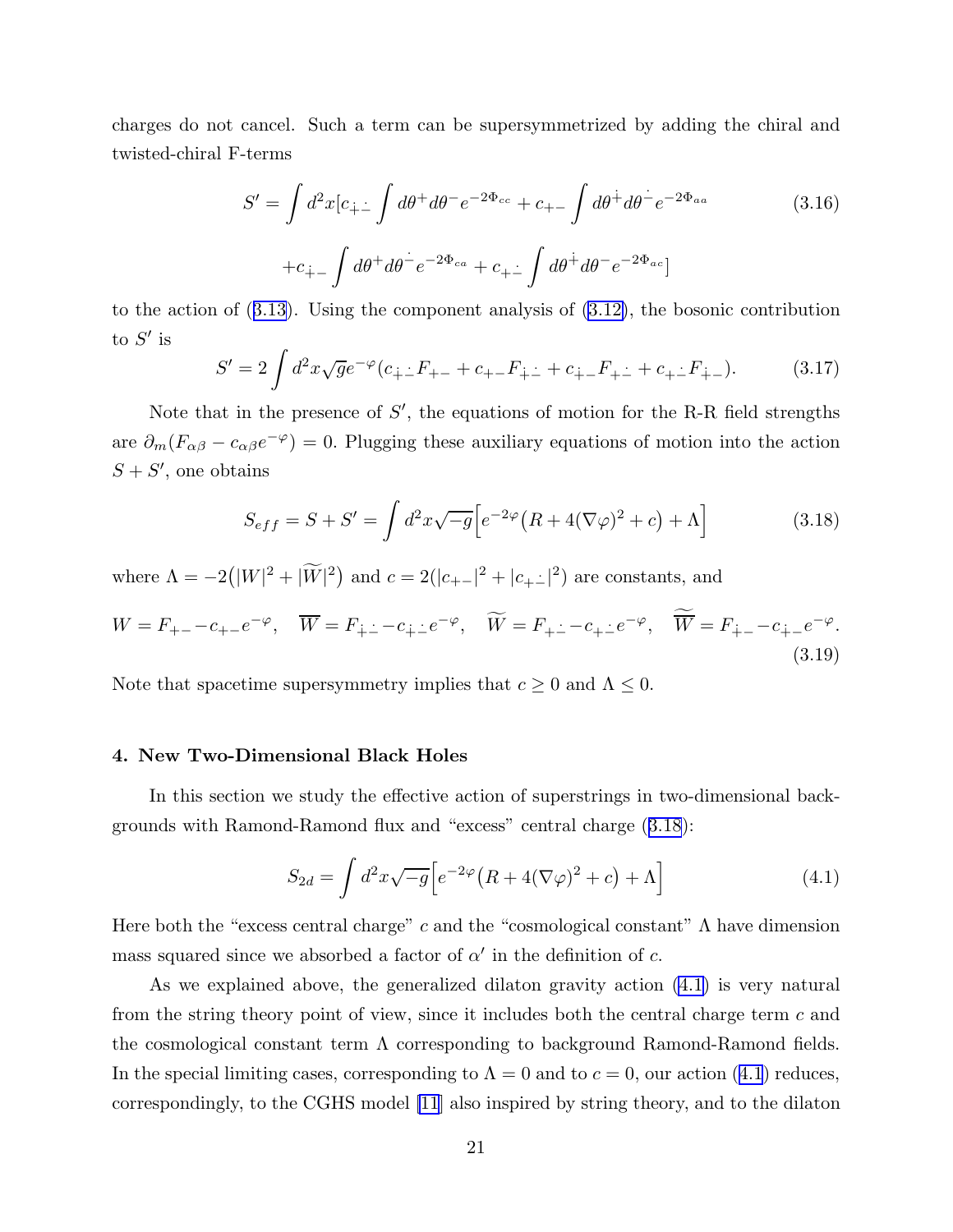charges do not cancel. Such a term can be supersymmetrized by adding the chiral and twisted-chiral F-terms

$$S' = \int d^2x [c_{\dot{+}\dot{-}} \int d\theta^+ d\theta^- e^{-2\Phi_{cc}} + c_{+-} \int d\theta^{\dot{+}} d\theta^{\dot{-}} e^{-2\Phi_{aa}} \tag{3.16}$$

$$+ c_{\dot{+}-} \int d\theta^+ d\theta^{\dot{-}} e^{-2\Phi_{ca}} + c_{+\dot{-}} \int d\theta^{\dot{+}} d\theta^- e^{-2\Phi_{ac}}]$$

to the action of (3.13). Using the component analysis of (3.12), the bosonic contribution to $S'$ is

$$S' = 2 \int d^2x \sqrt{g} e^{-\varphi} (c_{\dot{+}\dot{-}} F_{+-} + c_{+-} F_{\dot{+}\dot{-}} + c_{\dot{+}-} F_{+\dot{-}} + c_{+\dot{-}} F_{\dot{+}-}). \tag{3.17}$$

Note that in the presence of $S'$, the equations of motion for the R-R field strengths are $\partial_m (F_{\alpha\beta} - c_{\alpha\beta} e^{-\varphi}) = 0$. Plugging these auxiliary equations of motion into the action $S + S'$, one obtains

$$S_{eff} = S + S' = \int d^2x \sqrt{-g} \Big[ e^{-2\varphi} \big( R + 4(\nabla\varphi)^2 + c \big) + \Lambda \Big] \tag{3.18}$$

where $\Lambda = -2\big(|W|^2 + |\widetilde{W}|^2\big)$ and $c = 2(|c_{+-}|^2 + |c_{+\dot{-}}|^2)$ are constants, and

$$W = F_{+-} - c_{+-} e^{-\varphi}, \quad \overline{W} = F_{\dot{+}\dot{-}} - c_{\dot{+}\dot{-}} e^{-\varphi}, \quad \widetilde{W} = F_{+\dot{-}} - c_{+\dot{-}} e^{-\varphi}, \quad \overline{\widetilde{W}} = F_{\dot{+}-} - c_{\dot{+}-} e^{-\varphi}. \tag{3.19}$$

Note that spacetime supersymmetry implies that $c \geq 0$ and $\Lambda \leq 0$.

## 4. New Two-Dimensional Black Holes

In this section we study the effective action of superstrings in two-dimensional backgrounds with Ramond-Ramond flux and "excess" central charge (3.18):

$$S_{2d} = \int d^2x \sqrt{-g} \Big[ e^{-2\varphi} \big( R + 4(\nabla\varphi)^2 + c \big) + \Lambda \Big] \tag{4.1}$$

Here both the "excess central charge" $c$ and the "cosmological constant" $\Lambda$ have dimension mass squared since we absorbed a factor of $\alpha'$ in the definition of $c$.

As we explained above, the generalized dilaton gravity action (4.1) is very natural from the string theory point of view, since it includes both the central charge term $c$ and the cosmological constant term $\Lambda$ corresponding to background Ramond-Ramond fields. In the special limiting cases, corresponding to $\Lambda = 0$ and to $c = 0$, our action (4.1) reduces, correspondingly, to the CGHS model [11] also inspired by string theory, and to the dilaton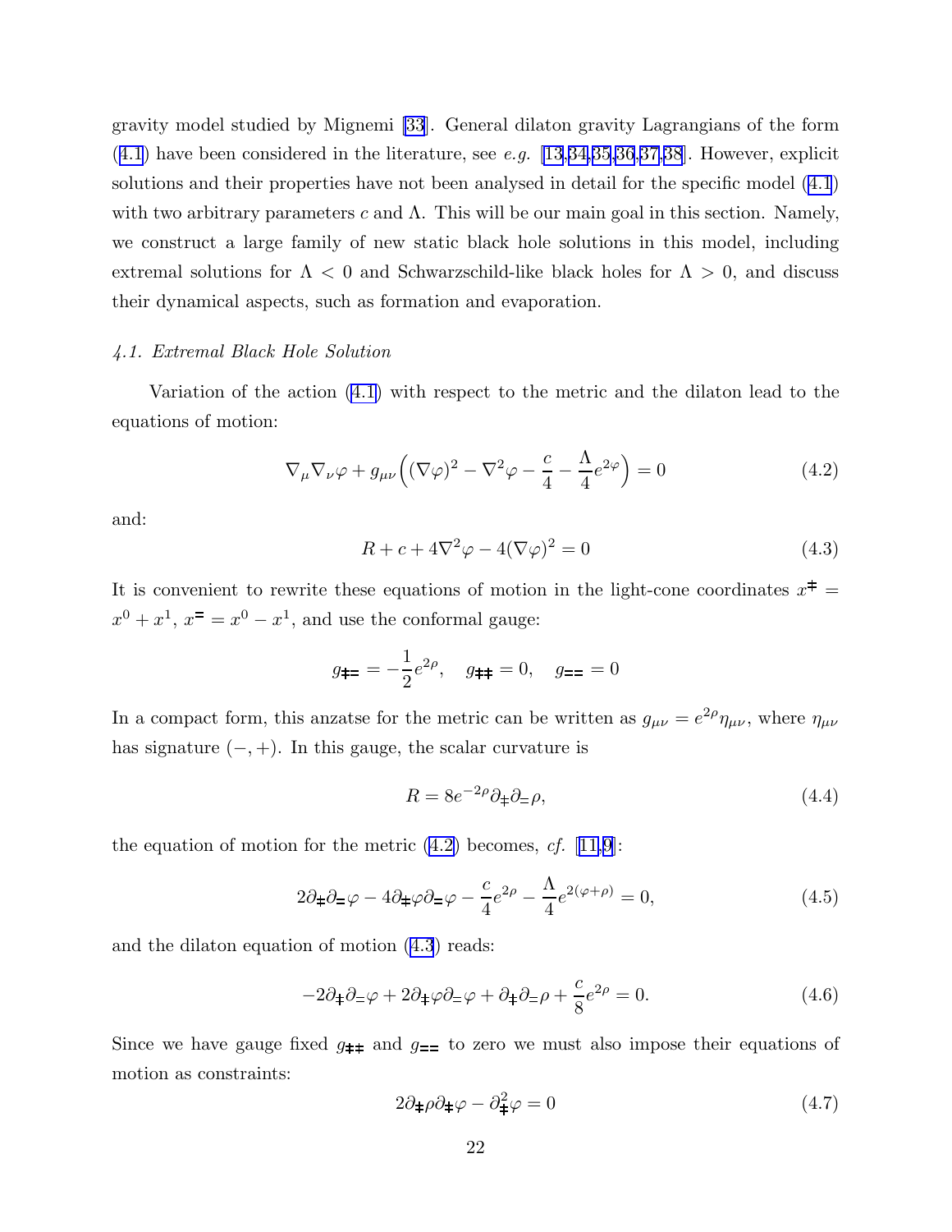gravity model studied by Mignemi [33]. General dilaton gravity Lagrangians of the form (4.1) have been considered in the literature, see *e.g.* [13,34,35,36,37,38]. However, explicit solutions and their properties have not been analysed in detail for the specific model (4.1) with two arbitrary parameters $c$ and $\Lambda$. This will be our main goal in this section. Namely, we construct a large family of new static black hole solutions in this model, including extremal solutions for $\Lambda < 0$ and Schwarzschild-like black holes for $\Lambda > 0$, and discuss their dynamical aspects, such as formation and evaporation.

### *4.1. Extremal Black Hole Solution*

Variation of the action (4.1) with respect to the metric and the dilaton lead to the equations of motion:

$$\nabla_\mu \nabla_\nu \varphi + g_{\mu\nu}\Big((\nabla\varphi)^2 - \nabla^2\varphi - \frac{c}{4} - \frac{\Lambda}{4}e^{2\varphi}\Big) = 0 \tag{4.2}$$

and:

$$R + c + 4\nabla^2\varphi - 4(\nabla\varphi)^2 = 0 \tag{4.3}$$

It is convenient to rewrite these equations of motion in the light-cone coordinates $x^{\ddagger} = x^0 + x^1$, $x^{=} = x^0 - x^1$, and use the conformal gauge:

$$g_{\ddagger=} = -\frac{1}{2}e^{2\rho}, \quad g_{\ddagger\ddagger} = 0, \quad g_{==} = 0$$

In a compact form, this anzatse for the metric can be written as $g_{\mu\nu} = e^{2\rho}\eta_{\mu\nu}$, where $\eta_{\mu\nu}$ has signature $(-,+)$. In this gauge, the scalar curvature is

$$R = 8e^{-2\rho}\partial_{\ddagger}\partial_{=}\rho, \tag{4.4}$$

the equation of motion for the metric (4.2) becomes, *cf.* [11,9]:

$$2\partial_{\ddagger}\partial_{=}\varphi - 4\partial_{\ddagger}\varphi\partial_{=}\varphi - \frac{c}{4}e^{2\rho} - \frac{\Lambda}{4}e^{2(\varphi+\rho)} = 0, \tag{4.5}$$

and the dilaton equation of motion (4.3) reads:

$$-2\partial_{\ddagger}\partial_{=}\varphi + 2\partial_{\ddagger}\varphi\partial_{=}\varphi + \partial_{\ddagger}\partial_{=}\rho + \frac{c}{8}e^{2\rho} = 0. \tag{4.6}$$

Since we have gauge fixed $g_{\ddagger\ddagger}$ and $g_{==}$ to zero we must also impose their equations of motion as constraints:

$$2\partial_{\ddagger}\rho\partial_{\ddagger}\varphi - \partial_{\ddagger}^2\varphi = 0 \tag{4.7}$$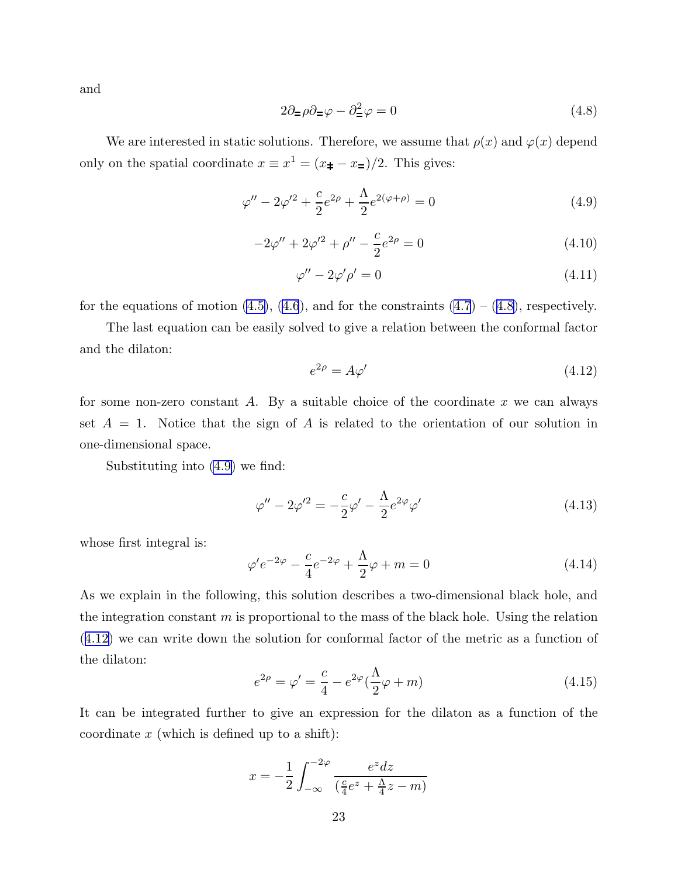and

$$2\partial_{=}\rho\partial_{=}\varphi - \partial_{=}^{2}\varphi = 0 \tag{4.8}$$

We are interested in static solutions. Therefore, we assume that $\rho(x)$ and $\varphi(x)$ depend only on the spatial coordinate $x \equiv x^1 = (x_{\ddagger} - x_{=})/2$. This gives:

$$\varphi'' - 2\varphi'^2 + \frac{c}{2}e^{2\rho} + \frac{\Lambda}{2}e^{2(\varphi+\rho)} = 0 \tag{4.9}$$

$$-2\varphi'' + 2\varphi'^2 + \rho'' - \frac{c}{2}e^{2\rho} = 0 \tag{4.10}$$

$$\varphi'' - 2\varphi'\rho' = 0 \tag{4.11}$$

for the equations of motion (4.5), (4.6), and for the constraints (4.7) – (4.8), respectively.

The last equation can be easily solved to give a relation between the conformal factor and the dilaton:

$$e^{2\rho} = A\varphi' \tag{4.12}$$

for some non-zero constant $A$. By a suitable choice of the coordinate $x$ we can always set $A = 1$. Notice that the sign of $A$ is related to the orientation of our solution in one-dimensional space.

Substituting into (4.9) we find:

$$\varphi'' - 2\varphi'^2 = -\frac{c}{2}\varphi' - \frac{\Lambda}{2}e^{2\varphi}\varphi' \tag{4.13}$$

whose first integral is:

$$\varphi' e^{-2\varphi} - \frac{c}{4}e^{-2\varphi} + \frac{\Lambda}{2}\varphi + m = 0 \tag{4.14}$$

As we explain in the following, this solution describes a two-dimensional black hole, and the integration constant $m$ is proportional to the mass of the black hole. Using the relation (4.12) we can write down the solution for conformal factor of the metric as a function of the dilaton:

$$e^{2\rho} = \varphi' = \frac{c}{4} - e^{2\varphi}(\frac{\Lambda}{2}\varphi + m) \tag{4.15}$$

It can be integrated further to give an expression for the dilaton as a function of the coordinate $x$ (which is defined up to a shift):

$$x = -\frac{1}{2}\int_{-\infty}^{-2\varphi} \frac{e^z dz}{(\frac{c}{4}e^z + \frac{\Lambda}{4}z - m)}$$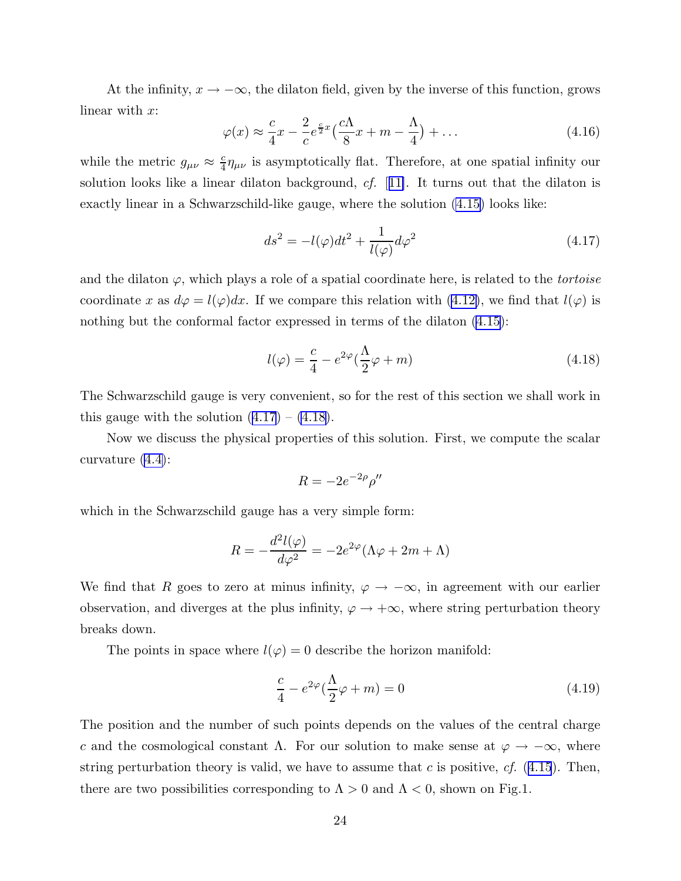At the infinity, $x \to -\infty$, the dilaton field, given by the inverse of this function, grows linear with $x$:

$$\varphi(x) \approx \frac{c}{4}x - \frac{2}{c}e^{\frac{c}{2}x}\left(\frac{c\Lambda}{8}x + m - \frac{\Lambda}{4}\right) + \ldots \tag{4.16}$$

while the metric $g_{\mu\nu} \approx \frac{c}{4}\eta_{\mu\nu}$ is asymptotically flat. Therefore, at one spatial infinity our solution looks like a linear dilaton background, *cf.* [11]. It turns out that the dilaton is exactly linear in a Schwarzschild-like gauge, where the solution (4.15) looks like:

$$ds^2 = -l(\varphi)dt^2 + \frac{1}{l(\varphi)}d\varphi^2 \tag{4.17}$$

and the dilaton $\varphi$, which plays a role of a spatial coordinate here, is related to the *tortoise* coordinate $x$ as $d\varphi = l(\varphi)dx$. If we compare this relation with (4.12), we find that $l(\varphi)$ is nothing but the conformal factor expressed in terms of the dilaton (4.15):

$$l(\varphi) = \frac{c}{4} - e^{2\varphi}\left(\frac{\Lambda}{2}\varphi + m\right) \tag{4.18}$$

The Schwarzschild gauge is very convenient, so for the rest of this section we shall work in this gauge with the solution (4.17) – (4.18).

Now we discuss the physical properties of this solution. First, we compute the scalar curvature (4.4):

$$R = -2e^{-2\rho}\rho''$$

which in the Schwarzschild gauge has a very simple form:

$$R = -\frac{d^2 l(\varphi)}{d\varphi^2} = -2e^{2\varphi}(\Lambda\varphi + 2m + \Lambda)$$

We find that $R$ goes to zero at minus infinity, $\varphi \to -\infty$, in agreement with our earlier observation, and diverges at the plus infinity, $\varphi \to +\infty$, where string perturbation theory breaks down.

The points in space where $l(\varphi) = 0$ describe the horizon manifold:

$$\frac{c}{4} - e^{2\varphi}\left(\frac{\Lambda}{2}\varphi + m\right) = 0 \tag{4.19}$$

The position and the number of such points depends on the values of the central charge $c$ and the cosmological constant $\Lambda$. For our solution to make sense at $\varphi \to -\infty$, where string perturbation theory is valid, we have to assume that $c$ is positive, *cf.* (4.15). Then, there are two possibilities corresponding to $\Lambda > 0$ and $\Lambda < 0$, shown on Fig.1.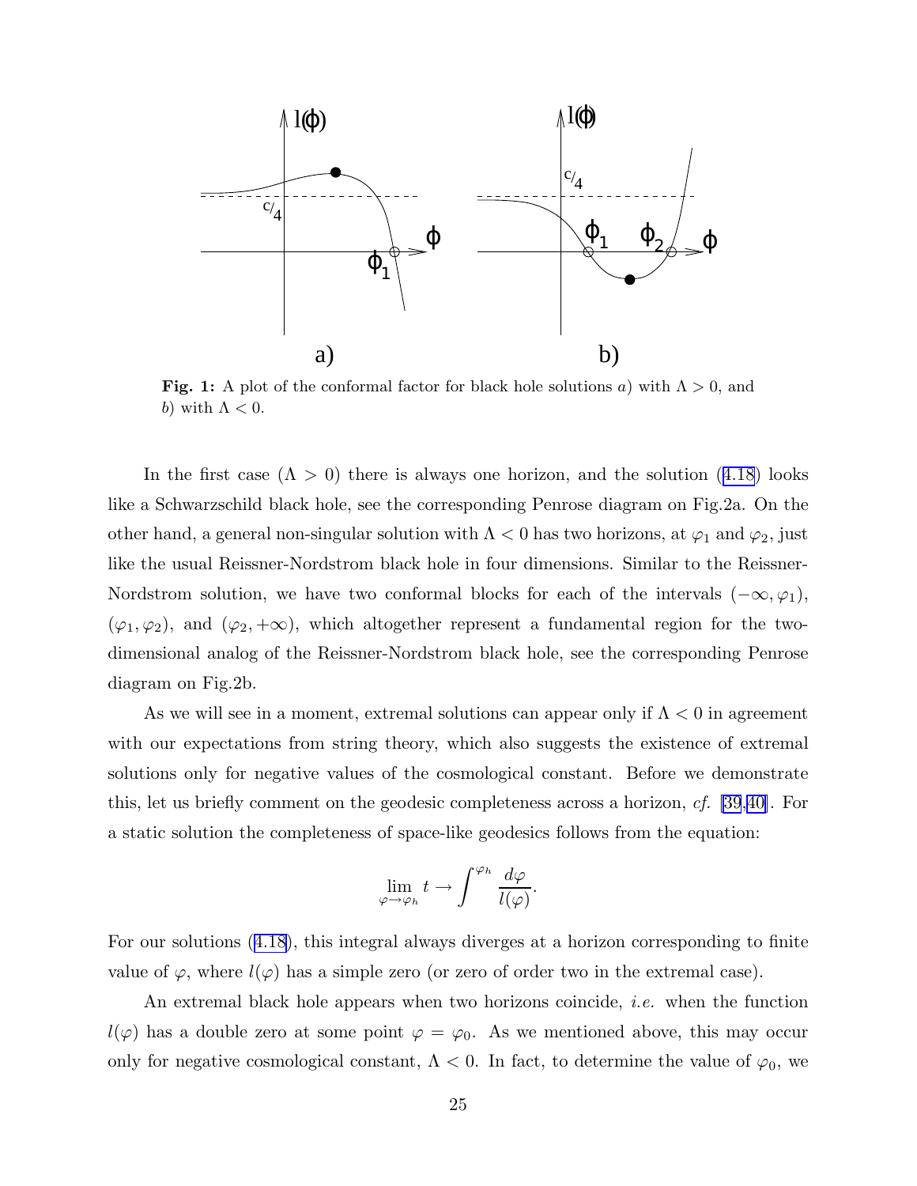**Fig. 1:** A plot of the conformal factor for black hole solutions *a*) with $\Lambda > 0$, and *b*) with $\Lambda < 0$.

In the first case ($\Lambda > 0$) there is always one horizon, and the solution (4.18) looks like a Schwarzschild black hole, see the corresponding Penrose diagram on Fig.2a. On the other hand, a general non-singular solution with $\Lambda < 0$ has two horizons, at $\varphi_1$ and $\varphi_2$, just like the usual Reissner-Nordstrom black hole in four dimensions. Similar to the Reissner-Nordstrom solution, we have two conformal blocks for each of the intervals $(-\infty, \varphi_1)$, $(\varphi_1, \varphi_2)$, and $(\varphi_2, +\infty)$, which altogether represent a fundamental region for the two-dimensional analog of the Reissner-Nordstrom black hole, see the corresponding Penrose diagram on Fig.2b.

As we will see in a moment, extremal solutions can appear only if $\Lambda < 0$ in agreement with our expectations from string theory, which also suggests the existence of extremal solutions only for negative values of the cosmological constant. Before we demonstrate this, let us briefly comment on the geodesic completeness across a horizon, *cf.* [39,40]. For a static solution the completeness of space-like geodesics follows from the equation:

$$\lim_{\varphi \to \varphi_h} t \to \int^{\varphi_h} \frac{d\varphi}{l(\varphi)}.$$

For our solutions (4.18), this integral always diverges at a horizon corresponding to finite value of $\varphi$, where $l(\varphi)$ has a simple zero (or zero of order two in the extremal case).

An extremal black hole appears when two horizons coincide, *i.e.* when the function $l(\varphi)$ has a double zero at some point $\varphi = \varphi_0$. As we mentioned above, this may occur only for negative cosmological constant, $\Lambda < 0$. In fact, to determine the value of $\varphi_0$, we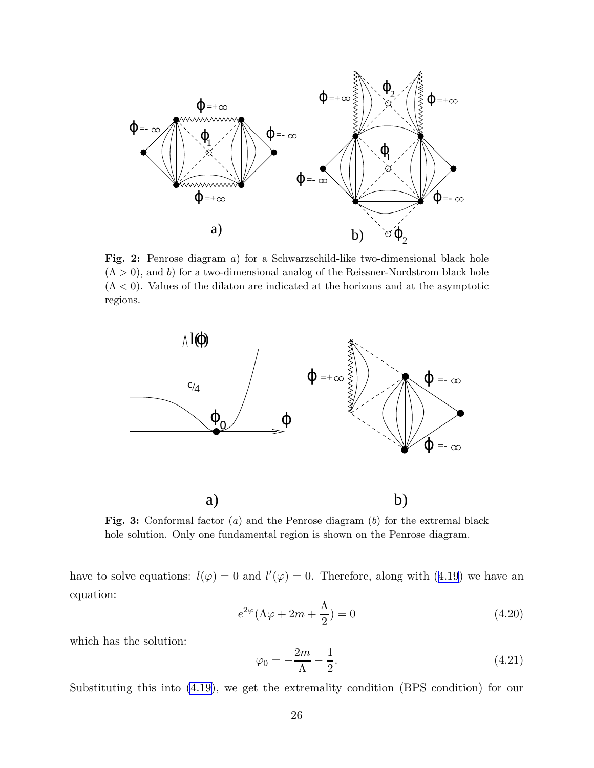**Fig. 2:** Penrose diagram *a*) for a Schwarzschild-like two-dimensional black hole ($\Lambda > 0$), and *b*) for a two-dimensional analog of the Reissner-Nordstrom black hole ($\Lambda < 0$). Values of the dilaton are indicated at the horizons and at the asymptotic regions.

**Fig. 3:** Conformal factor (*a*) and the Penrose diagram (*b*) for the extremal black hole solution. Only one fundamental region is shown on the Penrose diagram.

have to solve equations: $l(\varphi) = 0$ and $l'(\varphi) = 0$. Therefore, along with (4.19) we have an equation:

$$e^{2\varphi}(\Lambda\varphi + 2m + \frac{\Lambda}{2}) = 0 \tag{4.20}$$

which has the solution:

$$\varphi_0 = -\frac{2m}{\Lambda} - \frac{1}{2}. \tag{4.21}$$

Substituting this into (4.19), we get the extremality condition (BPS condition) for our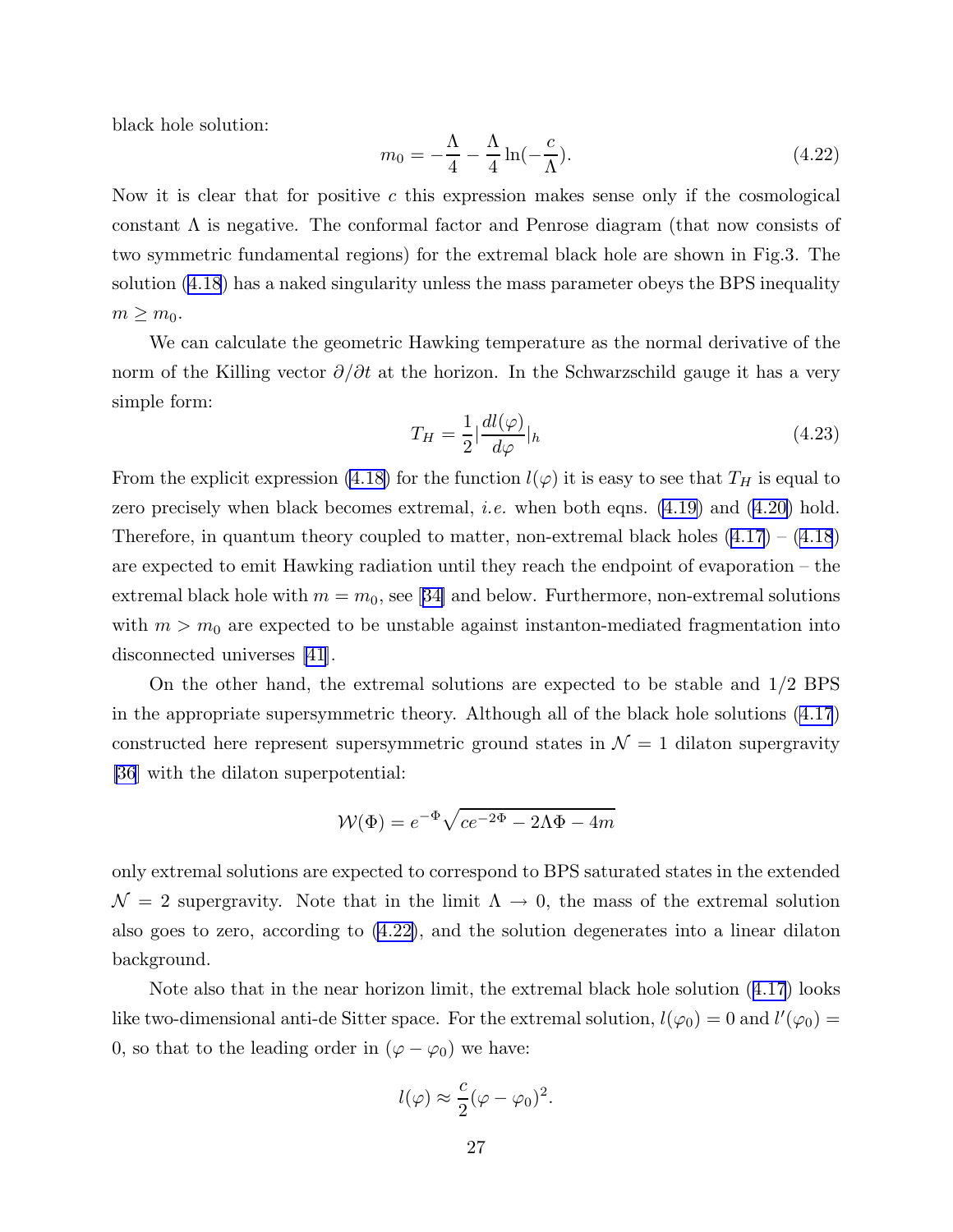black hole solution:

$$m_0 = -\frac{\Lambda}{4} - \frac{\Lambda}{4}\ln(-\frac{c}{\Lambda}). \tag{4.22}$$

Now it is clear that for positive $c$ this expression makes sense only if the cosmological constant $\Lambda$ is negative. The conformal factor and Penrose diagram (that now consists of two symmetric fundamental regions) for the extremal black hole are shown in Fig.3. The solution (4.18) has a naked singularity unless the mass parameter obeys the BPS inequality $m \geq m_0$.

We can calculate the geometric Hawking temperature as the normal derivative of the norm of the Killing vector $\partial/\partial t$ at the horizon. In the Schwarzschild gauge it has a very simple form:

$$T_H = \frac{1}{2}|\frac{dl(\varphi)}{d\varphi}|_h \tag{4.23}$$

From the explicit expression (4.18) for the function $l(\varphi)$ it is easy to see that $T_H$ is equal to zero precisely when black becomes extremal, *i.e.* when both eqns. (4.19) and (4.20) hold. Therefore, in quantum theory coupled to matter, non-extremal black holes (4.17) – (4.18) are expected to emit Hawking radiation until they reach the endpoint of evaporation – the extremal black hole with $m = m_0$, see [34] and below. Furthermore, non-extremal solutions with $m > m_0$ are expected to be unstable against instanton-mediated fragmentation into disconnected universes [41].

On the other hand, the extremal solutions are expected to be stable and 1/2 BPS in the appropriate supersymmetric theory. Although all of the black hole solutions (4.17) constructed here represent supersymmetric ground states in $\mathcal{N} = 1$ dilaton supergravity [36] with the dilaton superpotential:

$$\mathcal{W}(\Phi) = e^{-\Phi}\sqrt{ce^{-2\Phi} - 2\Lambda\Phi - 4m}$$

only extremal solutions are expected to correspond to BPS saturated states in the extended $\mathcal{N} = 2$ supergravity. Note that in the limit $\Lambda \to 0$, the mass of the extremal solution also goes to zero, according to (4.22), and the solution degenerates into a linear dilaton background.

Note also that in the near horizon limit, the extremal black hole solution (4.17) looks like two-dimensional anti-de Sitter space. For the extremal solution, $l(\varphi_0) = 0$ and $l'(\varphi_0) = 0$, so that to the leading order in $(\varphi - \varphi_0)$ we have:

$$l(\varphi) \approx \frac{c}{2}(\varphi - \varphi_0)^2.$$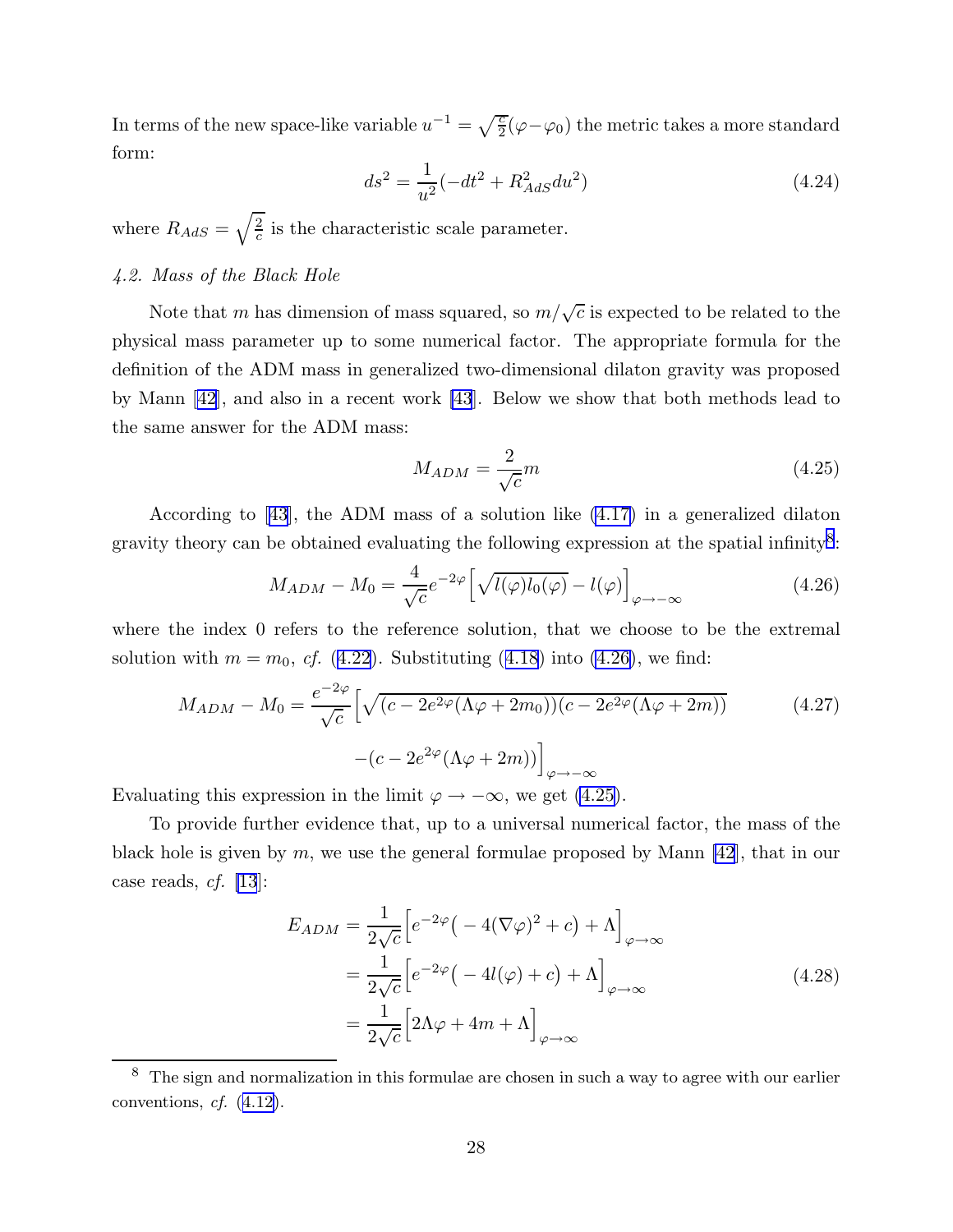In terms of the new space-like variable $u^{-1} = \sqrt{\frac{c}{2}}(\varphi - \varphi_0)$ the metric takes a more standard form:

$$ds^2 = \frac{1}{u^2}(-dt^2 + R_{AdS}^2 du^2) \tag{4.24}$$

where $R_{AdS} = \sqrt{\frac{2}{c}}$ is the characteristic scale parameter.

### *4.2. Mass of the Black Hole*

Note that $m$ has dimension of mass squared, so $m/\sqrt{c}$ is expected to be related to the physical mass parameter up to some numerical factor. The appropriate formula for the definition of the ADM mass in generalized two-dimensional dilaton gravity was proposed by Mann [42], and also in a recent work [43]. Below we show that both methods lead to the same answer for the ADM mass:

$$M_{ADM} = \frac{2}{\sqrt{c}} m \tag{4.25}$$

According to [43], the ADM mass of a solution like (4.17) in a generalized dilaton gravity theory can be obtained evaluating the following expression at the spatial infinity[8]:

$$M_{ADM} - M_0 = \frac{4}{\sqrt{c}} e^{-2\varphi} \Big[ \sqrt{l(\varphi) l_0(\varphi)} - l(\varphi) \Big]_{\varphi \to -\infty} \tag{4.26}$$

where the index 0 refers to the reference solution, that we choose to be the extremal solution with $m = m_0$, *cf.* (4.22). Substituting (4.18) into (4.26), we find:

$$\begin{aligned} M_{ADM} - M_0 = \frac{e^{-2\varphi}}{\sqrt{c}} \Big[ &\sqrt{(c - 2e^{2\varphi}(\Lambda\varphi + 2m_0))(c - 2e^{2\varphi}(\Lambda\varphi + 2m))} \\ &-(c - 2e^{2\varphi}(\Lambda\varphi + 2m)) \Big]_{\varphi \to -\infty} \end{aligned} \tag{4.27}$$

Evaluating this expression in the limit $\varphi \to -\infty$, we get (4.25).

To provide further evidence that, up to a universal numerical factor, the mass of the black hole is given by $m$, we use the general formulae proposed by Mann [42], that in our case reads, *cf.* [13]:

$$\begin{aligned} E_{ADM} &= \frac{1}{2\sqrt{c}} \Big[ e^{-2\varphi} \big( -4(\nabla\varphi)^2 + c \big) + \Lambda \Big]_{\varphi \to \infty} \\ &= \frac{1}{2\sqrt{c}} \Big[ e^{-2\varphi} \big( -4l(\varphi) + c \big) + \Lambda \Big]_{\varphi \to \infty} \\ &= \frac{1}{2\sqrt{c}} \Big[ 2\Lambda\varphi + 4m + \Lambda \Big]_{\varphi \to \infty} \end{aligned} \tag{4.28}$$

---

[8] The sign and normalization in this formulae are chosen in such a way to agree with our earlier conventions, *cf.* (4.12).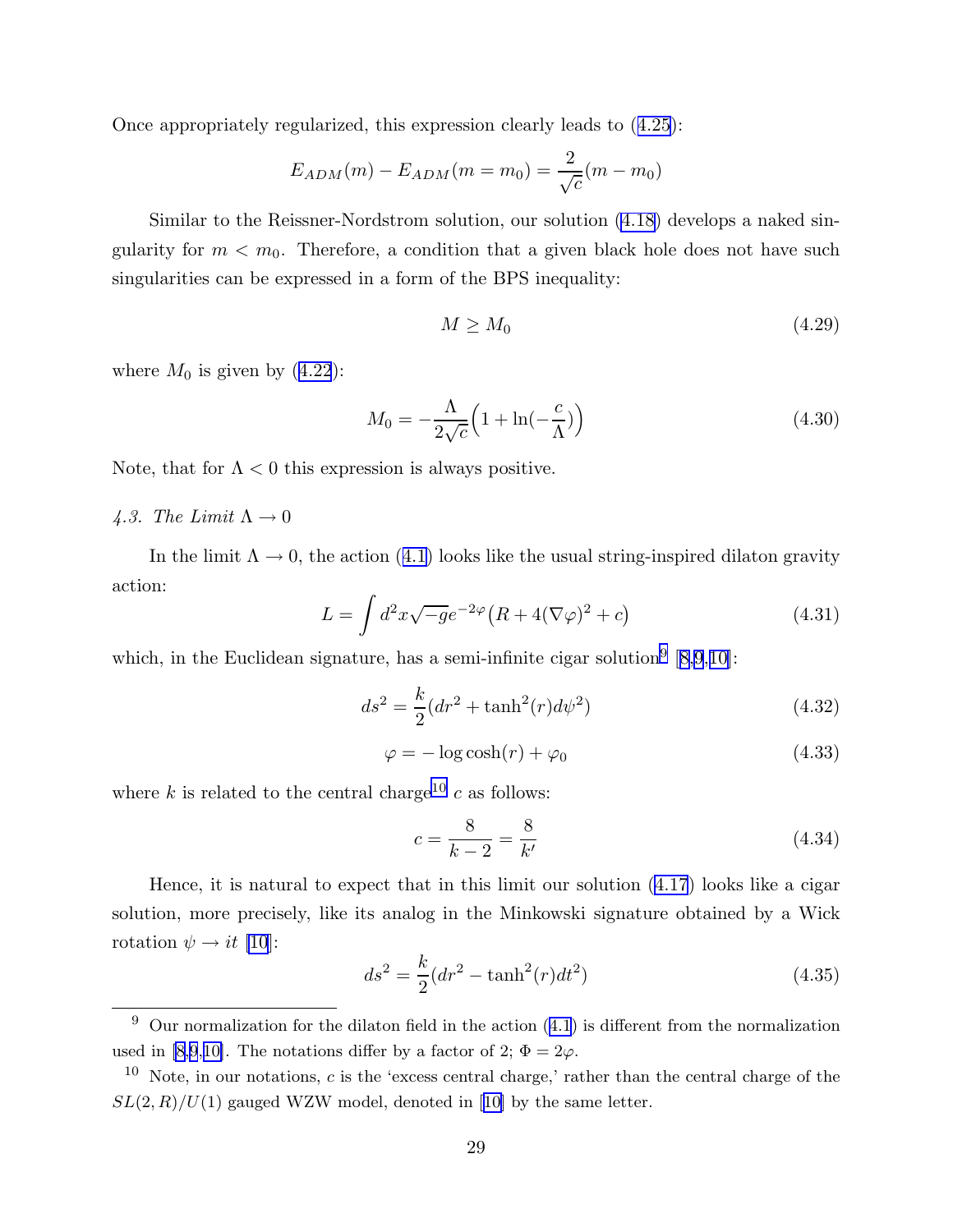Once appropriately regularized, this expression clearly leads to (4.25):

$$E_{ADM}(m) - E_{ADM}(m = m_0) = \frac{2}{\sqrt{c}}(m - m_0)$$

Similar to the Reissner-Nordstrom solution, our solution (4.18) develops a naked singularity for $m < m_0$. Therefore, a condition that a given black hole does not have such singularities can be expressed in a form of the BPS inequality:

$$M \geq M_0 \tag{4.29}$$

where $M_0$ is given by (4.22):

$$M_0 = -\frac{\Lambda}{2\sqrt{c}}\Big(1 + \ln(-\frac{c}{\Lambda})\Big) \tag{4.30}$$

Note, that for $\Lambda < 0$ this expression is always positive.

*4.3. The Limit $\Lambda \to 0$*

In the limit $\Lambda \to 0$, the action (4.1) looks like the usual string-inspired dilaton gravity action:

$$L = \int d^2x \sqrt{-g} e^{-2\varphi}\big(R + 4(\nabla\varphi)^2 + c\big) \tag{4.31}$$

which, in the Euclidean signature, has a semi-infinite cigar solution[9] [8,9,10]:

$$ds^2 = \frac{k}{2}(dr^2 + \tanh^2(r)d\psi^2) \tag{4.32}$$

$$\varphi = -\log\cosh(r) + \varphi_0 \tag{4.33}$$

where $k$ is related to the central charge[10] $c$ as follows:

$$c = \frac{8}{k-2} = \frac{8}{k'} \tag{4.34}$$

Hence, it is natural to expect that in this limit our solution (4.17) looks like a cigar solution, more precisely, like its analog in the Minkowski signature obtained by a Wick rotation $\psi \to it$ [10]:

$$ds^2 = \frac{k}{2}(dr^2 - \tanh^2(r)dt^2) \tag{4.35}$$

---

[9] Our normalization for the dilaton field in the action (4.1) is different from the normalization used in [8,9,10]. The notations differ by a factor of 2; $\Phi = 2\varphi$.

[10] Note, in our notations, $c$ is the 'excess central charge,' rather than the central charge of the $SL(2,R)/U(1)$ gauged WZW model, denoted in [10] by the same letter.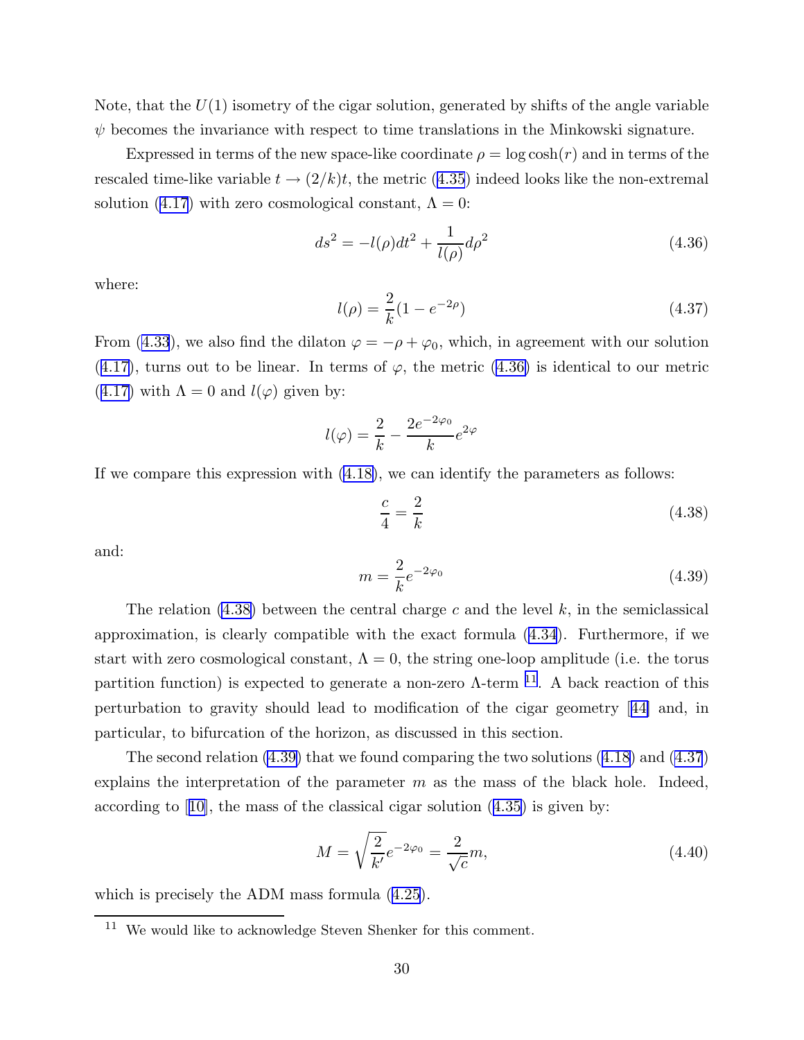Note, that the $U(1)$ isometry of the cigar solution, generated by shifts of the angle variable $\psi$ becomes the invariance with respect to time translations in the Minkowski signature.

Expressed in terms of the new space-like coordinate $\rho = \log\cosh(r)$ and in terms of the rescaled time-like variable $t \to (2/k)t$, the metric (4.35) indeed looks like the non-extremal solution (4.17) with zero cosmological constant, $\Lambda = 0$:

$$ds^2 = -l(\rho)dt^2 + \frac{1}{l(\rho)}d\rho^2 \tag{4.36}$$

where:

$$l(\rho) = \frac{2}{k}(1 - e^{-2\rho}) \tag{4.37}$$

From (4.33), we also find the dilaton $\varphi = -\rho + \varphi_0$, which, in agreement with our solution (4.17), turns out to be linear. In terms of $\varphi$, the metric (4.36) is identical to our metric (4.17) with $\Lambda = 0$ and $l(\varphi)$ given by:

$$l(\varphi) = \frac{2}{k} - \frac{2e^{-2\varphi_0}}{k}e^{2\varphi}$$

If we compare this expression with (4.18), we can identify the parameters as follows:

$$\frac{c}{4} = \frac{2}{k} \tag{4.38}$$

and:

$$m = \frac{2}{k}e^{-2\varphi_0} \tag{4.39}$$

The relation (4.38) between the central charge $c$ and the level $k$, in the semiclassical approximation, is clearly compatible with the exact formula (4.34). Furthermore, if we start with zero cosmological constant, $\Lambda = 0$, the string one-loop amplitude (i.e. the torus partition function) is expected to generate a non-zero $\Lambda$-term [11]. A back reaction of this perturbation to gravity should lead to modification of the cigar geometry [44] and, in particular, to bifurcation of the horizon, as discussed in this section.

The second relation (4.39) that we found comparing the two solutions (4.18) and (4.37) explains the interpretation of the parameter $m$ as the mass of the black hole. Indeed, according to [10], the mass of the classical cigar solution (4.35) is given by:

$$M = \sqrt{\frac{2}{k'}}e^{-2\varphi_0} = \frac{2}{\sqrt{c}}m, \tag{4.40}$$

which is precisely the ADM mass formula (4.25).

[11] We would like to acknowledge Steven Shenker for this comment.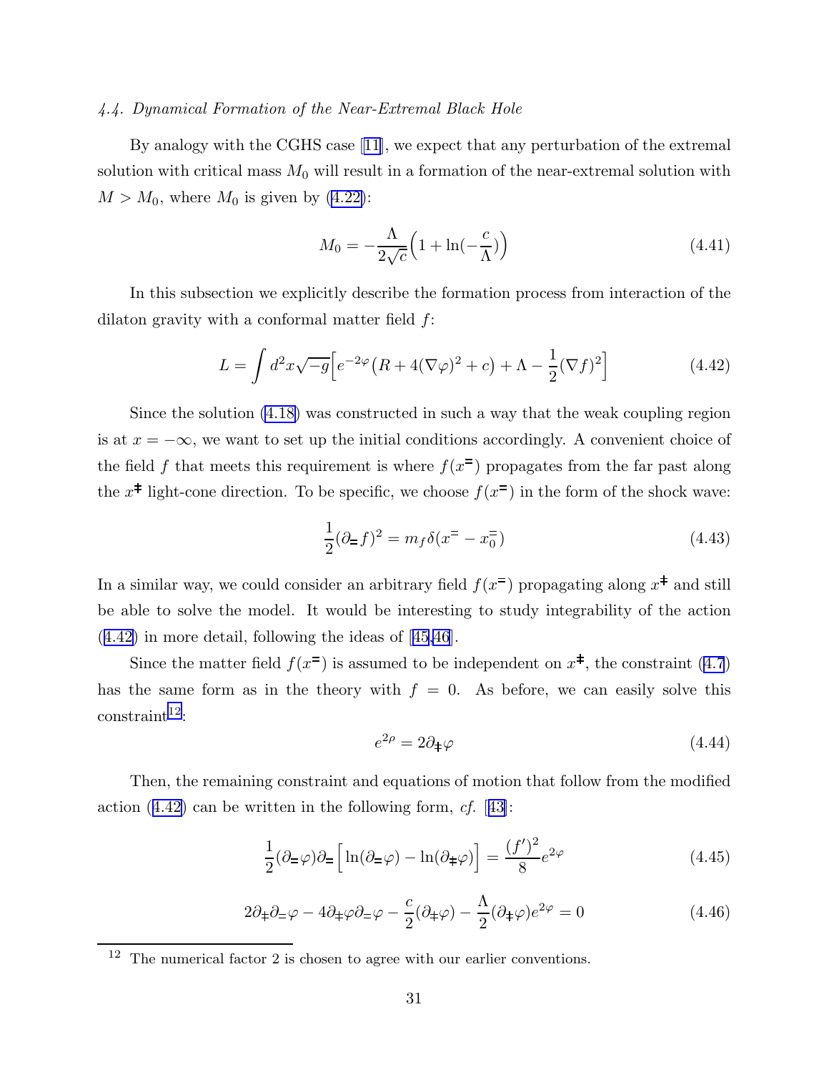### *4.4. Dynamical Formation of the Near-Extremal Black Hole*

By analogy with the CGHS case [11], we expect that any perturbation of the extremal solution with critical mass $M_0$ will result in a formation of the near-extremal solution with $M > M_0$, where $M_0$ is given by (4.22):

$$M_0 = -\frac{\Lambda}{2\sqrt{c}}\Big(1 + \ln(-\frac{c}{\Lambda})\Big) \tag{4.41}$$

In this subsection we explicitly describe the formation process from interaction of the dilaton gravity with a conformal matter field $f$:

$$L = \int d^2x \sqrt{-g}\Big[e^{-2\varphi}\big(R + 4(\nabla\varphi)^2 + c\big) + \Lambda - \frac{1}{2}(\nabla f)^2\Big] \tag{4.42}$$

Since the solution (4.18) was constructed in such a way that the weak coupling region is at $x = -\infty$, we want to set up the initial conditions accordingly. A convenient choice of the field $f$ that meets this requirement is where $f(x^{=})$ propagates from the far past along the $x^{\ddagger}$ light-cone direction. To be specific, we choose $f(x^{=})$ in the form of the shock wave:

$$\frac{1}{2}(\partial_{=} f)^2 = m_f \delta(x^{=} - x_0^{=}) \tag{4.43}$$

In a similar way, we could consider an arbitrary field $f(x^{=})$ propagating along $x^{\ddagger}$ and still be able to solve the model. It would be interesting to study integrability of the action (4.42) in more detail, following the ideas of [45,46].

Since the matter field $f(x^{=})$ is assumed to be independent on $x^{\ddagger}$, the constraint (4.7) has the same form as in the theory with $f = 0$. As before, we can easily solve this constraint[12]:

$$e^{2\rho} = 2\partial_{\ddagger}\varphi \tag{4.44}$$

Then, the remaining constraint and equations of motion that follow from the modified action (4.42) can be written in the following form, *cf.* [43]:

$$\frac{1}{2}(\partial_{=}\varphi)\partial_{=}\Big[\ln(\partial_{=}\varphi) - \ln(\partial_{\ddagger}\varphi)\Big] = \frac{(f')^2}{8}e^{2\varphi} \tag{4.45}$$

$$2\partial_{\ddagger}\partial_{=}\varphi - 4\partial_{\ddagger}\varphi\partial_{=}\varphi - \frac{c}{2}(\partial_{\ddagger}\varphi) - \frac{\Lambda}{2}(\partial_{\ddagger}\varphi)e^{2\varphi} = 0 \tag{4.46}$$

---

[12] The numerical factor 2 is chosen to agree with our earlier conventions.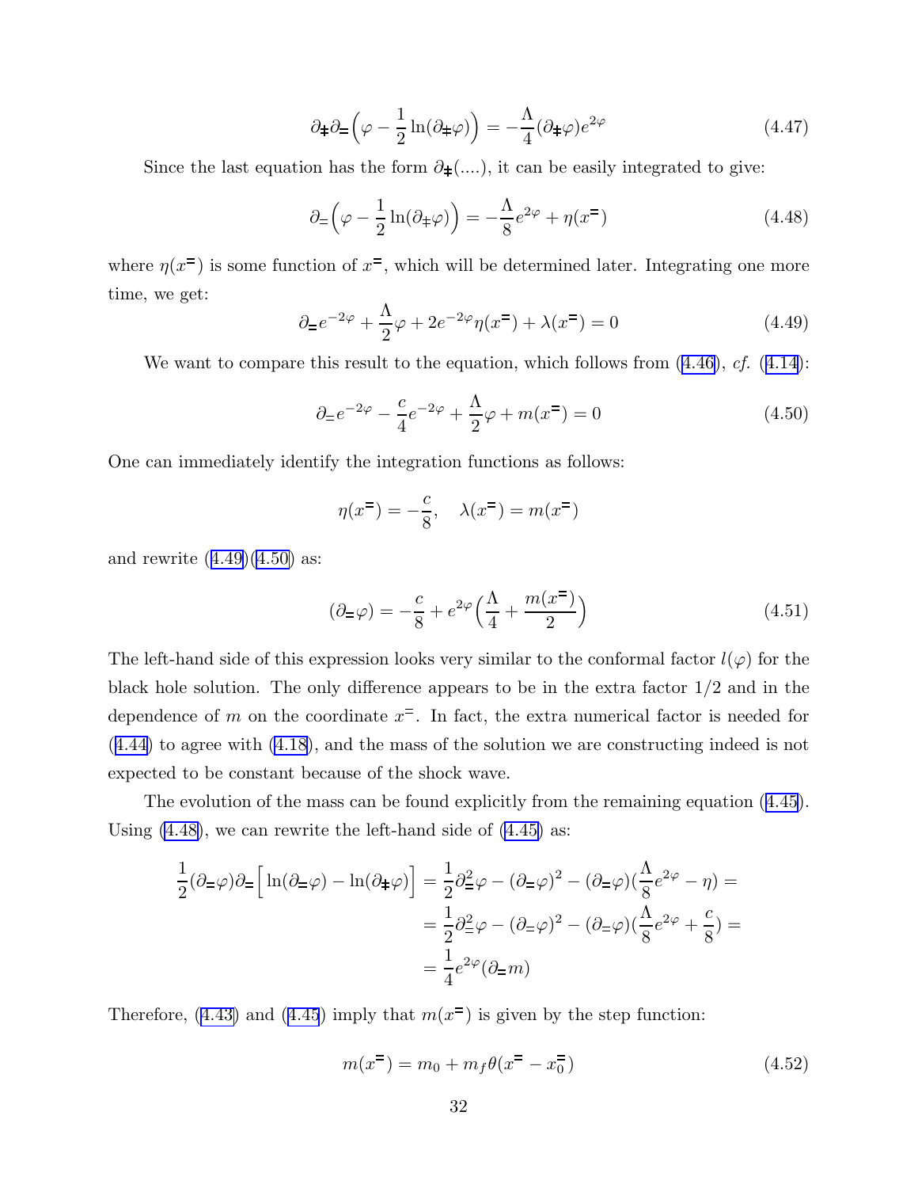$$\partial_{\ddagger}\partial_{=}\Big(\varphi - \frac{1}{2}\ln(\partial_{\ddagger}\varphi)\Big) = -\frac{\Lambda}{4}(\partial_{\ddagger}\varphi)e^{2\varphi} \tag{4.47}$$

Since the last equation has the form $\partial_{\ddagger}(....)$, it can be easily integrated to give:

$$\partial_{=}\Big(\varphi - \frac{1}{2}\ln(\partial_{\ddagger}\varphi)\Big) = -\frac{\Lambda}{8}e^{2\varphi} + \eta(x^{=}) \tag{4.48}$$

where $\eta(x^{=})$ is some function of $x^{=}$, which will be determined later. Integrating one more time, we get:

$$\partial_{=}e^{-2\varphi} + \frac{\Lambda}{2}\varphi + 2e^{-2\varphi}\eta(x^{=}) + \lambda(x^{=}) = 0 \tag{4.49}$$

We want to compare this result to the equation, which follows from (4.46), *cf.* (4.14):

$$\partial_{=}e^{-2\varphi} - \frac{c}{4}e^{-2\varphi} + \frac{\Lambda}{2}\varphi + m(x^{=}) = 0 \tag{4.50}$$

One can immediately identify the integration functions as follows:

$$\eta(x^{=}) = -\frac{c}{8}, \quad \lambda(x^{=}) = m(x^{=})$$

and rewrite (4.49)(4.50) as:

$$(\partial_{=}\varphi) = -\frac{c}{8} + e^{2\varphi}\Big(\frac{\Lambda}{4} + \frac{m(x^{=})}{2}\Big) \tag{4.51}$$

The left-hand side of this expression looks very similar to the conformal factor $l(\varphi)$ for the black hole solution. The only difference appears to be in the extra factor $1/2$ and in the dependence of $m$ on the coordinate $x^{=}$. In fact, the extra numerical factor is needed for (4.44) to agree with (4.18), and the mass of the solution we are constructing indeed is not expected to be constant because of the shock wave.

The evolution of the mass can be found explicitly from the remaining equation (4.45). Using (4.48), we can rewrite the left-hand side of (4.45) as:

$$\begin{aligned}
\frac{1}{2}(\partial_{=}\varphi)\partial_{=}\Big[\ln(\partial_{=}\varphi) - \ln(\partial_{\ddagger}\varphi)\Big] &= \frac{1}{2}\partial_{=}^2\varphi - (\partial_{=}\varphi)^2 - (\partial_{=}\varphi)(\frac{\Lambda}{8}e^{2\varphi} - \eta) = \\
&= \frac{1}{2}\partial_{=}^2\varphi - (\partial_{=}\varphi)^2 - (\partial_{=}\varphi)(\frac{\Lambda}{8}e^{2\varphi} + \frac{c}{8}) = \\
&= \frac{1}{4}e^{2\varphi}(\partial_{=}m)
\end{aligned}$$

Therefore, (4.43) and (4.45) imply that $m(x^{=})$ is given by the step function:

$$m(x^{=}) = m_0 + m_f\theta(x^{=} - x_0^{=}) \tag{4.52}$$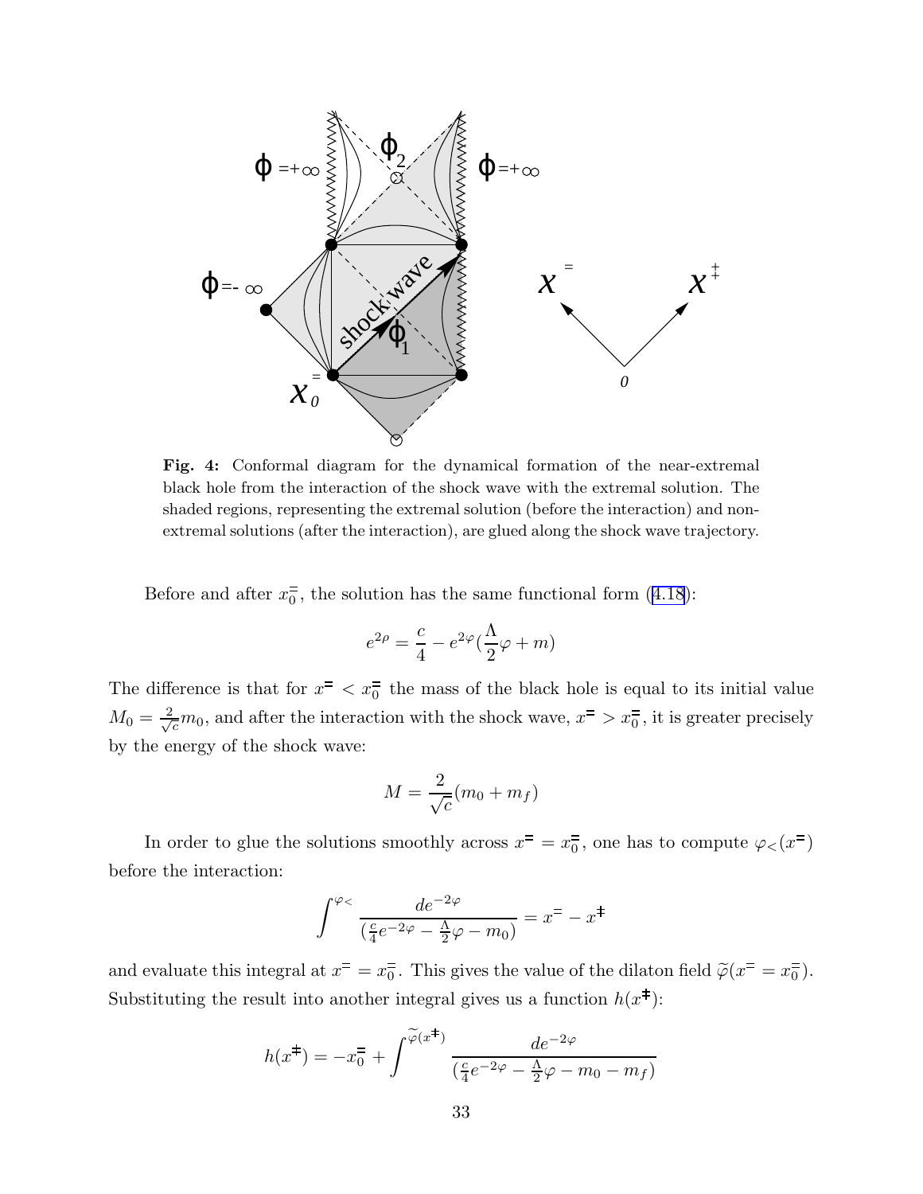**Fig. 4:** Conformal diagram for the dynamical formation of the near-extremal black hole from the interaction of the shock wave with the extremal solution. The shaded regions, representing the extremal solution (before the interaction) and non-extremal solutions (after the interaction), are glued along the shock wave trajectory.

Before and after $x^{=}_0$, the solution has the same functional form (4.18):

$$e^{2\rho} = \frac{c}{4} - e^{2\varphi}(\frac{\Lambda}{2}\varphi + m)$$

The difference is that for $x^{=} < x^{=}_0$ the mass of the black hole is equal to its initial value $M_0 = \frac{2}{\sqrt{c}}m_0$, and after the interaction with the shock wave, $x^{=} > x^{=}_0$, it is greater precisely by the energy of the shock wave:

$$M = \frac{2}{\sqrt{c}}(m_0 + m_f)$$

In order to glue the solutions smoothly across $x^{=} = x^{=}_0$, one has to compute $\varphi_<(x^{=})$ before the interaction:

$$\int^{\varphi_<} \frac{de^{-2\varphi}}{(\frac{c}{4}e^{-2\varphi} - \frac{\Lambda}{2}\varphi - m_0)} = x^{=} - x^{\ddagger}$$

and evaluate this integral at $x^{=} = x^{=}_0$. This gives the value of the dilaton field $\widetilde{\varphi}(x^{=} = x^{=}_0)$. Substituting the result into another integral gives us a function $h(x^{\ddagger})$:

$$h(x^{\ddagger}) = -x^{=}_0 + \int^{\widetilde{\varphi}(x^{\ddagger})} \frac{de^{-2\varphi}}{(\frac{c}{4}e^{-2\varphi} - \frac{\Lambda}{2}\varphi - m_0 - m_f)}$$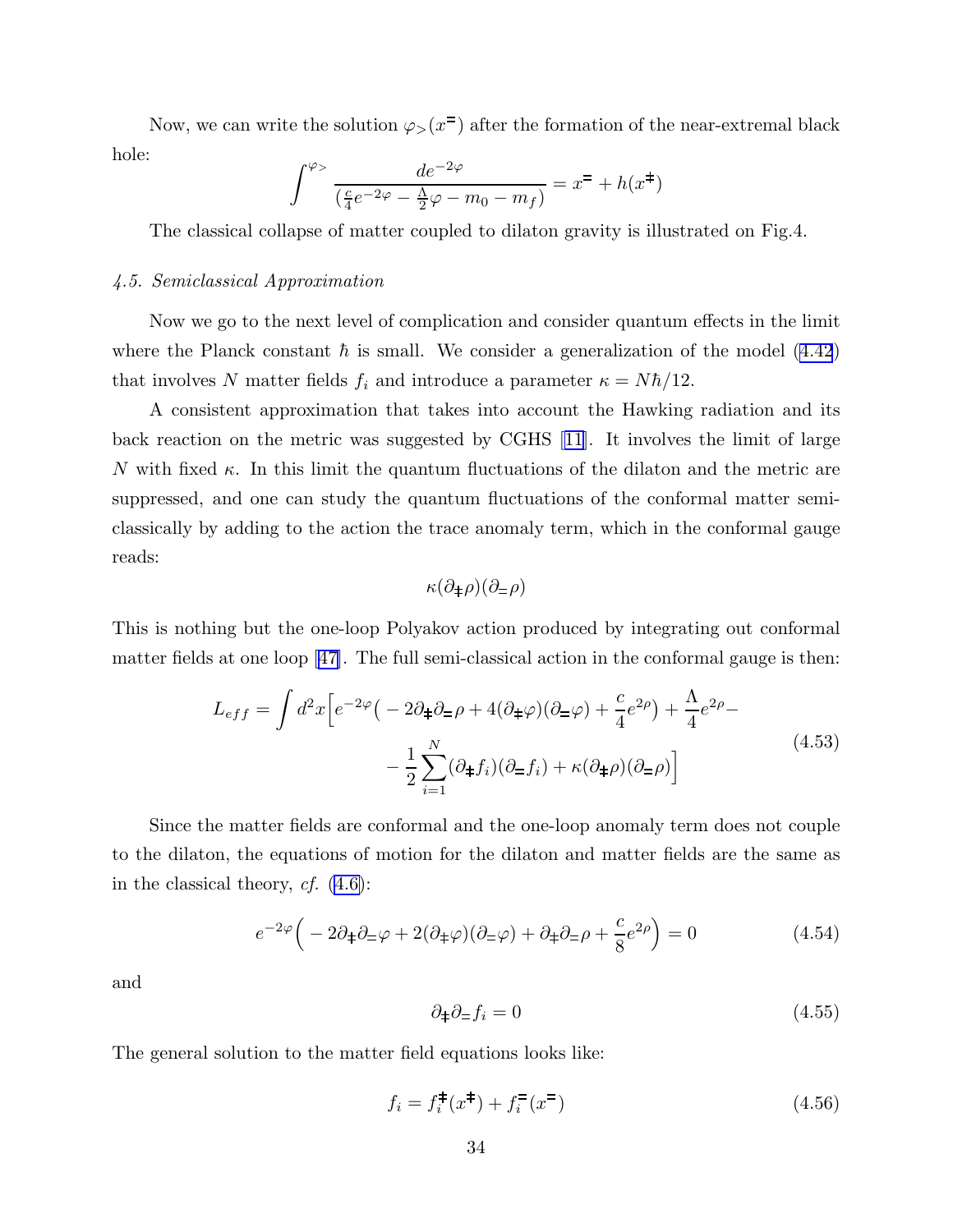Now, we can write the solution $\varphi_>(x^{=})$ after the formation of the near-extremal black hole:

$$\int^{\varphi_>} \frac{de^{-2\varphi}}{(\frac{c}{4}e^{-2\varphi} - \frac{\Lambda}{2}\varphi - m_0 - m_f)} = x^{=} + h(x^{\ddagger})$$

The classical collapse of matter coupled to dilaton gravity is illustrated on Fig.4.

### *4.5. Semiclassical Approximation*

Now we go to the next level of complication and consider quantum effects in the limit where the Planck constant $\hbar$ is small. We consider a generalization of the model (4.42) that involves $N$ matter fields $f_i$ and introduce a parameter $\kappa = N\hbar/12$.

A consistent approximation that takes into account the Hawking radiation and its back reaction on the metric was suggested by CGHS [11]. It involves the limit of large $N$ with fixed $\kappa$. In this limit the quantum fluctuations of the dilaton and the metric are suppressed, and one can study the quantum fluctuations of the conformal matter semi-classically by adding to the action the trace anomaly term, which in the conformal gauge reads:

$$\kappa(\partial_{\ddagger}\rho)(\partial_{=}\rho)$$

This is nothing but the one-loop Polyakov action produced by integrating out conformal matter fields at one loop [47]. The full semi-classical action in the conformal gauge is then:

$$L_{eff} = \int d^2x \Big[ e^{-2\varphi}\big( -2\partial_{\ddagger}\partial_{=}\rho + 4(\partial_{\ddagger}\varphi)(\partial_{=}\varphi) + \frac{c}{4}e^{2\rho}\big) + \frac{\Lambda}{4}e^{2\rho} - \\ - \frac{1}{2}\sum_{i=1}^{N}(\partial_{\ddagger}f_i)(\partial_{=}f_i) + \kappa(\partial_{\ddagger}\rho)(\partial_{=}\rho)\Big] \tag{4.53}$$

Since the matter fields are conformal and the one-loop anomaly term does not couple to the dilaton, the equations of motion for the dilaton and matter fields are the same as in the classical theory, *cf.* (4.6):

$$e^{-2\varphi}\Big( -2\partial_{\ddagger}\partial_{=}\varphi + 2(\partial_{\ddagger}\varphi)(\partial_{=}\varphi) + \partial_{\ddagger}\partial_{=}\rho + \frac{c}{8}e^{2\rho}\Big) = 0 \tag{4.54}$$

and

$$\partial_{\ddagger}\partial_{=}f_i = 0 \tag{4.55}$$

The general solution to the matter field equations looks like:

$$f_i = f_i^{\ddagger}(x^{\ddagger}) + f_i^{=}(x^{=}) \tag{4.56}$$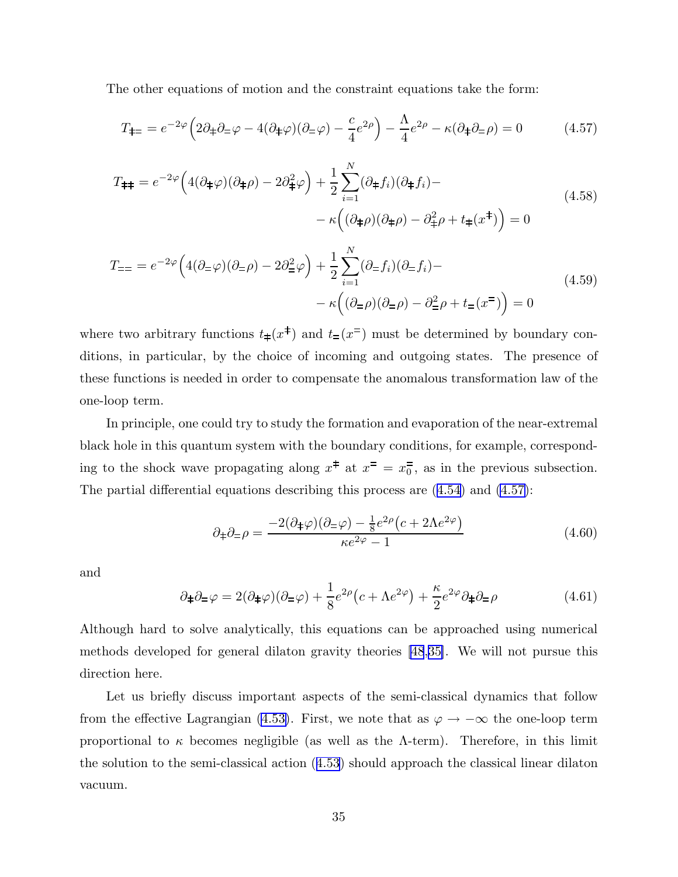The other equations of motion and the constraint equations take the form:

$$T_{\mp=} = e^{-2\varphi}\Big(2\partial_{\mp}\partial_{=}\varphi - 4(\partial_{\mp}\varphi)(\partial_{=}\varphi) - \frac{c}{4}e^{2\rho}\Big) - \frac{\Lambda}{4}e^{2\rho} - \kappa(\partial_{\mp}\partial_{=}\rho) = 0 \tag{4.57}$$

$$\begin{aligned} T_{\mp\mp} = e^{-2\varphi}\Big(4(\partial_{\mp}\varphi)(\partial_{\mp}\rho) - 2\partial_{\mp}^2\varphi\Big) + \frac{1}{2}\sum_{i=1}^{N}(\partial_{\mp}f_i)(\partial_{\mp}f_i) - \\ - \kappa\Big((\partial_{\mp}\rho)(\partial_{\mp}\rho) - \partial_{\mp}^2\rho + t_{\mp}(x^{\mp})\Big) = 0 \end{aligned} \tag{4.58}$$

$$\begin{aligned} T_{==} = e^{-2\varphi}\Big(4(\partial_{=}\varphi)(\partial_{=}\rho) - 2\partial_{=}^2\varphi\Big) + \frac{1}{2}\sum_{i=1}^{N}(\partial_{=}f_i)(\partial_{=}f_i) - \\ - \kappa\Big((\partial_{=}\rho)(\partial_{=}\rho) - \partial_{=}^2\rho + t_{=}(x^{=})\Big) = 0 \end{aligned} \tag{4.59}$$

where two arbitrary functions $t_{\mp}(x^{\mp})$ and $t_{=}(x^{=})$ must be determined by boundary conditions, in particular, by the choice of incoming and outgoing states. The presence of these functions is needed in order to compensate the anomalous transformation law of the one-loop term.

In principle, one could try to study the formation and evaporation of the near-extremal black hole in this quantum system with the boundary conditions, for example, corresponding to the shock wave propagating along $x^{\mp}$ at $x^{=} = x_0^{=}$, as in the previous subsection. The partial differential equations describing this process are (4.54) and (4.57):

$$\partial_{\mp}\partial_{=}\rho = \frac{-2(\partial_{\mp}\varphi)(\partial_{=}\varphi) - \frac{1}{8}e^{2\rho}\big(c + 2\Lambda e^{2\varphi}\big)}{\kappa e^{2\varphi} - 1} \tag{4.60}$$

and

$$\partial_{\mp}\partial_{=}\varphi = 2(\partial_{\mp}\varphi)(\partial_{=}\varphi) + \frac{1}{8}e^{2\rho}\big(c + \Lambda e^{2\varphi}\big) + \frac{\kappa}{2}e^{2\varphi}\partial_{\mp}\partial_{=}\rho \tag{4.61}$$

Although hard to solve analytically, this equations can be approached using numerical methods developed for general dilaton gravity theories [48,35]. We will not pursue this direction here.

Let us briefly discuss important aspects of the semi-classical dynamics that follow from the effective Lagrangian (4.53). First, we note that as $\varphi \to -\infty$ the one-loop term proportional to $\kappa$ becomes negligible (as well as the $\Lambda$-term). Therefore, in this limit the solution to the semi-classical action (4.53) should approach the classical linear dilaton vacuum.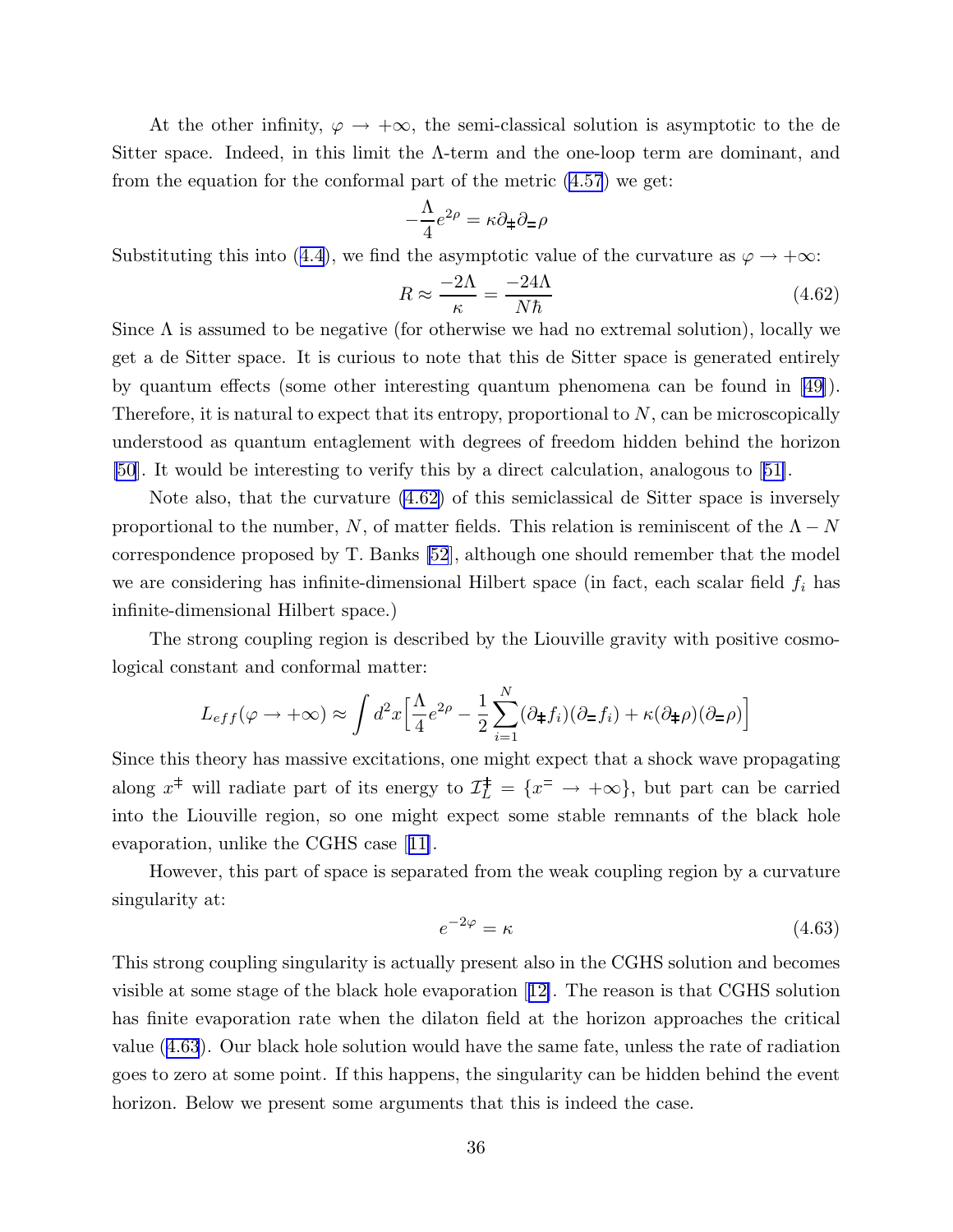At the other infinity, $\varphi \to +\infty$, the semi-classical solution is asymptotic to the de Sitter space. Indeed, in this limit the $\Lambda$-term and the one-loop term are dominant, and from the equation for the conformal part of the metric (4.57) we get:

$$-\frac{\Lambda}{4} e^{2\rho} = \kappa \partial_{\mp} \partial_{=} \rho$$

Substituting this into (4.4), we find the asymptotic value of the curvature as $\varphi \to +\infty$:

$$R \approx \frac{-2\Lambda}{\kappa} = \frac{-24\Lambda}{N\hbar} \tag{4.62}$$

Since $\Lambda$ is assumed to be negative (for otherwise we had no extremal solution), locally we get a de Sitter space. It is curious to note that this de Sitter space is generated entirely by quantum effects (some other interesting quantum phenomena can be found in [49]). Therefore, it is natural to expect that its entropy, proportional to $N$, can be microscopically understood as quantum entaglement with degrees of freedom hidden behind the horizon [50]. It would be interesting to verify this by a direct calculation, analogous to [51].

Note also, that the curvature (4.62) of this semiclassical de Sitter space is inversely proportional to the number, $N$, of matter fields. This relation is reminiscent of the $\Lambda - N$ correspondence proposed by T. Banks [52], although one should remember that the model we are considering has infinite-dimensional Hilbert space (in fact, each scalar field $f_i$ has infinite-dimensional Hilbert space.)

The strong coupling region is described by the Liouville gravity with positive cosmological constant and conformal matter:

$$L_{eff}(\varphi \to +\infty) \approx \int d^2x \Big[ \frac{\Lambda}{4} e^{2\rho} - \frac{1}{2} \sum_{i=1}^{N} (\partial_{\mp} f_i)(\partial_{=} f_i) + \kappa (\partial_{\mp} \rho)(\partial_{=} \rho) \Big]$$

Since this theory has massive excitations, one might expect that a shock wave propagating along $x^{\mp}$ will radiate part of its energy to $\mathcal{I}_L^{\mp} = \{x^{=} \to +\infty\}$, but part can be carried into the Liouville region, so one might expect some stable remnants of the black hole evaporation, unlike the CGHS case [11].

However, this part of space is separated from the weak coupling region by a curvature singularity at:

$$e^{-2\varphi} = \kappa \tag{4.63}$$

This strong coupling singularity is actually present also in the CGHS solution and becomes visible at some stage of the black hole evaporation [12]. The reason is that CGHS solution has finite evaporation rate when the dilaton field at the horizon approaches the critical value (4.63). Our black hole solution would have the same fate, unless the rate of radiation goes to zero at some point. If this happens, the singularity can be hidden behind the event horizon. Below we present some arguments that this is indeed the case.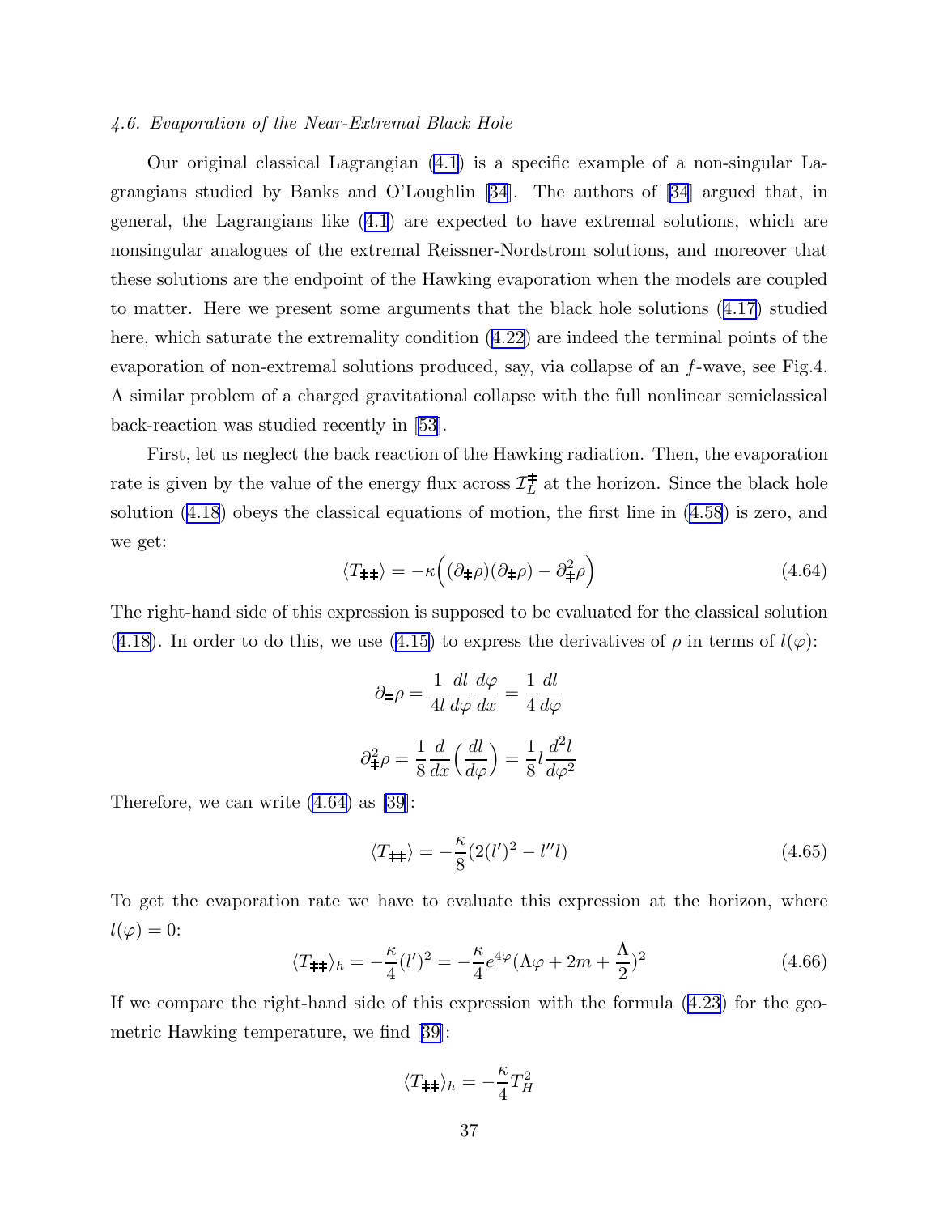*4.6. Evaporation of the Near-Extremal Black Hole*

Our original classical Lagrangian (4.1) is a specific example of a non-singular Lagrangians studied by Banks and O'Loughlin [34]. The authors of [34] argued that, in general, the Lagrangians like (4.1) are expected to have extremal solutions, which are nonsingular analogues of the extremal Reissner-Nordstrom solutions, and moreover that these solutions are the endpoint of the Hawking evaporation when the models are coupled to matter. Here we present some arguments that the black hole solutions (4.17) studied here, which saturate the extremality condition (4.22) are indeed the terminal points of the evaporation of non-extremal solutions produced, say, via collapse of an $f$-wave, see Fig.4. A similar problem of a charged gravitational collapse with the full nonlinear semiclassical back-reaction was studied recently in [53].

First, let us neglect the back reaction of the Hawking radiation. Then, the evaporation rate is given by the value of the energy flux across $\mathcal{I}_L^{\mp}$ at the horizon. Since the black hole solution (4.18) obeys the classical equations of motion, the first line in (4.58) is zero, and we get:

$$\langle T_{\mp\mp}\rangle = -\kappa\Big((\partial_{\mp}\rho)(\partial_{\mp}\rho) - \partial^2_{\mp}\rho\Big) \tag{4.64}$$

The right-hand side of this expression is supposed to be evaluated for the classical solution (4.18). In order to do this, we use (4.15) to express the derivatives of $\rho$ in terms of $l(\varphi)$:

$$\partial_{\mp}\rho = \frac{1}{4l}\frac{dl}{d\varphi}\frac{d\varphi}{dx} = \frac{1}{4}\frac{dl}{d\varphi}$$

$$\partial^2_{\mp}\rho = \frac{1}{8}\frac{d}{dx}\Big(\frac{dl}{d\varphi}\Big) = \frac{1}{8}l\frac{d^2l}{d\varphi^2}$$

Therefore, we can write (4.64) as [39]:

$$\langle T_{\mp\mp}\rangle = -\frac{\kappa}{8}(2(l')^2 - l''l) \tag{4.65}$$

To get the evaporation rate we have to evaluate this expression at the horizon, where $l(\varphi) = 0$:

$$\langle T_{\mp\mp}\rangle_h = -\frac{\kappa}{4}(l')^2 = -\frac{\kappa}{4}e^{4\varphi}(\Lambda\varphi + 2m + \frac{\Lambda}{2})^2 \tag{4.66}$$

If we compare the right-hand side of this expression with the formula (4.23) for the geometric Hawking temperature, we find [39]:

$$\langle T_{\mp\mp}\rangle_h = -\frac{\kappa}{4}T_H^2$$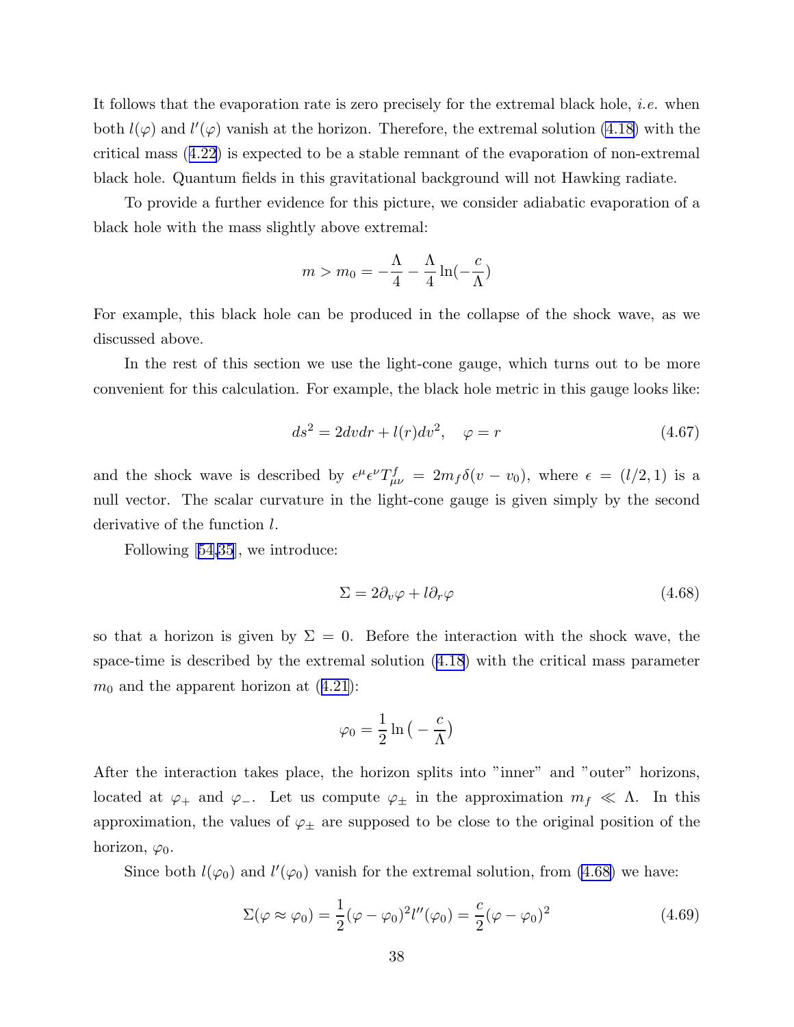It follows that the evaporation rate is zero precisely for the extremal black hole, *i.e.* when both $l(\varphi)$ and $l'(\varphi)$ vanish at the horizon. Therefore, the extremal solution (4.18) with the critical mass (4.22) is expected to be a stable remnant of the evaporation of non-extremal black hole. Quantum fields in this gravitational background will not Hawking radiate.

To provide a further evidence for this picture, we consider adiabatic evaporation of a black hole with the mass slightly above extremal:

$$m > m_0 = -\frac{\Lambda}{4} - \frac{\Lambda}{4}\ln(-\frac{c}{\Lambda})$$

For example, this black hole can be produced in the collapse of the shock wave, as we discussed above.

In the rest of this section we use the light-cone gauge, which turns out to be more convenient for this calculation. For example, the black hole metric in this gauge looks like:

$$ds^2 = 2dvdr + l(r)dv^2, \quad \varphi = r \tag{4.67}$$

and the shock wave is described by $\epsilon^\mu \epsilon^\nu T^f_{\mu\nu} = 2m_f \delta(v - v_0)$, where $\epsilon = (l/2, 1)$ is a null vector. The scalar curvature in the light-cone gauge is given simply by the second derivative of the function $l$.

Following [54,35], we introduce:

$$\Sigma = 2\partial_v \varphi + l\partial_r \varphi \tag{4.68}$$

so that a horizon is given by $\Sigma = 0$. Before the interaction with the shock wave, the space-time is described by the extremal solution (4.18) with the critical mass parameter $m_0$ and the apparent horizon at (4.21):

$$\varphi_0 = \frac{1}{2}\ln\big(-\frac{c}{\Lambda}\big)$$

After the interaction takes place, the horizon splits into "inner" and "outer" horizons, located at $\varphi_+$ and $\varphi_-$. Let us compute $\varphi_\pm$ in the approximation $m_f \ll \Lambda$. In this approximation, the values of $\varphi_\pm$ are supposed to be close to the original position of the horizon, $\varphi_0$.

Since both $l(\varphi_0)$ and $l'(\varphi_0)$ vanish for the extremal solution, from (4.68) we have:

$$\Sigma(\varphi \approx \varphi_0) = \frac{1}{2}(\varphi - \varphi_0)^2 l''(\varphi_0) = \frac{c}{2}(\varphi - \varphi_0)^2 \tag{4.69}$$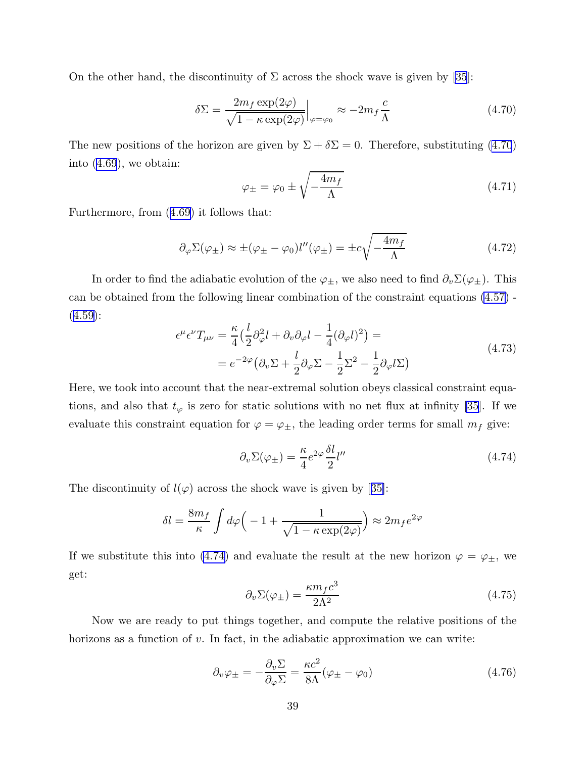On the other hand, the discontinuity of $\Sigma$ across the shock wave is given by [35]:

$$\delta\Sigma = \frac{2m_f \exp(2\varphi)}{\sqrt{1-\kappa\exp(2\varphi)}}\Big|_{\varphi=\varphi_0} \approx -2m_f \frac{c}{\Lambda} \tag{4.70}$$

The new positions of the horizon are given by $\Sigma + \delta\Sigma = 0$. Therefore, substituting (4.70) into (4.69), we obtain:

$$\varphi_\pm = \varphi_0 \pm \sqrt{-\frac{4m_f}{\Lambda}} \tag{4.71}$$

Furthermore, from (4.69) it follows that:

$$\partial_\varphi \Sigma(\varphi_\pm) \approx \pm(\varphi_\pm - \varphi_0) l''(\varphi_\pm) = \pm c\sqrt{-\frac{4m_f}{\Lambda}} \tag{4.72}$$

In order to find the adiabatic evolution of the $\varphi_\pm$, we also need to find $\partial_v \Sigma(\varphi_\pm)$. This can be obtained from the following linear combination of the constraint equations (4.57) - (4.59):

$$\begin{aligned}\epsilon^\mu \epsilon^\nu T_{\mu\nu} &= \frac{\kappa}{4}\big(\frac{l}{2}\partial_\varphi^2 l + \partial_v \partial_\varphi l - \frac{1}{4}(\partial_\varphi l)^2\big) = \\ &= e^{-2\varphi}\big(\partial_v \Sigma + \frac{l}{2}\partial_\varphi \Sigma - \frac{1}{2}\Sigma^2 - \frac{1}{2}\partial_\varphi l \Sigma\big)\end{aligned} \tag{4.73}$$

Here, we took into account that the near-extremal solution obeys classical constraint equations, and also that $t_\varphi$ is zero for static solutions with no net flux at infinity [35]. If we evaluate this constraint equation for $\varphi = \varphi_\pm$, the leading order terms for small $m_f$ give:

$$\partial_v \Sigma(\varphi_\pm) = \frac{\kappa}{4} e^{2\varphi} \frac{\delta l}{2} l'' \tag{4.74}$$

The discontinuity of $l(\varphi)$ across the shock wave is given by [35]:

$$\delta l = \frac{8m_f}{\kappa} \int d\varphi \Big( -1 + \frac{1}{\sqrt{1-\kappa\exp(2\varphi)}}\Big) \approx 2m_f e^{2\varphi}$$

If we substitute this into (4.74) and evaluate the result at the new horizon $\varphi = \varphi_\pm$, we get:

$$\partial_v \Sigma(\varphi_\pm) = \frac{\kappa m_f c^3}{2\Lambda^2} \tag{4.75}$$

Now we are ready to put things together, and compute the relative positions of the horizons as a function of $v$. In fact, in the adiabatic approximation we can write:

$$\partial_v \varphi_\pm = -\frac{\partial_v \Sigma}{\partial_\varphi \Sigma} = \frac{\kappa c^2}{8\Lambda}(\varphi_\pm - \varphi_0) \tag{4.76}$$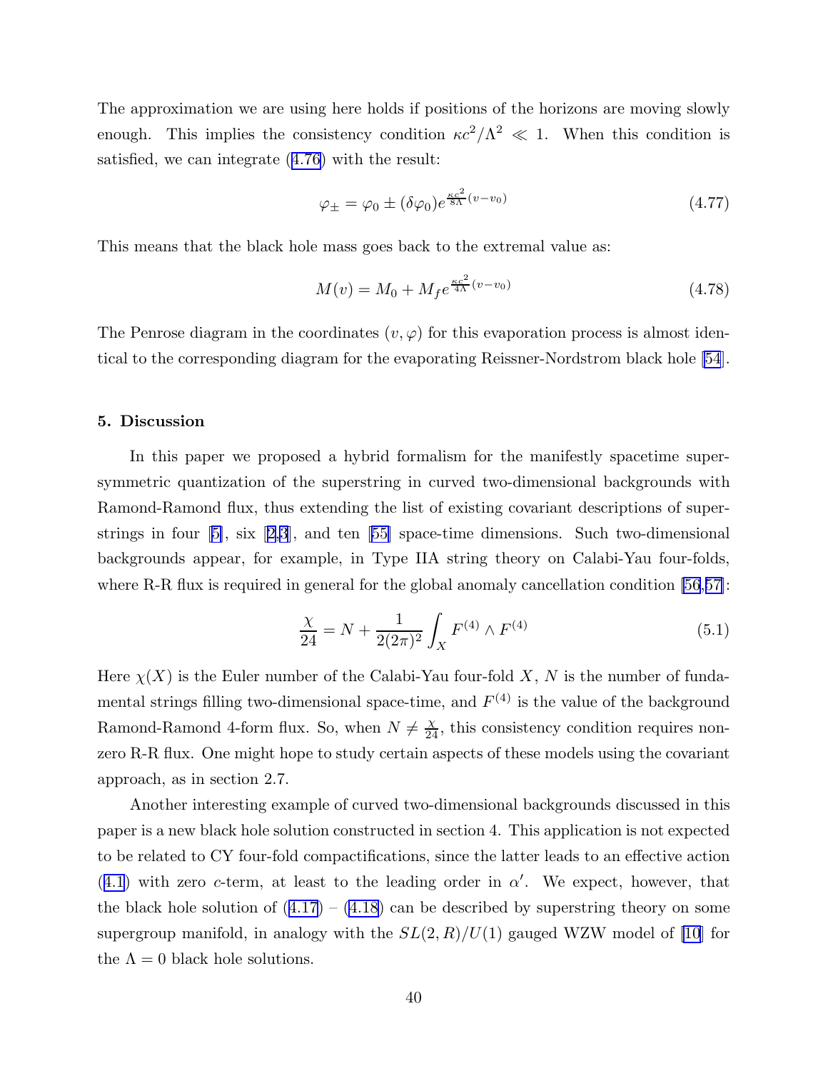The approximation we are using here holds if positions of the horizons are moving slowly enough. This implies the consistency condition $\kappa c^2/\Lambda^2 \ll 1$. When this condition is satisfied, we can integrate (4.76) with the result:

$$\varphi_{\pm} = \varphi_0 \pm (\delta\varphi_0) e^{\frac{\kappa c^2}{8\Lambda}(v-v_0)} \tag{4.77}$$

This means that the black hole mass goes back to the extremal value as:

$$M(v) = M_0 + M_f e^{\frac{\kappa c^2}{4\Lambda}(v-v_0)} \tag{4.78}$$

The Penrose diagram in the coordinates $(v, \varphi)$ for this evaporation process is almost identical to the corresponding diagram for the evaporating Reissner-Nordstrom black hole [54].

## 5. Discussion

In this paper we proposed a hybrid formalism for the manifestly spacetime supersymmetric quantization of the superstring in curved two-dimensional backgrounds with Ramond-Ramond flux, thus extending the list of existing covariant descriptions of superstrings in four [5], six [2,3], and ten [55] space-time dimensions. Such two-dimensional backgrounds appear, for example, in Type IIA string theory on Calabi-Yau four-folds, where R-R flux is required in general for the global anomaly cancellation condition [56,57]:

$$\frac{\chi}{24} = N + \frac{1}{2(2\pi)^2} \int_X F^{(4)} \wedge F^{(4)} \tag{5.1}$$

Here $\chi(X)$ is the Euler number of the Calabi-Yau four-fold $X$, $N$ is the number of fundamental strings filling two-dimensional space-time, and $F^{(4)}$ is the value of the background Ramond-Ramond 4-form flux. So, when $N \neq \frac{\chi}{24}$, this consistency condition requires non-zero R-R flux. One might hope to study certain aspects of these models using the covariant approach, as in section 2.7.

Another interesting example of curved two-dimensional backgrounds discussed in this paper is a new black hole solution constructed in section 4. This application is not expected to be related to CY four-fold compactifications, since the latter leads to an effective action (4.1) with zero $c$-term, at least to the leading order in $\alpha'$. We expect, however, that the black hole solution of (4.17) – (4.18) can be described by superstring theory on some supergroup manifold, in analogy with the $SL(2,R)/U(1)$ gauged WZW model of [10] for the $\Lambda = 0$ black hole solutions.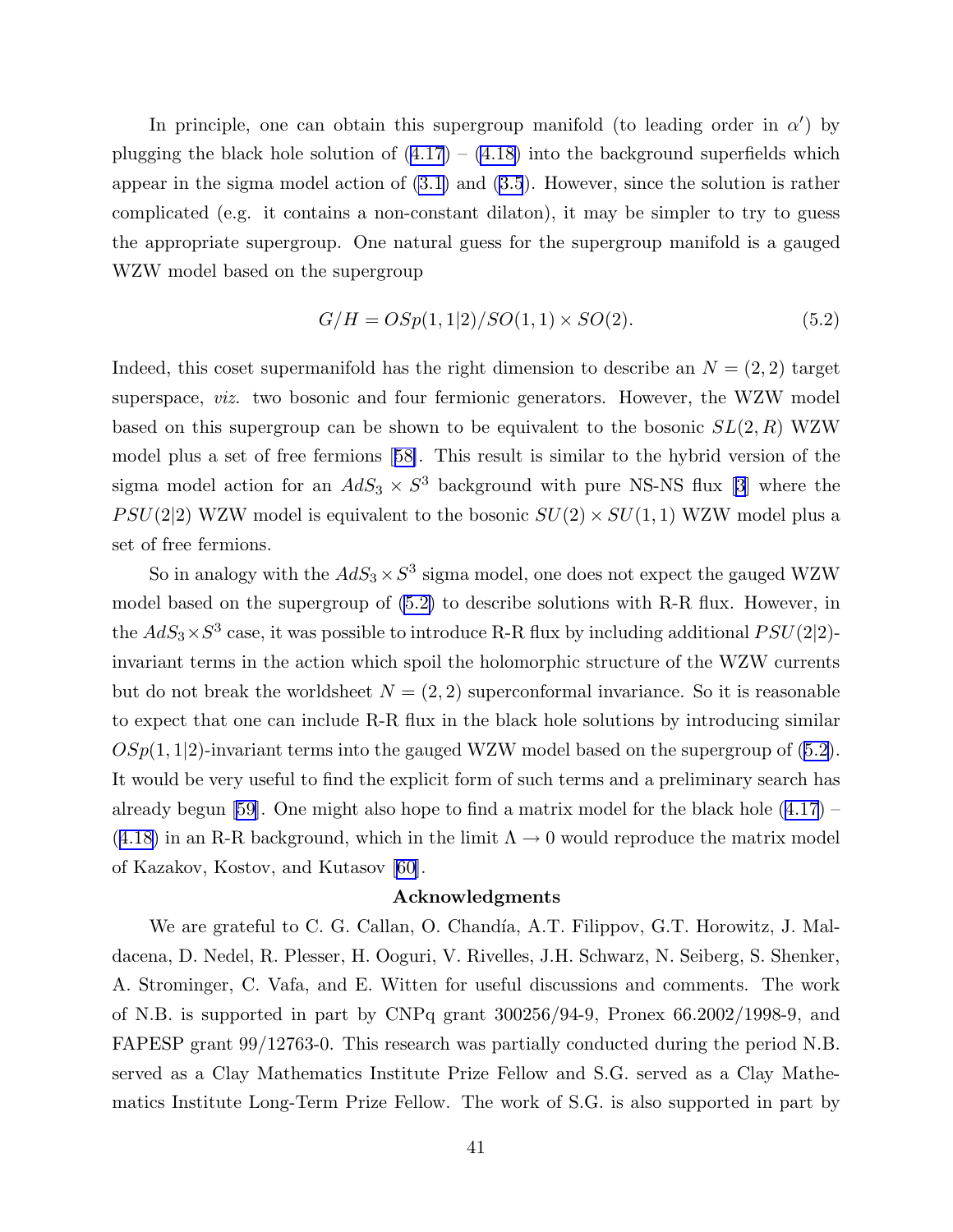In principle, one can obtain this supergroup manifold (to leading order in $\alpha'$) by plugging the black hole solution of (4.17) – (4.18) into the background superfields which appear in the sigma model action of (3.1) and (3.5). However, since the solution is rather complicated (e.g. it contains a non-constant dilaton), it may be simpler to try to guess the appropriate supergroup. One natural guess for the supergroup manifold is a gauged WZW model based on the supergroup

$$G/H = OSp(1,1|2)/SO(1,1) \times SO(2). \tag{5.2}$$

Indeed, this coset supermanifold has the right dimension to describe an $N = (2,2)$ target superspace, *viz.* two bosonic and four fermionic generators. However, the WZW model based on this supergroup can be shown to be equivalent to the bosonic $SL(2,R)$ WZW model plus a set of free fermions [58]. This result is similar to the hybrid version of the sigma model action for an $AdS_3 \times S^3$ background with pure NS-NS flux [3] where the $PSU(2|2)$ WZW model is equivalent to the bosonic $SU(2) \times SU(1,1)$ WZW model plus a set of free fermions.

So in analogy with the $AdS_3 \times S^3$ sigma model, one does not expect the gauged WZW model based on the supergroup of (5.2) to describe solutions with R-R flux. However, in the $AdS_3 \times S^3$ case, it was possible to introduce R-R flux by including additional $PSU(2|2)$-invariant terms in the action which spoil the holomorphic structure of the WZW currents but do not break the worldsheet $N = (2,2)$ superconformal invariance. So it is reasonable to expect that one can include R-R flux in the black hole solutions by introducing similar $OSp(1,1|2)$-invariant terms into the gauged WZW model based on the supergroup of (5.2). It would be very useful to find the explicit form of such terms and a preliminary search has already begun [59]. One might also hope to find a matrix model for the black hole (4.17) – (4.18) in an R-R background, which in the limit $\Lambda \to 0$ would reproduce the matrix model of Kazakov, Kostov, and Kutasov [60].

**Acknowledgments**

We are grateful to C. G. Callan, O. Chandía, A.T. Filippov, G.T. Horowitz, J. Maldacena, D. Nedel, R. Plesser, H. Ooguri, V. Rivelles, J.H. Schwarz, N. Seiberg, S. Shenker, A. Strominger, C. Vafa, and E. Witten for useful discussions and comments. The work of N.B. is supported in part by CNPq grant 300256/94-9, Pronex 66.2002/1998-9, and FAPESP grant 99/12763-0. This research was partially conducted during the period N.B. served as a Clay Mathematics Institute Prize Fellow and S.G. served as a Clay Mathematics Institute Long-Term Prize Fellow. The work of S.G. is also supported in part by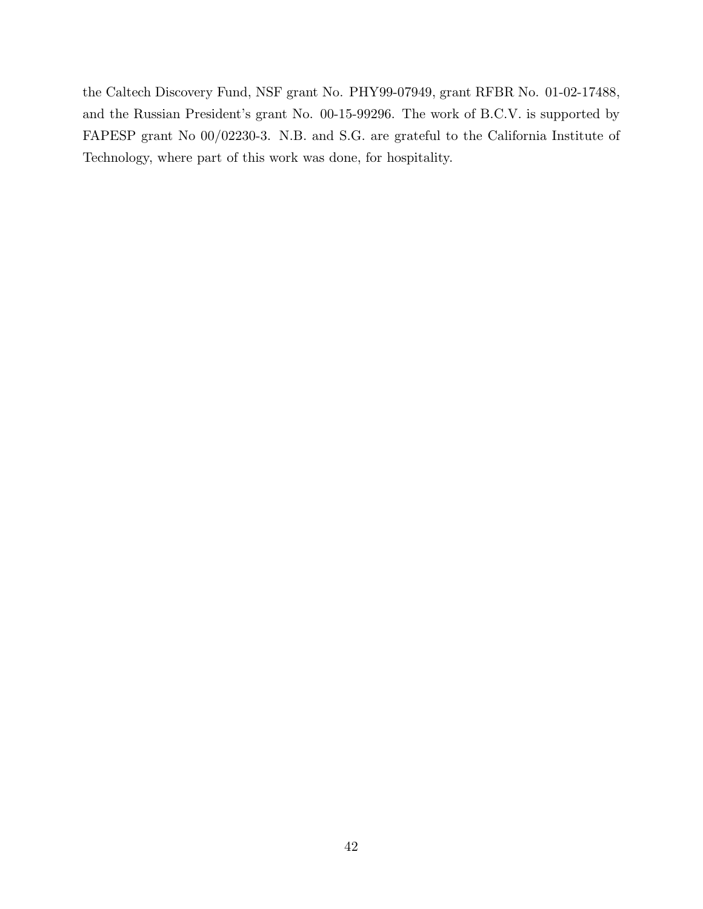the Caltech Discovery Fund, NSF grant No. PHY99-07949, grant RFBR No. 01-02-17488, and the Russian President's grant No. 00-15-99296. The work of B.C.V. is supported by FAPESP grant No 00/02230-3. N.B. and S.G. are grateful to the California Institute of Technology, where part of this work was done, for hospitality.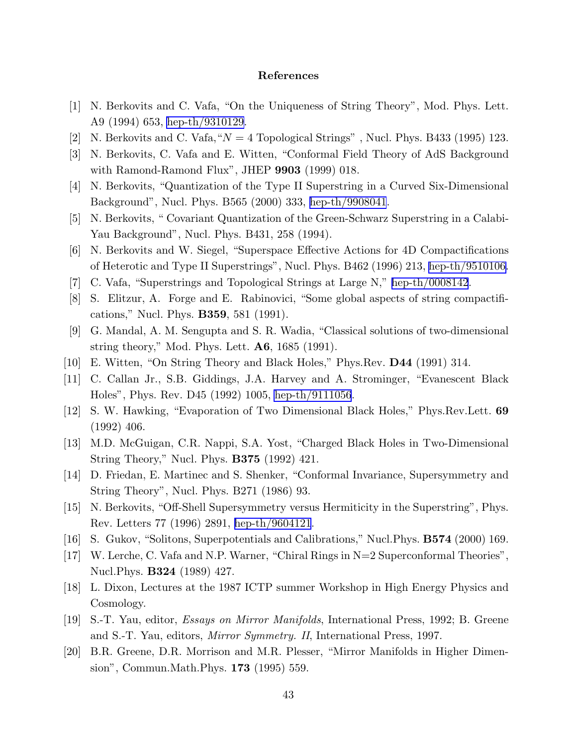## References

[1] N. Berkovits and C. Vafa, “On the Uniqueness of String Theory”, Mod. Phys. Lett. A9 (1994) 653, hep-th/9310129.

[2] N. Berkovits and C. Vafa,“$N = 4$ Topological Strings” , Nucl. Phys. B433 (1995) 123.

[3] N. Berkovits, C. Vafa and E. Witten, “Conformal Field Theory of AdS Background with Ramond-Ramond Flux”, JHEP **9903** (1999) 018.

[4] N. Berkovits, “Quantization of the Type II Superstring in a Curved Six-Dimensional Background”, Nucl. Phys. B565 (2000) 333, hep-th/9908041.

[5] N. Berkovits, “ Covariant Quantization of the Green-Schwarz Superstring in a Calabi-Yau Background”, Nucl. Phys. B431, 258 (1994).

[6] N. Berkovits and W. Siegel, “Superspace Effective Actions for 4D Compactifications of Heterotic and Type II Superstrings”, Nucl. Phys. B462 (1996) 213, hep-th/9510106.

[7] C. Vafa, “Superstrings and Topological Strings at Large N,” hep-th/0008142.

[8] S. Elitzur, A. Forge and E. Rabinovici, “Some global aspects of string compactifications,” Nucl. Phys. **B359**, 581 (1991).

[9] G. Mandal, A. M. Sengupta and S. R. Wadia, “Classical solutions of two-dimensional string theory,” Mod. Phys. Lett. **A6**, 1685 (1991).

[10] E. Witten, “On String Theory and Black Holes,” Phys.Rev. **D44** (1991) 314.

[11] C. Callan Jr., S.B. Giddings, J.A. Harvey and A. Strominger, “Evanescent Black Holes”, Phys. Rev. D45 (1992) 1005, hep-th/9111056.

[12] S. W. Hawking, “Evaporation of Two Dimensional Black Holes,” Phys.Rev.Lett. **69** (1992) 406.

[13] M.D. McGuigan, C.R. Nappi, S.A. Yost, “Charged Black Holes in Two-Dimensional String Theory,” Nucl. Phys. **B375** (1992) 421.

[14] D. Friedan, E. Martinec and S. Shenker, “Conformal Invariance, Supersymmetry and String Theory”, Nucl. Phys. B271 (1986) 93.

[15] N. Berkovits, “Off-Shell Supersymmetry versus Hermiticity in the Superstring”, Phys. Rev. Letters 77 (1996) 2891, hep-th/9604121.

[16] S. Gukov, “Solitons, Superpotentials and Calibrations,” Nucl.Phys. **B574** (2000) 169.

[17] W. Lerche, C. Vafa and N.P. Warner, “Chiral Rings in N=2 Superconformal Theories”, Nucl.Phys. **B324** (1989) 427.

[18] L. Dixon, Lectures at the 1987 ICTP summer Workshop in High Energy Physics and Cosmology.

[19] S.-T. Yau, editor, *Essays on Mirror Manifolds*, International Press, 1992; B. Greene and S.-T. Yau, editors, *Mirror Symmetry. II*, International Press, 1997.

[20] B.R. Greene, D.R. Morrison and M.R. Plesser, “Mirror Manifolds in Higher Dimension”, Commun.Math.Phys. **173** (1995) 559.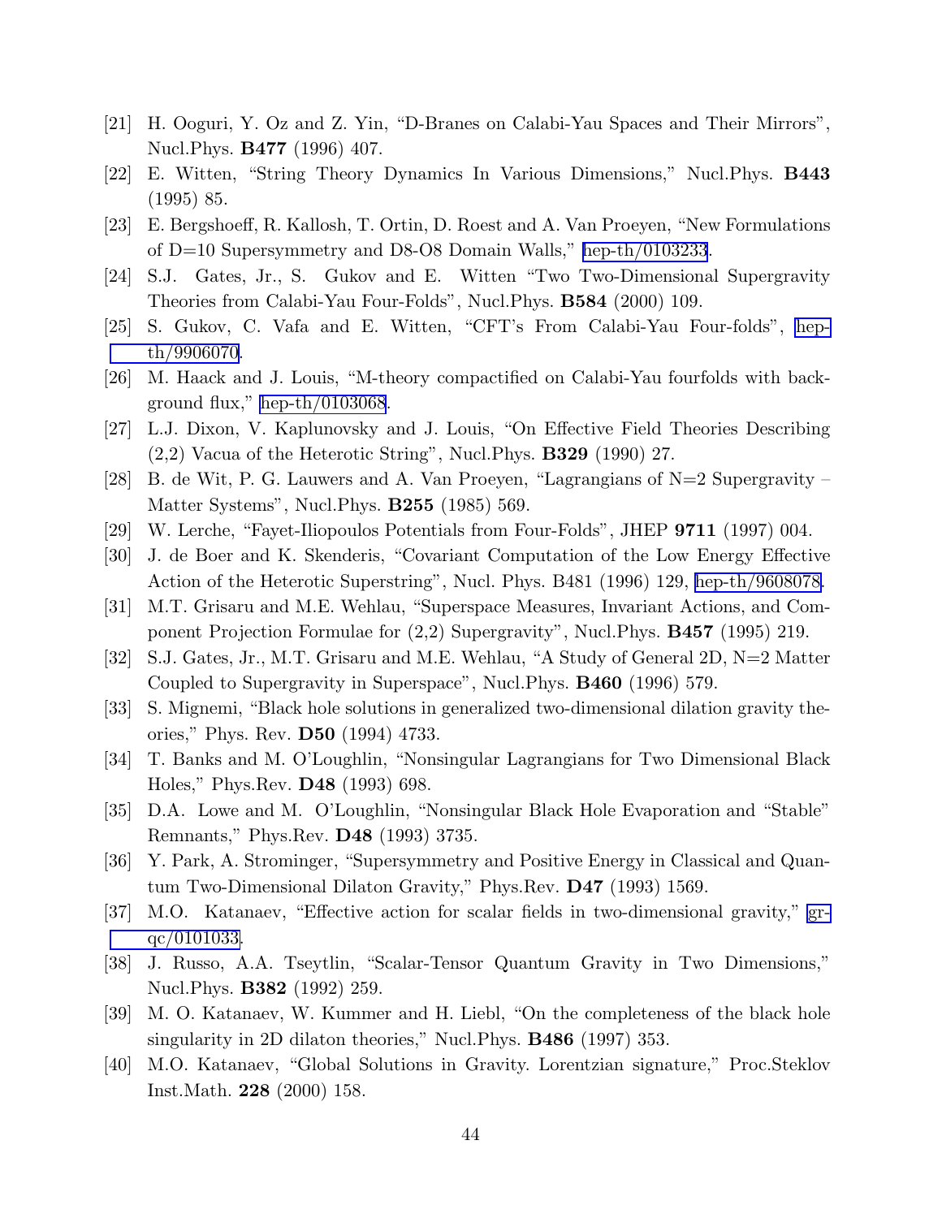[21] H. Ooguri, Y. Oz and Z. Yin, "D-Branes on Calabi-Yau Spaces and Their Mirrors", Nucl.Phys. **B477** (1996) 407.

[22] E. Witten, "String Theory Dynamics In Various Dimensions," Nucl.Phys. **B443** (1995) 85.

[23] E. Bergshoeff, R. Kallosh, T. Ortin, D. Roest and A. Van Proeyen, "New Formulations of D=10 Supersymmetry and D8-O8 Domain Walls," hep-th/0103233.

[24] S.J. Gates, Jr., S. Gukov and E. Witten "Two Two-Dimensional Supergravity Theories from Calabi-Yau Four-Folds", Nucl.Phys. **B584** (2000) 109.

[25] S. Gukov, C. Vafa and E. Witten, "CFT's From Calabi-Yau Four-folds", hep-th/9906070.

[26] M. Haack and J. Louis, "M-theory compactified on Calabi-Yau fourfolds with background flux," hep-th/0103068.

[27] L.J. Dixon, V. Kaplunovsky and J. Louis, "On Effective Field Theories Describing (2,2) Vacua of the Heterotic String", Nucl.Phys. **B329** (1990) 27.

[28] B. de Wit, P. G. Lauwers and A. Van Proeyen, "Lagrangians of N=2 Supergravity – Matter Systems", Nucl.Phys. **B255** (1985) 569.

[29] W. Lerche, "Fayet-Iliopoulos Potentials from Four-Folds", JHEP **9711** (1997) 004.

[30] J. de Boer and K. Skenderis, "Covariant Computation of the Low Energy Effective Action of the Heterotic Superstring", Nucl. Phys. B481 (1996) 129, hep-th/9608078.

[31] M.T. Grisaru and M.E. Wehlau, "Superspace Measures, Invariant Actions, and Component Projection Formulae for (2,2) Supergravity", Nucl.Phys. **B457** (1995) 219.

[32] S.J. Gates, Jr., M.T. Grisaru and M.E. Wehlau, "A Study of General 2D, N=2 Matter Coupled to Supergravity in Superspace", Nucl.Phys. **B460** (1996) 579.

[33] S. Mignemi, "Black hole solutions in generalized two-dimensional dilation gravity theories," Phys. Rev. **D50** (1994) 4733.

[34] T. Banks and M. O'Loughlin, "Nonsingular Lagrangians for Two Dimensional Black Holes," Phys.Rev. **D48** (1993) 698.

[35] D.A. Lowe and M. O'Loughlin, "Nonsingular Black Hole Evaporation and "Stable" Remnants," Phys.Rev. **D48** (1993) 3735.

[36] Y. Park, A. Strominger, "Supersymmetry and Positive Energy in Classical and Quantum Two-Dimensional Dilaton Gravity," Phys.Rev. **D47** (1993) 1569.

[37] M.O. Katanaev, "Effective action for scalar fields in two-dimensional gravity," gr-qc/0101033.

[38] J. Russo, A.A. Tseytlin, "Scalar-Tensor Quantum Gravity in Two Dimensions," Nucl.Phys. **B382** (1992) 259.

[39] M. O. Katanaev, W. Kummer and H. Liebl, "On the completeness of the black hole singularity in 2D dilaton theories," Nucl.Phys. **B486** (1997) 353.

[40] M.O. Katanaev, "Global Solutions in Gravity. Lorentzian signature," Proc.Steklov Inst.Math. **228** (2000) 158.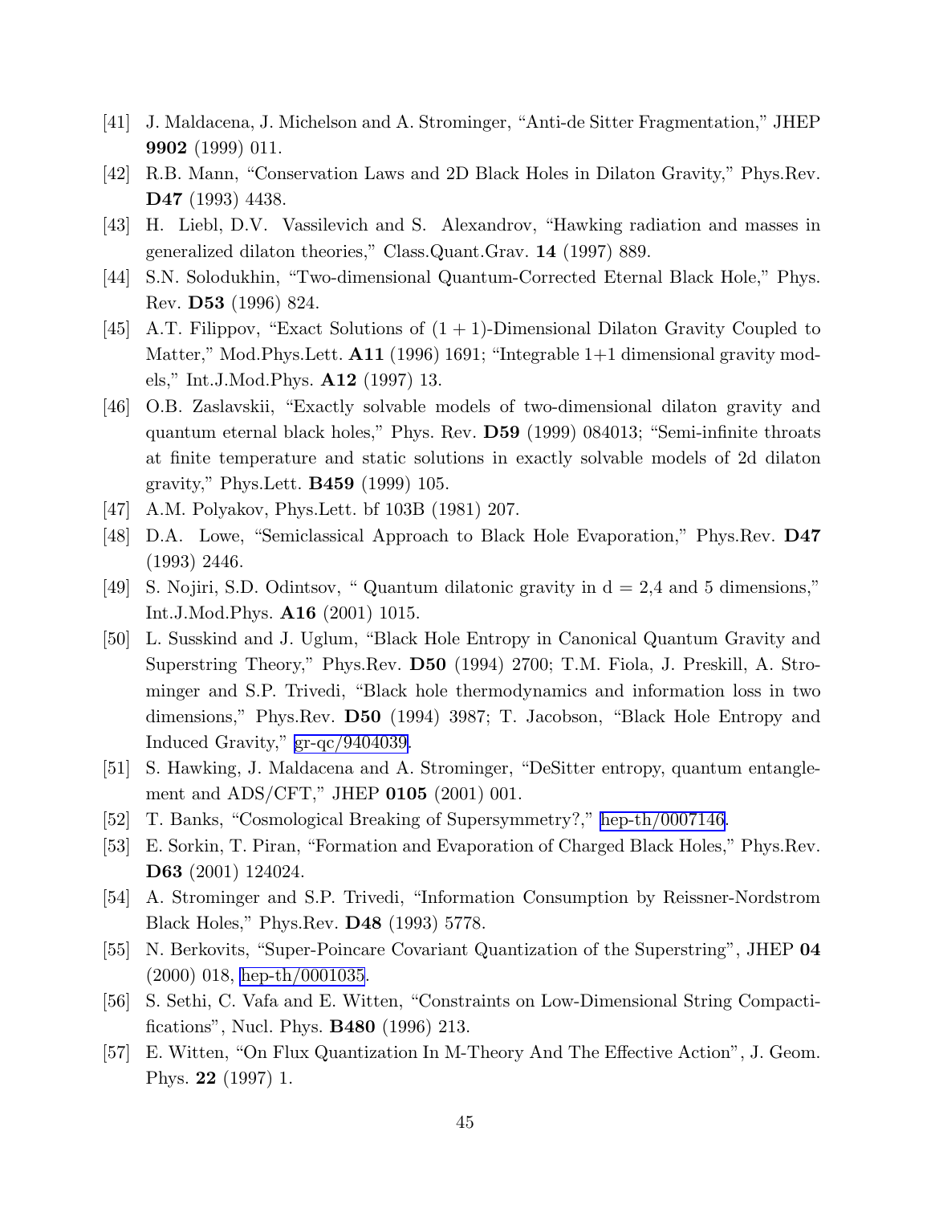[41] J. Maldacena, J. Michelson and A. Strominger, "Anti-de Sitter Fragmentation," JHEP **9902** (1999) 011.

[42] R.B. Mann, "Conservation Laws and 2D Black Holes in Dilaton Gravity," Phys.Rev. **D47** (1993) 4438.

[43] H. Liebl, D.V. Vassilevich and S. Alexandrov, "Hawking radiation and masses in generalized dilaton theories," Class.Quant.Grav. **14** (1997) 889.

[44] S.N. Solodukhin, "Two-dimensional Quantum-Corrected Eternal Black Hole," Phys. Rev. **D53** (1996) 824.

[45] A.T. Filippov, "Exact Solutions of $(1 + 1)$-Dimensional Dilaton Gravity Coupled to Matter," Mod.Phys.Lett. **A11** (1996) 1691; "Integrable 1+1 dimensional gravity models," Int.J.Mod.Phys. **A12** (1997) 13.

[46] O.B. Zaslavskii, "Exactly solvable models of two-dimensional dilaton gravity and quantum eternal black holes," Phys. Rev. **D59** (1999) 084013; "Semi-infinite throats at finite temperature and static solutions in exactly solvable models of 2d dilaton gravity," Phys.Lett. **B459** (1999) 105.

[47] A.M. Polyakov, Phys.Lett. bf 103B (1981) 207.

[48] D.A. Lowe, "Semiclassical Approach to Black Hole Evaporation," Phys.Rev. **D47** (1993) 2446.

[49] S. Nojiri, S.D. Odintsov, " Quantum dilatonic gravity in d = 2,4 and 5 dimensions," Int.J.Mod.Phys. **A16** (2001) 1015.

[50] L. Susskind and J. Uglum, "Black Hole Entropy in Canonical Quantum Gravity and Superstring Theory," Phys.Rev. **D50** (1994) 2700; T.M. Fiola, J. Preskill, A. Strominger and S.P. Trivedi, "Black hole thermodynamics and information loss in two dimensions," Phys.Rev. **D50** (1994) 3987; T. Jacobson, "Black Hole Entropy and Induced Gravity," gr-qc/9404039.

[51] S. Hawking, J. Maldacena and A. Strominger, "DeSitter entropy, quantum entanglement and ADS/CFT," JHEP **0105** (2001) 001.

[52] T. Banks, "Cosmological Breaking of Supersymmetry?," hep-th/0007146.

[53] E. Sorkin, T. Piran, "Formation and Evaporation of Charged Black Holes," Phys.Rev. **D63** (2001) 124024.

[54] A. Strominger and S.P. Trivedi, "Information Consumption by Reissner-Nordstrom Black Holes," Phys.Rev. **D48** (1993) 5778.

[55] N. Berkovits, "Super-Poincare Covariant Quantization of the Superstring", JHEP **04** (2000) 018, hep-th/0001035.

[56] S. Sethi, C. Vafa and E. Witten, "Constraints on Low-Dimensional String Compactifications", Nucl. Phys. **B480** (1996) 213.

[57] E. Witten, "On Flux Quantization In M-Theory And The Effective Action", J. Geom. Phys. **22** (1997) 1.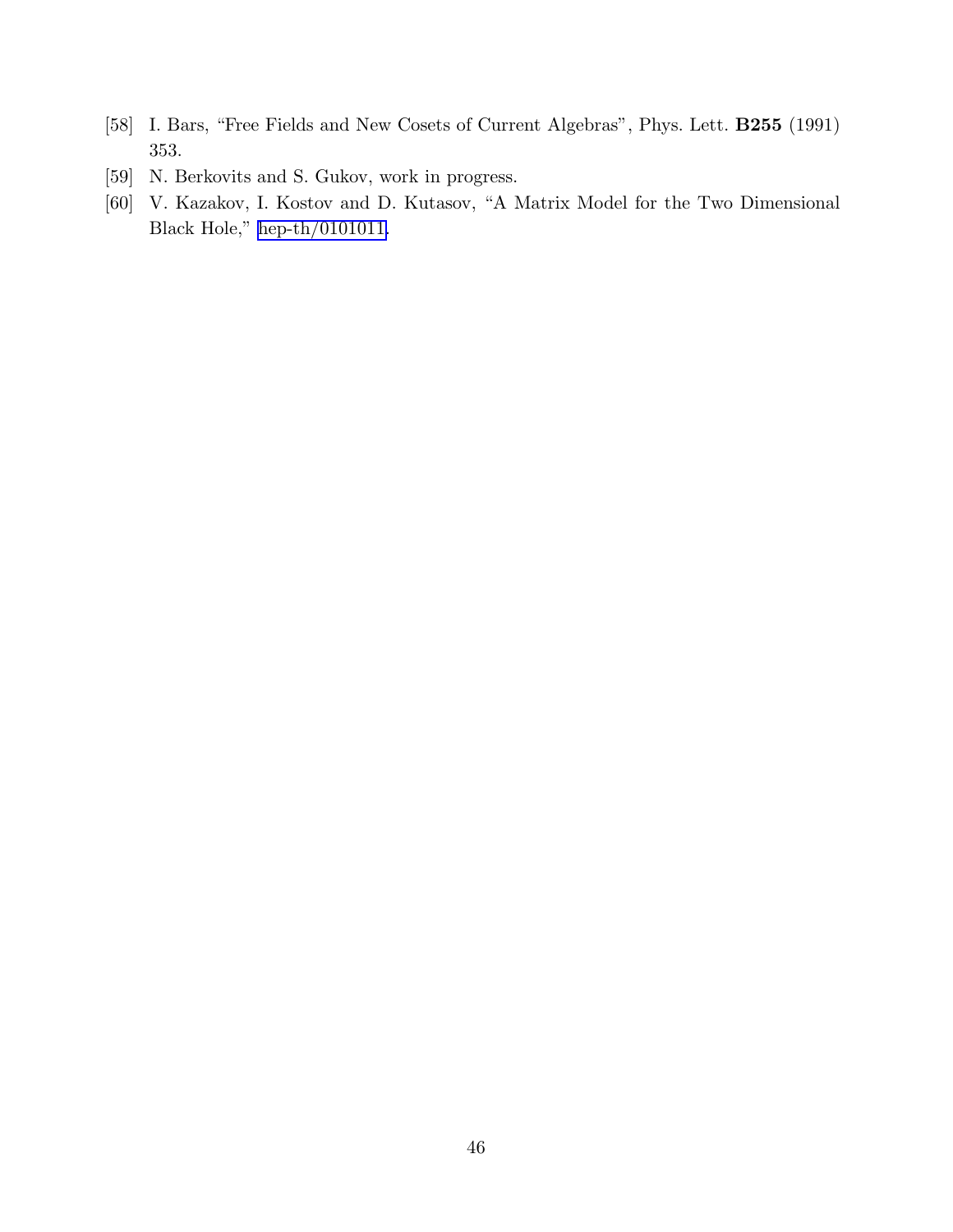[58] I. Bars, "Free Fields and New Cosets of Current Algebras", Phys. Lett. **B255** (1991) 353.

[59] N. Berkovits and S. Gukov, work in progress.

[60] V. Kazakov, I. Kostov and D. Kutasov, "A Matrix Model for the Two Dimensional Black Hole," hep-th/0101011.